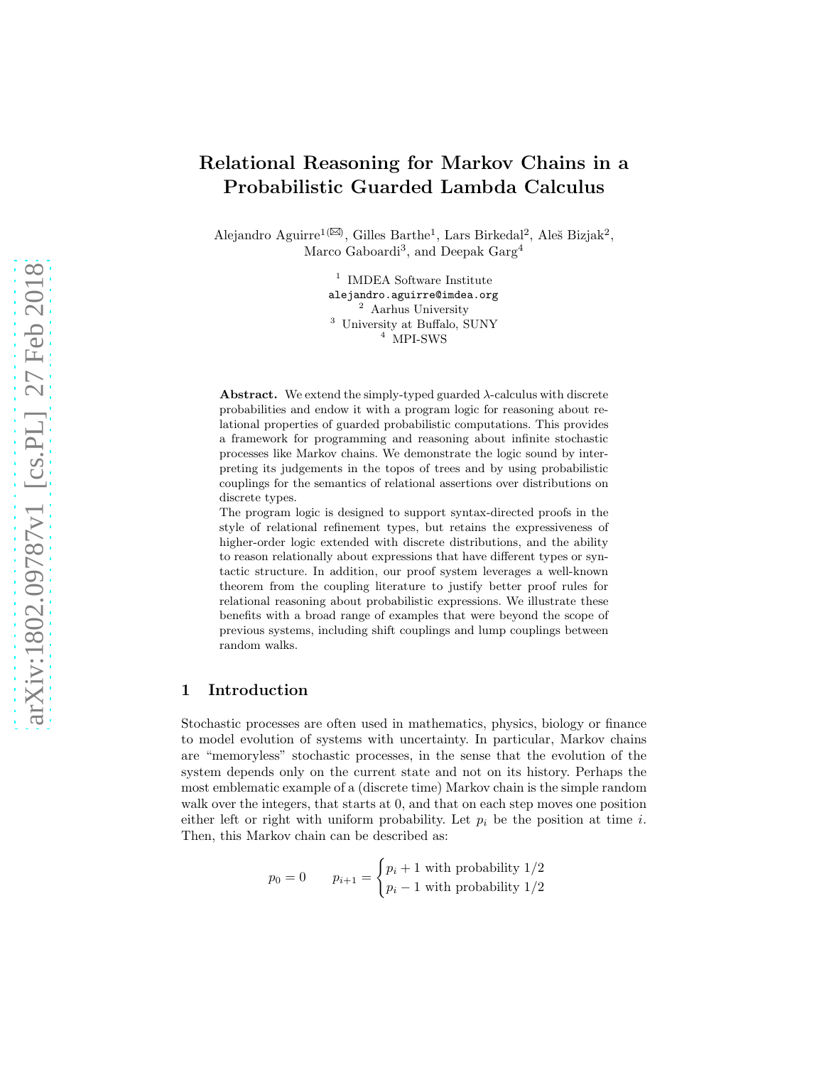# Relational Reasoning for Markov Chains in a Probabilistic Guarded Lambda Calculus

Alejandro Aguirre[1(✉)], Gilles Barthe[1], Lars Birkedal[2], Aleš Bizjak[2], Marco Gaboardi[3], and Deepak Garg[4]

[1] IMDEA Software Institute
alejandro.aguirre@imdea.org
[2] Aarhus University
[3] University at Buffalo, SUNY
[4] MPI-SWS

**Abstract.** We extend the simply-typed guarded $\lambda$-calculus with discrete probabilities and endow it with a program logic for reasoning about relational properties of guarded probabilistic computations. This provides a framework for programming and reasoning about infinite stochastic processes like Markov chains. We demonstrate the logic sound by interpreting its judgements in the topos of trees and by using probabilistic couplings for the semantics of relational assertions over distributions on discrete types.

The program logic is designed to support syntax-directed proofs in the style of relational refinement types, but retains the expressiveness of higher-order logic extended with discrete distributions, and the ability to reason relationally about expressions that have different types or syntactic structure. In addition, our proof system leverages a well-known theorem from the coupling literature to justify better proof rules for relational reasoning about probabilistic expressions. We illustrate these benefits with a broad range of examples that were beyond the scope of previous systems, including shift couplings and lump couplings between random walks.

## 1 Introduction

Stochastic processes are often used in mathematics, physics, biology or finance to model evolution of systems with uncertainty. In particular, Markov chains are "memoryless" stochastic processes, in the sense that the evolution of the system depends only on the current state and not on its history. Perhaps the most emblematic example of a (discrete time) Markov chain is the simple random walk over the integers, that starts at 0, and that on each step moves one position either left or right with uniform probability. Let $p_i$ be the position at time $i$. Then, this Markov chain can be described as:

$$p_0 = 0 \qquad p_{i+1} = \begin{cases} p_i + 1 \text{ with probability } 1/2 \\ p_i - 1 \text{ with probability } 1/2 \end{cases}$$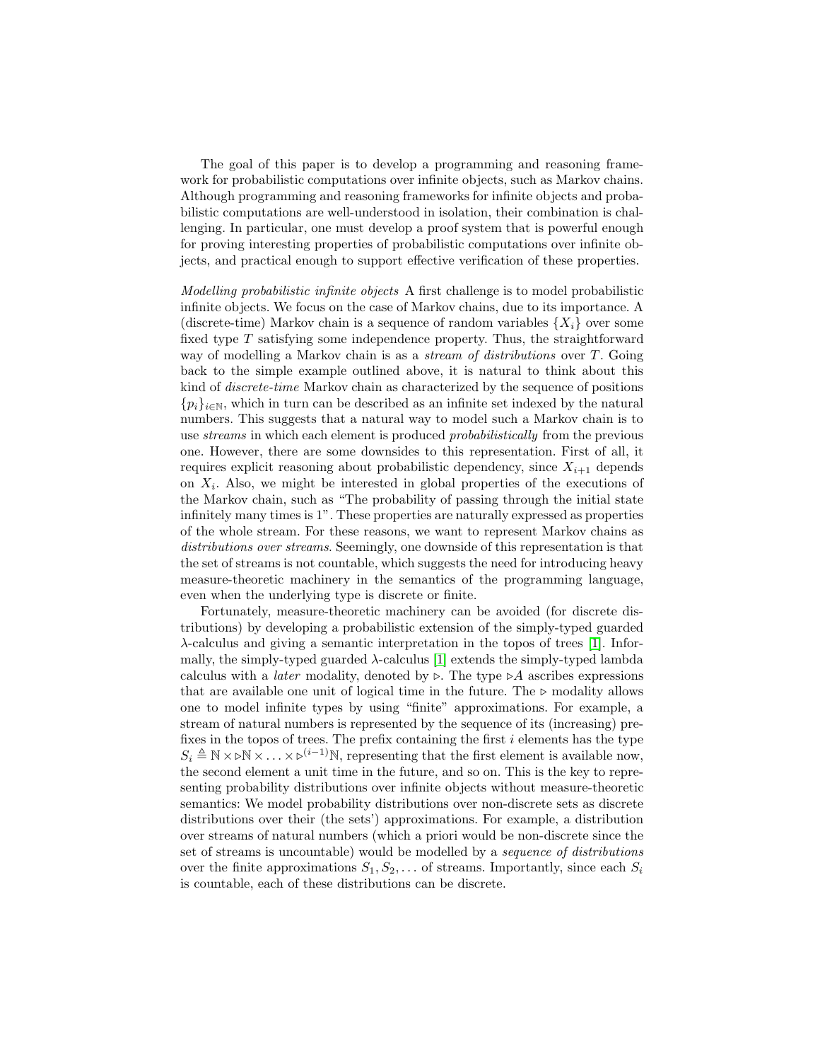The goal of this paper is to develop a programming and reasoning framework for probabilistic computations over infinite objects, such as Markov chains. Although programming and reasoning frameworks for infinite objects and probabilistic computations are well-understood in isolation, their combination is challenging. In particular, one must develop a proof system that is powerful enough for proving interesting properties of probabilistic computations over infinite objects, and practical enough to support effective verification of these properties.

*Modelling probabilistic infinite objects* A first challenge is to model probabilistic infinite objects. We focus on the case of Markov chains, due to its importance. A (discrete-time) Markov chain is a sequence of random variables $\{X_i\}$ over some fixed type $T$ satisfying some independence property. Thus, the straightforward way of modelling a Markov chain is as a *stream of distributions* over $T$. Going back to the simple example outlined above, it is natural to think about this kind of *discrete-time* Markov chain as characterized by the sequence of positions $\{p_i\}_{i \in \mathbb{N}}$, which in turn can be described as an infinite set indexed by the natural numbers. This suggests that a natural way to model such a Markov chain is to use *streams* in which each element is produced *probabilistically* from the previous one. However, there are some downsides to this representation. First of all, it requires explicit reasoning about probabilistic dependency, since $X_{i+1}$ depends on $X_i$. Also, we might be interested in global properties of the executions of the Markov chain, such as "The probability of passing through the initial state infinitely many times is 1". These properties are naturally expressed as properties of the whole stream. For these reasons, we want to represent Markov chains as *distributions over streams*. Seemingly, one downside of this representation is that the set of streams is not countable, which suggests the need for introducing heavy measure-theoretic machinery in the semantics of the programming language, even when the underlying type is discrete or finite.

Fortunately, measure-theoretic machinery can be avoided (for discrete distributions) by developing a probabilistic extension of the simply-typed guarded $\lambda$-calculus and giving a semantic interpretation in the topos of trees [1]. Informally, the simply-typed guarded $\lambda$-calculus [1] extends the simply-typed lambda calculus with a *later* modality, denoted by $\triangleright$. The type $\triangleright A$ ascribes expressions that are available one unit of logical time in the future. The $\triangleright$ modality allows one to model infinite types by using "finite" approximations. For example, a stream of natural numbers is represented by the sequence of its (increasing) prefixes in the topos of trees. The prefix containing the first $i$ elements has the type $S_i \triangleq \mathbb{N} \times \triangleright\mathbb{N} \times \ldots \times \triangleright^{(i-1)}\mathbb{N}$, representing that the first element is available now, the second element a unit time in the future, and so on. This is the key to representing probability distributions over infinite objects without measure-theoretic semantics: We model probability distributions over non-discrete sets as discrete distributions over their (the sets') approximations. For example, a distribution over streams of natural numbers (which a priori would be non-discrete since the set of streams is uncountable) would be modelled by a *sequence of distributions* over the finite approximations $S_1, S_2, \ldots$ of streams. Importantly, since each $S_i$ is countable, each of these distributions can be discrete.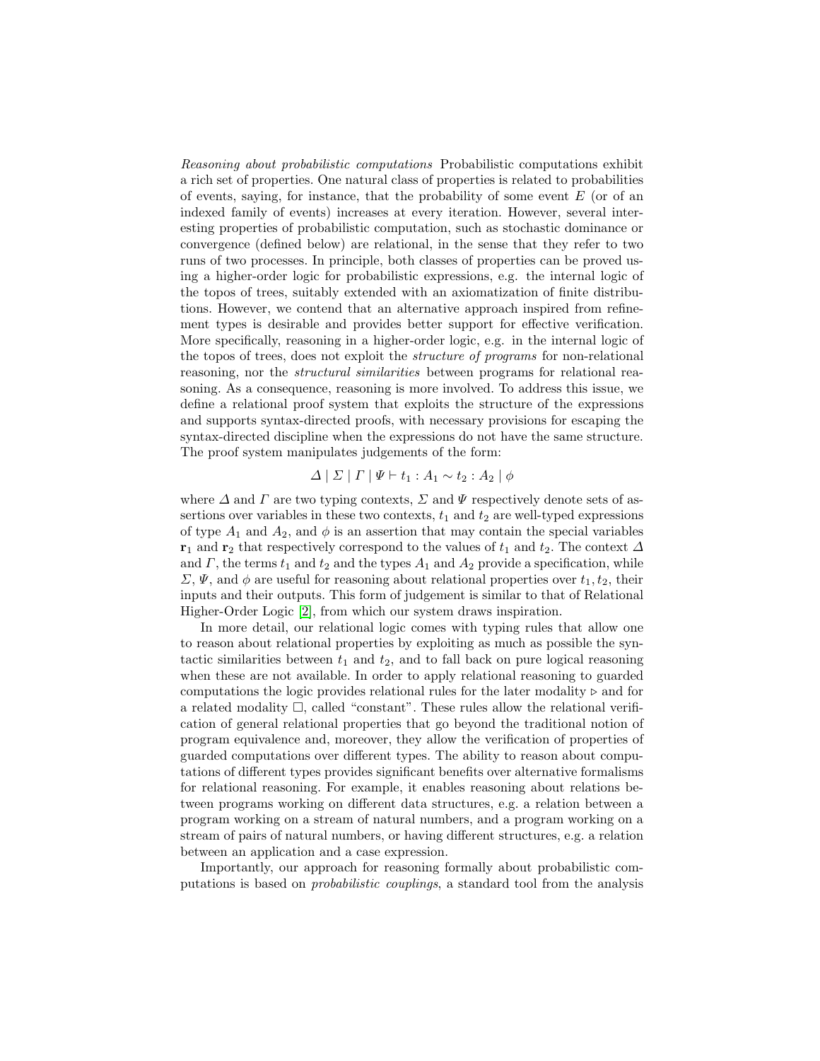*Reasoning about probabilistic computations* Probabilistic computations exhibit a rich set of properties. One natural class of properties is related to probabilities of events, saying, for instance, that the probability of some event $E$ (or of an indexed family of events) increases at every iteration. However, several interesting properties of probabilistic computation, such as stochastic dominance or convergence (defined below) are relational, in the sense that they refer to two runs of two processes. In principle, both classes of properties can be proved using a higher-order logic for probabilistic expressions, e.g. the internal logic of the topos of trees, suitably extended with an axiomatization of finite distributions. However, we contend that an alternative approach inspired from refinement types is desirable and provides better support for effective verification. More specifically, reasoning in a higher-order logic, e.g. in the internal logic of the topos of trees, does not exploit the *structure of programs* for non-relational reasoning, nor the *structural similarities* between programs for relational reasoning. As a consequence, reasoning is more involved. To address this issue, we define a relational proof system that exploits the structure of the expressions and supports syntax-directed proofs, with necessary provisions for escaping the syntax-directed discipline when the expressions do not have the same structure. The proof system manipulates judgements of the form:

$$\Delta \mid \Sigma \mid \Gamma \mid \Psi \vdash t_1 : A_1 \sim t_2 : A_2 \mid \phi$$

where $\Delta$ and $\Gamma$ are two typing contexts, $\Sigma$ and $\Psi$ respectively denote sets of assertions over variables in these two contexts, $t_1$ and $t_2$ are well-typed expressions of type $A_1$ and $A_2$, and $\phi$ is an assertion that may contain the special variables $\mathbf{r}_1$ and $\mathbf{r}_2$ that respectively correspond to the values of $t_1$ and $t_2$. The context $\Delta$ and $\Gamma$, the terms $t_1$ and $t_2$ and the types $A_1$ and $A_2$ provide a specification, while $\Sigma$, $\Psi$, and $\phi$ are useful for reasoning about relational properties over $t_1, t_2$, their inputs and their outputs. This form of judgement is similar to that of Relational Higher-Order Logic [2], from which our system draws inspiration.

In more detail, our relational logic comes with typing rules that allow one to reason about relational properties by exploiting as much as possible the syntactic similarities between $t_1$ and $t_2$, and to fall back on pure logical reasoning when these are not available. In order to apply relational reasoning to guarded computations the logic provides relational rules for the later modality $\triangleright$ and for a related modality $\square$, called "constant". These rules allow the relational verification of general relational properties that go beyond the traditional notion of program equivalence and, moreover, they allow the verification of properties of guarded computations over different types. The ability to reason about computations of different types provides significant benefits over alternative formalisms for relational reasoning. For example, it enables reasoning about relations between programs working on different data structures, e.g. a relation between a program working on a stream of natural numbers, and a program working on a stream of pairs of natural numbers, or having different structures, e.g. a relation between an application and a case expression.

Importantly, our approach for reasoning formally about probabilistic computations is based on *probabilistic couplings*, a standard tool from the analysis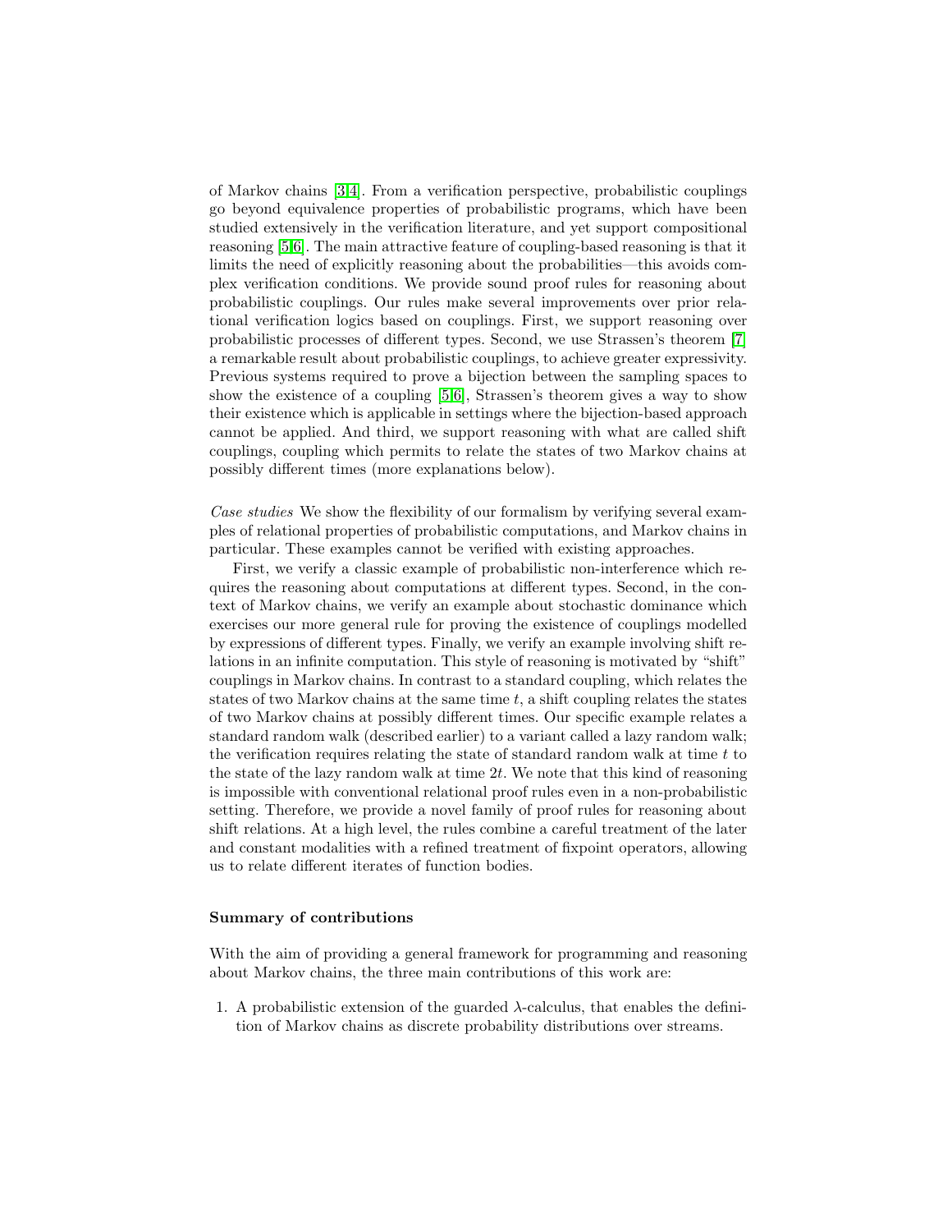of Markov chains [3,4]. From a verification perspective, probabilistic couplings go beyond equivalence properties of probabilistic programs, which have been studied extensively in the verification literature, and yet support compositional reasoning [5,6]. The main attractive feature of coupling-based reasoning is that it limits the need of explicitly reasoning about the probabilities—this avoids complex verification conditions. We provide sound proof rules for reasoning about probabilistic couplings. Our rules make several improvements over prior relational verification logics based on couplings. First, we support reasoning over probabilistic processes of different types. Second, we use Strassen's theorem [7] a remarkable result about probabilistic couplings, to achieve greater expressivity. Previous systems required to prove a bijection between the sampling spaces to show the existence of a coupling [5,6], Strassen's theorem gives a way to show their existence which is applicable in settings where the bijection-based approach cannot be applied. And third, we support reasoning with what are called shift couplings, coupling which permits to relate the states of two Markov chains at possibly different times (more explanations below).

*Case studies* We show the flexibility of our formalism by verifying several examples of relational properties of probabilistic computations, and Markov chains in particular. These examples cannot be verified with existing approaches.

First, we verify a classic example of probabilistic non-interference which requires the reasoning about computations at different types. Second, in the context of Markov chains, we verify an example about stochastic dominance which exercises our more general rule for proving the existence of couplings modelled by expressions of different types. Finally, we verify an example involving shift relations in an infinite computation. This style of reasoning is motivated by "shift" couplings in Markov chains. In contrast to a standard coupling, which relates the states of two Markov chains at the same time $t$, a shift coupling relates the states of two Markov chains at possibly different times. Our specific example relates a standard random walk (described earlier) to a variant called a lazy random walk; the verification requires relating the state of standard random walk at time $t$ to the state of the lazy random walk at time $2t$. We note that this kind of reasoning is impossible with conventional relational proof rules even in a non-probabilistic setting. Therefore, we provide a novel family of proof rules for reasoning about shift relations. At a high level, the rules combine a careful treatment of the later and constant modalities with a refined treatment of fixpoint operators, allowing us to relate different iterates of function bodies.

### Summary of contributions

With the aim of providing a general framework for programming and reasoning about Markov chains, the three main contributions of this work are:

1. A probabilistic extension of the guarded $\lambda$-calculus, that enables the definition of Markov chains as discrete probability distributions over streams.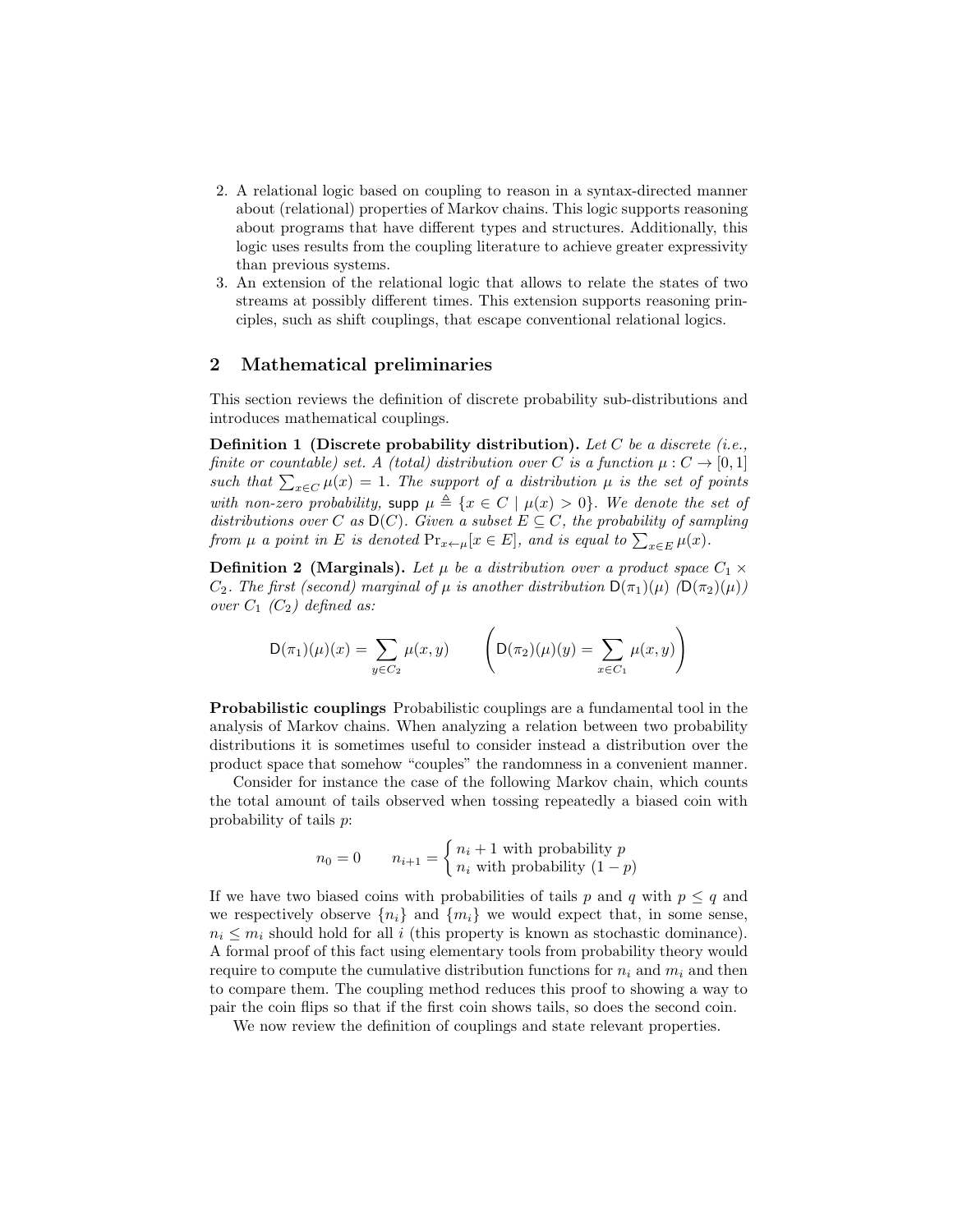2. A relational logic based on coupling to reason in a syntax-directed manner about (relational) properties of Markov chains. This logic supports reasoning about programs that have different types and structures. Additionally, this logic uses results from the coupling literature to achieve greater expressivity than previous systems.
3. An extension of the relational logic that allows to relate the states of two streams at possibly different times. This extension supports reasoning principles, such as shift couplings, that escape conventional relational logics.

## 2 Mathematical preliminaries

This section reviews the definition of discrete probability sub-distributions and introduces mathematical couplings.

**Definition 1 (Discrete probability distribution).** *Let $C$ be a discrete (i.e., finite or countable) set. A (total) distribution over $C$ is a function $\mu : C \to [0, 1]$ such that $\sum_{x \in C} \mu(x) = 1$. The support of a distribution $\mu$ is the set of points with non-zero probability, $\mathsf{supp}\ \mu \triangleq \{x \in C \mid \mu(x) > 0\}$. We denote the set of distributions over $C$ as $\mathsf{D}(C)$. Given a subset $E \subseteq C$, the probability of sampling from $\mu$ a point in $E$ is denoted $\Pr_{x \leftarrow \mu}[x \in E]$, and is equal to $\sum_{x \in E} \mu(x)$.*

**Definition 2 (Marginals).** *Let $\mu$ be a distribution over a product space $C_1 \times C_2$. The first (second) marginal of $\mu$ is another distribution $\mathsf{D}(\pi_1)(\mu)$ ($\mathsf{D}(\pi_2)(\mu)$) over $C_1$ ($C_2$) defined as:*

$$\mathsf{D}(\pi_1)(\mu)(x) = \sum_{y \in C_2} \mu(x, y) \qquad \left( \mathsf{D}(\pi_2)(\mu)(y) = \sum_{x \in C_1} \mu(x, y) \right)$$

**Probabilistic couplings** Probabilistic couplings are a fundamental tool in the analysis of Markov chains. When analyzing a relation between two probability distributions it is sometimes useful to consider instead a distribution over the product space that somehow "couples" the randomness in a convenient manner.

Consider for instance the case of the following Markov chain, which counts the total amount of tails observed when tossing repeatedly a biased coin with probability of tails $p$:

$$n_0 = 0 \qquad n_{i+1} = \begin{cases} n_i + 1 \text{ with probability } p \\ n_i \text{ with probability } (1-p) \end{cases}$$

If we have two biased coins with probabilities of tails $p$ and $q$ with $p \leq q$ and we respectively observe $\{n_i\}$ and $\{m_i\}$ we would expect that, in some sense, $n_i \leq m_i$ should hold for all $i$ (this property is known as stochastic dominance). A formal proof of this fact using elementary tools from probability theory would require to compute the cumulative distribution functions for $n_i$ and $m_i$ and then to compare them. The coupling method reduces this proof to showing a way to pair the coin flips so that if the first coin shows tails, so does the second coin.

We now review the definition of couplings and state relevant properties.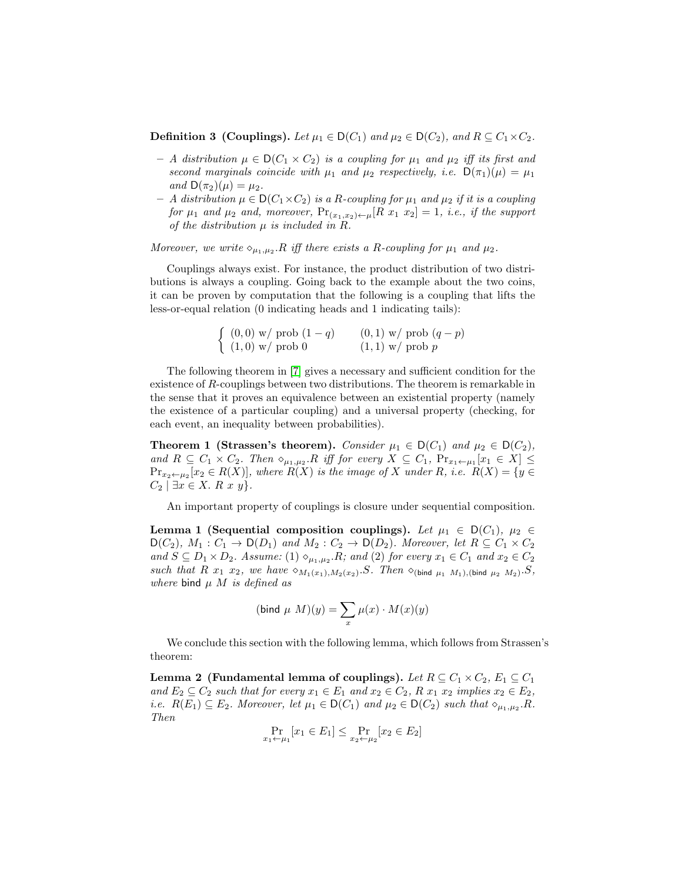**Definition 3 (Couplings).** *Let $\mu_1 \in \mathsf{D}(C_1)$ and $\mu_2 \in \mathsf{D}(C_2)$, and $R \subseteq C_1 \times C_2$.*

- *A distribution $\mu \in \mathsf{D}(C_1 \times C_2)$ is a coupling for $\mu_1$ and $\mu_2$ iff its first and second marginals coincide with $\mu_1$ and $\mu_2$ respectively, i.e. $\mathsf{D}(\pi_1)(\mu) = \mu_1$ and $\mathsf{D}(\pi_2)(\mu) = \mu_2$.*
- *A distribution $\mu \in \mathsf{D}(C_1 \times C_2)$ is a $R$-coupling for $\mu_1$ and $\mu_2$ if it is a coupling for $\mu_1$ and $\mu_2$ and, moreover, $\Pr_{(x_1,x_2)\leftarrow\mu}[R\ x_1\ x_2] = 1$, i.e., if the support of the distribution $\mu$ is included in $R$.*

*Moreover, we write $\diamond_{\mu_1,\mu_2}.R$ iff there exists a $R$-coupling for $\mu_1$ and $\mu_2$.*

Couplings always exist. For instance, the product distribution of two distributions is always a coupling. Going back to the example about the two coins, it can be proven by computation that the following is a coupling that lifts the less-or-equal relation (0 indicating heads and 1 indicating tails):

$$\begin{cases} (0,0) \text{ w/ prob } (1-q) & (0,1) \text{ w/ prob } (q-p) \\ (1,0) \text{ w/ prob } 0 & (1,1) \text{ w/ prob } p \end{cases}$$

The following theorem in [7] gives a necessary and sufficient condition for the existence of $R$-couplings between two distributions. The theorem is remarkable in the sense that it proves an equivalence between an existential property (namely the existence of a particular coupling) and a universal property (checking, for each event, an inequality between probabilities).

**Theorem 1 (Strassen's theorem).** *Consider $\mu_1 \in \mathsf{D}(C_1)$ and $\mu_2 \in \mathsf{D}(C_2)$, and $R \subseteq C_1 \times C_2$. Then $\diamond_{\mu_1,\mu_2}.R$ iff for every $X \subseteq C_1$, $\Pr_{x_1\leftarrow\mu_1}[x_1 \in X] \leq \Pr_{x_2\leftarrow\mu_2}[x_2 \in R(X)]$, where $R(X)$ is the image of $X$ under $R$, i.e. $R(X) = \{y \in C_2 \mid \exists x \in X.\ R\ x\ y\}$.*

An important property of couplings is closure under sequential composition.

**Lemma 1 (Sequential composition couplings).** *Let $\mu_1 \in \mathsf{D}(C_1)$, $\mu_2 \in \mathsf{D}(C_2)$, $M_1 : C_1 \to \mathsf{D}(D_1)$ and $M_2 : C_2 \to \mathsf{D}(D_2)$. Moreover, let $R \subseteq C_1 \times C_2$ and $S \subseteq D_1 \times D_2$. Assume: (1) $\diamond_{\mu_1,\mu_2}.R$; and (2) for every $x_1 \in C_1$ and $x_2 \in C_2$ such that $R\ x_1\ x_2$, we have $\diamond_{M_1(x_1),M_2(x_2)}.S$. Then $\diamond_{(\mathsf{bind}\ \mu_1\ M_1),(\mathsf{bind}\ \mu_2\ M_2)}.S$, where $\mathsf{bind}\ \mu\ M$ is defined as*

$$(\mathsf{bind}\ \mu\ M)(y) = \sum_x \mu(x) \cdot M(x)(y)$$

We conclude this section with the following lemma, which follows from Strassen's theorem:

**Lemma 2 (Fundamental lemma of couplings).** *Let $R \subseteq C_1 \times C_2$, $E_1 \subseteq C_1$ and $E_2 \subseteq C_2$ such that for every $x_1 \in E_1$ and $x_2 \in C_2$, $R\ x_1\ x_2$ implies $x_2 \in E_2$, i.e. $R(E_1) \subseteq E_2$. Moreover, let $\mu_1 \in \mathsf{D}(C_1)$ and $\mu_2 \in \mathsf{D}(C_2)$ such that $\diamond_{\mu_1,\mu_2}.R$. Then*

$$\Pr_{x_1\leftarrow\mu_1}[x_1 \in E_1] \leq \Pr_{x_2\leftarrow\mu_2}[x_2 \in E_2]$$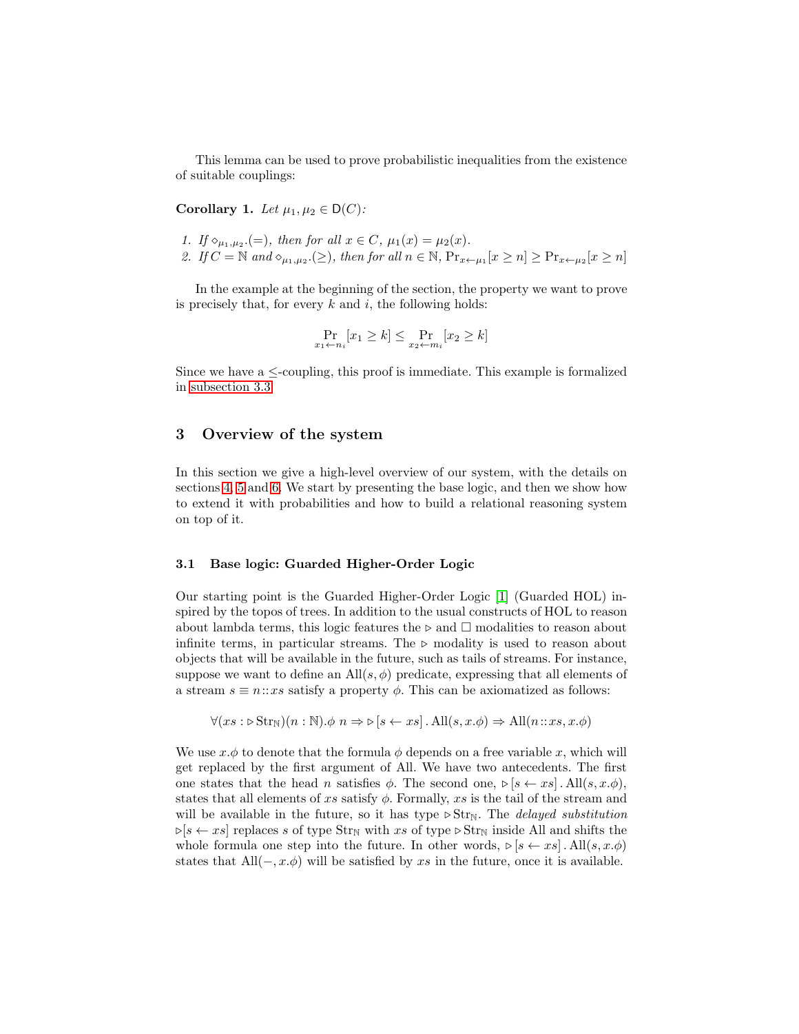This lemma can be used to prove probabilistic inequalities from the existence of suitable couplings:

**Corollary 1.** *Let $\mu_1, \mu_2 \in \mathsf{D}(C)$:*

1. *If $\diamond_{\mu_1,\mu_2}.(=)$, then for all $x \in C$, $\mu_1(x) = \mu_2(x)$.*
2. *If $C = \mathbb{N}$ and $\diamond_{\mu_1,\mu_2}.(\geq)$, then for all $n \in \mathbb{N}$, $\Pr_{x \leftarrow \mu_1}[x \geq n] \geq \Pr_{x \leftarrow \mu_2}[x \geq n]$*

In the example at the beginning of the section, the property we want to prove is precisely that, for every $k$ and $i$, the following holds:

$$\Pr_{x_1 \leftarrow n_i}[x_1 \geq k] \leq \Pr_{x_2 \leftarrow m_i}[x_2 \geq k]$$

Since we have a $\leq$-coupling, this proof is immediate. This example is formalized in subsection 3.3.

## 3 Overview of the system

In this section we give a high-level overview of our system, with the details on sections 4, 5 and 6. We start by presenting the base logic, and then we show how to extend it with probabilities and how to build a relational reasoning system on top of it.

### 3.1 Base logic: Guarded Higher-Order Logic

Our starting point is the Guarded Higher-Order Logic [1] (Guarded HOL) inspired by the topos of trees. In addition to the usual constructs of HOL to reason about lambda terms, this logic features the $\triangleright$ and $\square$ modalities to reason about infinite terms, in particular streams. The $\triangleright$ modality is used to reason about objects that will be available in the future, such as tails of streams. For instance, suppose we want to define an $\mathrm{All}(s, \phi)$ predicate, expressing that all elements of a stream $s \equiv n :: xs$ satisfy a property $\phi$. This can be axiomatized as follows:

$$\forall (xs : \triangleright \mathrm{Str}_{\mathbb{N}})(n : \mathbb{N}).\phi\ n \Rightarrow \triangleright [s \leftarrow xs] \,.\, \mathrm{All}(s, x.\phi) \Rightarrow \mathrm{All}(n :: xs, x.\phi)$$

We use $x.\phi$ to denote that the formula $\phi$ depends on a free variable $x$, which will get replaced by the first argument of All. We have two antecedents. The first one states that the head $n$ satisfies $\phi$. The second one, $\triangleright [s \leftarrow xs] \,.\, \mathrm{All}(s, x.\phi)$, states that all elements of $xs$ satisfy $\phi$. Formally, $xs$ is the tail of the stream and will be available in the future, so it has type $\triangleright \mathrm{Str}_{\mathbb{N}}$. The *delayed substitution* $\triangleright [s \leftarrow xs]$ replaces $s$ of type $\mathrm{Str}_{\mathbb{N}}$ with $xs$ of type $\triangleright \mathrm{Str}_{\mathbb{N}}$ inside All and shifts the whole formula one step into the future. In other words, $\triangleright [s \leftarrow xs] \,.\, \mathrm{All}(s, x.\phi)$ states that $\mathrm{All}(-, x.\phi)$ will be satisfied by $xs$ in the future, once it is available.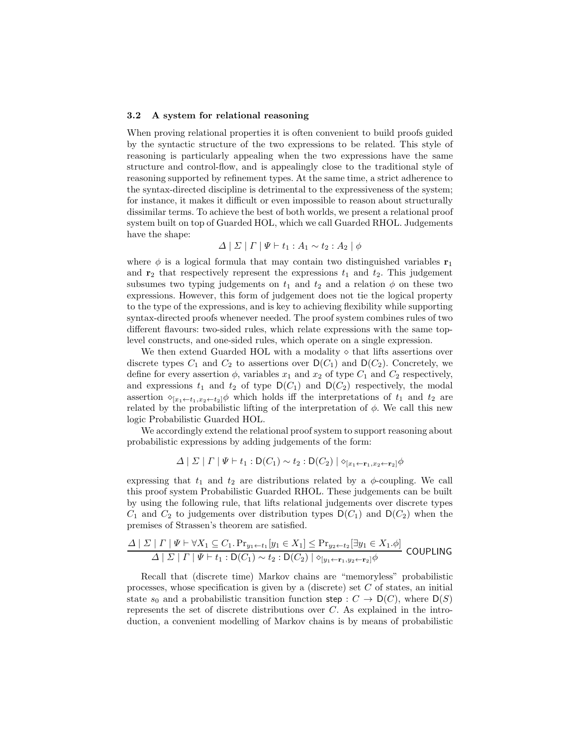### 3.2 A system for relational reasoning

When proving relational properties it is often convenient to build proofs guided by the syntactic structure of the two expressions to be related. This style of reasoning is particularly appealing when the two expressions have the same structure and control-flow, and is appealingly close to the traditional style of reasoning supported by refinement types. At the same time, a strict adherence to the syntax-directed discipline is detrimental to the expressiveness of the system; for instance, it makes it difficult or even impossible to reason about structurally dissimilar terms. To achieve the best of both worlds, we present a relational proof system built on top of Guarded HOL, which we call Guarded RHOL. Judgements have the shape:

$$\Delta \mid \Sigma \mid \Gamma \mid \Psi \vdash t_1 : A_1 \sim t_2 : A_2 \mid \phi$$

where $\phi$ is a logical formula that may contain two distinguished variables $\mathbf{r}_1$ and $\mathbf{r}_2$ that respectively represent the expressions $t_1$ and $t_2$. This judgement subsumes two typing judgements on $t_1$ and $t_2$ and a relation $\phi$ on these two expressions. However, this form of judgement does not tie the logical property to the type of the expressions, and is key to achieving flexibility while supporting syntax-directed proofs whenever needed. The proof system combines rules of two different flavours: two-sided rules, which relate expressions with the same top-level constructs, and one-sided rules, which operate on a single expression.

We then extend Guarded HOL with a modality $\diamond$ that lifts assertions over discrete types $C_1$ and $C_2$ to assertions over $\mathsf{D}(C_1)$ and $\mathsf{D}(C_2)$. Concretely, we define for every assertion $\phi$, variables $x_1$ and $x_2$ of type $C_1$ and $C_2$ respectively, and expressions $t_1$ and $t_2$ of type $\mathsf{D}(C_1)$ and $\mathsf{D}(C_2)$ respectively, the modal assertion $\diamond_{[x_1 \leftarrow t_1, x_2 \leftarrow t_2]}\phi$ which holds iff the interpretations of $t_1$ and $t_2$ are related by the probabilistic lifting of the interpretation of $\phi$. We call this new logic Probabilistic Guarded HOL.

We accordingly extend the relational proof system to support reasoning about probabilistic expressions by adding judgements of the form:

$$\Delta \mid \Sigma \mid \Gamma \mid \Psi \vdash t_1 : \mathsf{D}(C_1) \sim t_2 : \mathsf{D}(C_2) \mid \diamond_{[x_1 \leftarrow \mathbf{r}_1, x_2 \leftarrow \mathbf{r}_2]}\phi$$

expressing that $t_1$ and $t_2$ are distributions related by a $\phi$-coupling. We call this proof system Probabilistic Guarded RHOL. These judgements can be built by using the following rule, that lifts relational judgements over discrete types $C_1$ and $C_2$ to judgements over distribution types $\mathsf{D}(C_1)$ and $\mathsf{D}(C_2)$ when the premises of Strassen's theorem are satisfied.

$$\frac{\Delta \mid \Sigma \mid \Gamma \mid \Psi \vdash \forall X_1 \subseteq C_1 . \Pr_{y_1 \leftarrow t_1}[y_1 \in X_1] \leq \Pr_{y_2 \leftarrow t_2}[\exists y_1 \in X_1 . \phi]}{\Delta \mid \Sigma \mid \Gamma \mid \Psi \vdash t_1 : \mathsf{D}(C_1) \sim t_2 : \mathsf{D}(C_2) \mid \diamond_{[y_1 \leftarrow \mathbf{r}_1, y_2 \leftarrow \mathbf{r}_2]}\phi} \text{ COUPLING}$$

Recall that (discrete time) Markov chains are "memoryless" probabilistic processes, whose specification is given by a (discrete) set $C$ of states, an initial state $s_0$ and a probabilistic transition function $\mathsf{step} : C \to \mathsf{D}(C)$, where $\mathsf{D}(S)$ represents the set of discrete distributions over $C$. As explained in the introduction, a convenient modelling of Markov chains is by means of probabilistic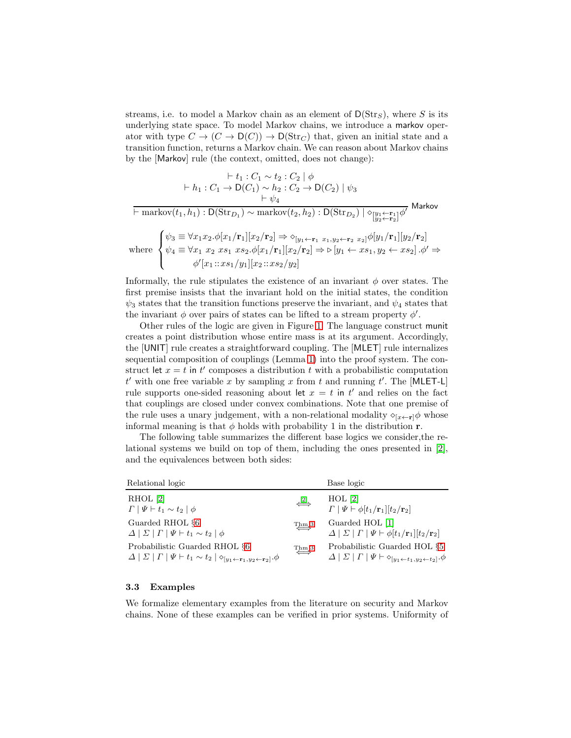streams, i.e. to model a Markov chain as an element of $\mathsf{D}(\mathrm{Str}_S)$, where $S$ is its underlying state space. To model Markov chains, we introduce a $\mathsf{markov}$ operator with type $C \to (C \to \mathsf{D}(C)) \to \mathsf{D}(\mathrm{Str}_C)$ that, given an initial state and a transition function, returns a Markov chain. We can reason about Markov chains by the [Markov] rule (the context, omitted, does not change):

$$
\frac{\begin{array}{c} \vdash t_1 : C_1 \sim t_2 : C_2 \mid \phi \\ \vdash h_1 : C_1 \to \mathsf{D}(C_1) \sim h_2 : C_2 \to \mathsf{D}(C_2) \mid \psi_3 \\ \vdash \psi_4 \end{array}}{\vdash \mathrm{markov}(t_1, h_1) : \mathsf{D}(\mathrm{Str}_{D_1}) \sim \mathrm{markov}(t_2, h_2) : \mathsf{D}(\mathrm{Str}_{D_2}) \mid \diamond_{\left[\substack{y_1 \leftarrow \mathbf{r}_1 \\ y_2 \leftarrow \mathbf{r}_2}\right]} \phi'} \;\textsf{Markov}
$$

$$
\text{where } \begin{cases} \psi_3 \equiv \forall x_1 x_2. \phi[x_1/\mathbf{r}_1][x_2/\mathbf{r}_2] \Rightarrow \diamond_{[y_1 \leftarrow \mathbf{r}_1\ x_1, y_2 \leftarrow \mathbf{r}_2\ x_2]} \phi[y_1/\mathbf{r}_1][y_2/\mathbf{r}_2] \\ \psi_4 \equiv \forall x_1\ x_2\ xs_1\ xs_2. \phi[x_1/\mathbf{r}_1][x_2/\mathbf{r}_2] \Rightarrow \triangleright [y_1 \leftarrow xs_1, y_2 \leftarrow xs_2] . \phi' \Rightarrow \\ \qquad \phi'[x_1 :: xs_1/y_1][x_2 :: xs_2/y_2] \end{cases}
$$

Informally, the rule stipulates the existence of an invariant $\phi$ over states. The first premise insists that the invariant hold on the initial states, the condition $\psi_3$ states that the transition functions preserve the invariant, and $\psi_4$ states that the invariant $\phi$ over pairs of states can be lifted to a stream property $\phi'$.

Other rules of the logic are given in Figure 1. The language construct $\mathsf{munit}$ creates a point distribution whose entire mass is at its argument. Accordingly, the [UNIT] rule creates a straightforward coupling. The [MLET] rule internalizes sequential composition of couplings (Lemma 1) into the proof system. The construct $\mathsf{let}\ x = t\ \mathsf{in}\ t'$ composes a distribution $t$ with a probabilistic computation $t'$ with one free variable $x$ by sampling $x$ from $t$ and running $t'$. The [MLET-L] rule supports one-sided reasoning about $\mathsf{let}\ x = t\ \mathsf{in}\ t'$ and relies on the fact that couplings are closed under convex combinations. Note that one premise of the rule uses a unary judgement, with a non-relational modality $\diamond_{[x \leftarrow \mathbf{r}]}\phi$ whose informal meaning is that $\phi$ holds with probability 1 in the distribution $\mathbf{r}$.

The following table summarizes the different base logics we consider,the relational systems we build on top of them, including the ones presented in [2], and the equivalences between both sides:

| Relational logic | | Base logic |
|---|---|---|
| RHOL [2] <br> $\Gamma \mid \Psi \vdash t_1 \sim t_2 \mid \phi$ | $\overset{[2]}{\Longleftrightarrow}$ | HOL [2] <br> $\Gamma \mid \Psi \vdash \phi[t_1/\mathbf{r}_1][t_2/\mathbf{r}_2]$ |
| Guarded RHOL §6 <br> $\Delta \mid \Sigma \mid \Gamma \mid \Psi \vdash t_1 \sim t_2 \mid \phi$ | $\overset{\text{Thm 3}}{\Longleftrightarrow}$ | Guarded HOL [1] <br> $\Delta \mid \Sigma \mid \Gamma \mid \Psi \vdash \phi[t_1/\mathbf{r}_1][t_2/\mathbf{r}_2]$ |
| Probabilistic Guarded RHOL §6 <br> $\Delta \mid \Sigma \mid \Gamma \mid \Psi \vdash t_1 \sim t_2 \mid \diamond_{[y_1 \leftarrow \mathbf{r}_1, y_2 \leftarrow \mathbf{r}_2]}.\phi$ | $\overset{\text{Thm 3}}{\Longleftrightarrow}$ | Probabilistic Guarded HOL §5 <br> $\Delta \mid \Sigma \mid \Gamma \mid \Psi \vdash \diamond_{[y_1 \leftarrow t_1, y_2 \leftarrow t_2]}.\phi$ |

### 3.3 Examples

We formalize elementary examples from the literature on security and Markov chains. None of these examples can be verified in prior systems. Uniformity of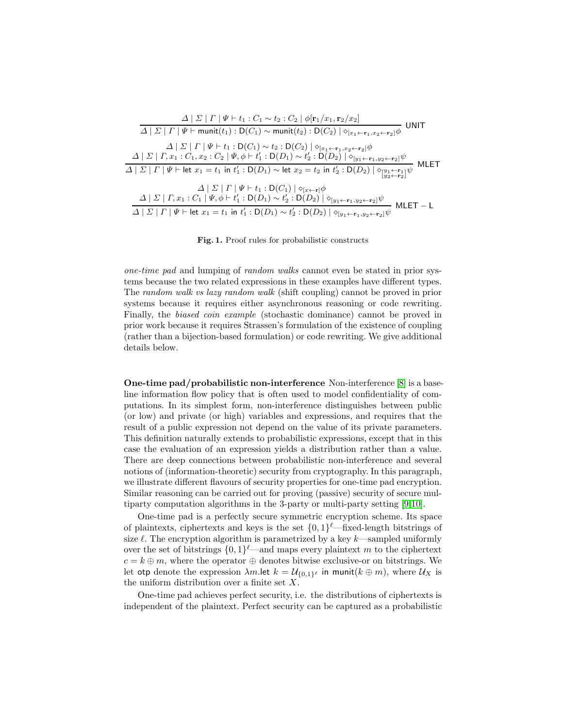$$\frac{\Delta \mid \Sigma \mid \Gamma \mid \Psi \vdash t_1 : C_1 \sim t_2 : C_2 \mid \phi[\mathbf{r}_1/x_1, \mathbf{r}_2/x_2]}{\Delta \mid \Sigma \mid \Gamma \mid \Psi \vdash \mathsf{munit}(t_1) : \mathsf{D}(C_1) \sim \mathsf{munit}(t_2) : \mathsf{D}(C_2) \mid \diamond_{[x_1 \leftarrow \mathbf{r}_1, x_2 \leftarrow \mathbf{r}_2]}\phi} \ \mathsf{UNIT}$$

$$\frac{\begin{array}{c}\Delta \mid \Sigma \mid \Gamma \mid \Psi \vdash t_1 : \mathsf{D}(C_1) \sim t_2 : \mathsf{D}(C_2) \mid \diamond_{[x_1 \leftarrow \mathbf{r}_1, x_2 \leftarrow \mathbf{r}_2]}\phi \\ \Delta \mid \Sigma \mid \Gamma, x_1 : C_1, x_2 : C_2 \mid \Psi, \phi \vdash t_1' : \mathsf{D}(D_1) \sim t_2' : \mathsf{D}(D_2) \mid \diamond_{[y_1 \leftarrow \mathbf{r}_1, y_2 \leftarrow \mathbf{r}_2]}\psi\end{array}}{\Delta \mid \Sigma \mid \Gamma \mid \Psi \vdash \mathsf{let}\ x_1 = t_1\ \mathsf{in}\ t_1' : \mathsf{D}(D_1) \sim \mathsf{let}\ x_2 = t_2\ \mathsf{in}\ t_2' : \mathsf{D}(D_2) \mid \diamond_{\left[\substack{y_1 \leftarrow \mathbf{r}_1 \\ y_2 \leftarrow \mathbf{r}_2}\right]}\psi} \ \mathsf{MLET}$$

$$\frac{\begin{array}{c}\Delta \mid \Sigma \mid \Gamma \mid \Psi \vdash t_1 : \mathsf{D}(C_1) \mid \diamond_{[x \leftarrow \mathbf{r}]}\phi \\ \Delta \mid \Sigma \mid \Gamma, x_1 : C_1 \mid \Psi, \phi \vdash t_1' : \mathsf{D}(D_1) \sim t_2' : \mathsf{D}(D_2) \mid \diamond_{[y_1 \leftarrow \mathbf{r}_1, y_2 \leftarrow \mathbf{r}_2]}\psi\end{array}}{\Delta \mid \Sigma \mid \Gamma \mid \Psi \vdash \mathsf{let}\ x_1 = t_1\ \mathsf{in}\ t_1' : \mathsf{D}(D_1) \sim t_2' : \mathsf{D}(D_2) \mid \diamond_{[y_1 \leftarrow \mathbf{r}_1, y_2 \leftarrow \mathbf{r}_2]}\psi} \ \mathsf{MLET-L}$$

**Fig. 1.** Proof rules for probabilistic constructs

*one-time pad* and lumping of *random walks* cannot even be stated in prior systems because the two related expressions in these examples have different types. The *random walk vs lazy random walk* (shift coupling) cannot be proved in prior systems because it requires either asynchronous reasoning or code rewriting. Finally, the *biased coin example* (stochastic dominance) cannot be proved in prior work because it requires Strassen's formulation of the existence of coupling (rather than a bijection-based formulation) or code rewriting. We give additional details below.

**One-time pad/probabilistic non-interference** Non-interference [8] is a baseline information flow policy that is often used to model confidentiality of computations. In its simplest form, non-interference distinguishes between public (or low) and private (or high) variables and expressions, and requires that the result of a public expression not depend on the value of its private parameters. This definition naturally extends to probabilistic expressions, except that in this case the evaluation of an expression yields a distribution rather than a value. There are deep connections between probabilistic non-interference and several notions of (information-theoretic) security from cryptography. In this paragraph, we illustrate different flavours of security properties for one-time pad encryption. Similar reasoning can be carried out for proving (passive) security of secure multiparty computation algorithms in the 3-party or multi-party setting [9,10].

One-time pad is a perfectly secure symmetric encryption scheme. Its space of plaintexts, ciphertexts and keys is the set $\{0,1\}^\ell$—fixed-length bitstrings of size $\ell$. The encryption algorithm is parametrized by a key $k$—sampled uniformly over the set of bitstrings $\{0,1\}^\ell$—and maps every plaintext $m$ to the ciphertext $c = k \oplus m$, where the operator $\oplus$ denotes bitwise exclusive-or on bitstrings. We let $\mathsf{otp}$ denote the expression $\lambda m.\mathsf{let}\ k = \mathcal{U}_{\{0,1\}^\ell}\ \mathsf{in}\ \mathsf{munit}(k \oplus m)$, where $\mathcal{U}_X$ is the uniform distribution over a finite set $X$.

One-time pad achieves perfect security, i.e. the distributions of ciphertexts is independent of the plaintext. Perfect security can be captured as a probabilistic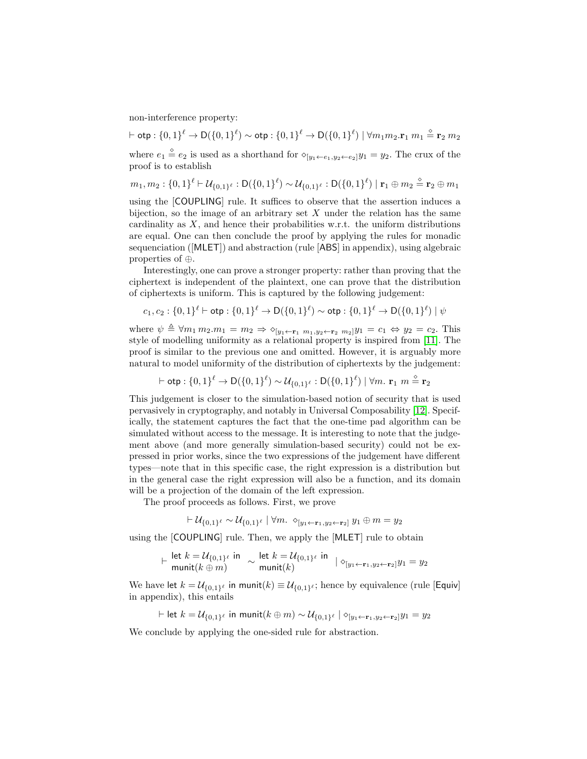non-interference property:

$$\vdash \mathsf{otp} : \{0,1\}^\ell \to \mathsf{D}(\{0,1\}^\ell) \sim \mathsf{otp} : \{0,1\}^\ell \to \mathsf{D}(\{0,1\}^\ell) \mid \forall m_1 m_2 . \mathbf{r}_1\ m_1 \overset{\diamond}{=} \mathbf{r}_2\ m_2$$

where $e_1 \overset{\diamond}{=} e_2$ is used as a shorthand for $\diamond_{[y_1 \leftarrow e_1, y_2 \leftarrow e_2]} y_1 = y_2$. The crux of the proof is to establish

$$m_1, m_2 : \{0,1\}^\ell \vdash \mathcal{U}_{\{0,1\}^\ell} : \mathsf{D}(\{0,1\}^\ell) \sim \mathcal{U}_{\{0,1\}^\ell} : \mathsf{D}(\{0,1\}^\ell) \mid \mathbf{r}_1 \oplus m_2 \overset{\diamond}{=} \mathbf{r}_2 \oplus m_1$$

using the [COUPLING] rule. It suffices to observe that the assertion induces a bijection, so the image of an arbitrary set $X$ under the relation has the same cardinality as $X$, and hence their probabilities w.r.t. the uniform distributions are equal. One can then conclude the proof by applying the rules for monadic sequenciation ([MLET]) and abstraction (rule [ABS] in appendix), using algebraic properties of $\oplus$.

Interestingly, one can prove a stronger property: rather than proving that the ciphertext is independent of the plaintext, one can prove that the distribution of ciphertexts is uniform. This is captured by the following judgement:

$$c_1, c_2 : \{0,1\}^\ell \vdash \mathsf{otp} : \{0,1\}^\ell \to \mathsf{D}(\{0,1\}^\ell) \sim \mathsf{otp} : \{0,1\}^\ell \to \mathsf{D}(\{0,1\}^\ell) \mid \psi$$

where $\psi \triangleq \forall m_1\, m_2 . m_1 = m_2 \Rightarrow \diamond_{[y_1 \leftarrow \mathbf{r}_1\ m_1, y_2 \leftarrow \mathbf{r}_2\ m_2]} y_1 = c_1 \Leftrightarrow y_2 = c_2$. This style of modelling uniformity as a relational property is inspired from [11]. The proof is similar to the previous one and omitted. However, it is arguably more natural to model uniformity of the distribution of ciphertexts by the judgement:

$$\vdash \mathsf{otp} : \{0,1\}^\ell \to \mathsf{D}(\{0,1\}^\ell) \sim \mathcal{U}_{\{0,1\}^\ell} : \mathsf{D}(\{0,1\}^\ell) \mid \forall m.\ \mathbf{r}_1\ m \overset{\diamond}{=} \mathbf{r}_2$$

This judgement is closer to the simulation-based notion of security that is used pervasively in cryptography, and notably in Universal Composability [12]. Specifically, the statement captures the fact that the one-time pad algorithm can be simulated without access to the message. It is interesting to note that the judgement above (and more generally simulation-based security) could not be expressed in prior works, since the two expressions of the judgement have different types—note that in this specific case, the right expression is a distribution but in the general case the right expression will also be a function, and its domain will be a projection of the domain of the left expression.

The proof proceeds as follows. First, we prove

$$\vdash \mathcal{U}_{\{0,1\}^\ell} \sim \mathcal{U}_{\{0,1\}^\ell} \mid \forall m.\ \diamond_{[y_1 \leftarrow \mathbf{r}_1, y_2 \leftarrow \mathbf{r}_2]}\ y_1 \oplus m = y_2$$

using the [COUPLING] rule. Then, we apply the [MLET] rule to obtain

$$\vdash \begin{array}{l}\mathsf{let}\ k = \mathcal{U}_{\{0,1\}^\ell}\ \mathsf{in} \\ \mathsf{munit}(k \oplus m)\end{array} \sim \begin{array}{l}\mathsf{let}\ k = \mathcal{U}_{\{0,1\}^\ell}\ \mathsf{in} \\ \mathsf{munit}(k)\end{array} \mid \diamond_{[y_1 \leftarrow \mathbf{r}_1, y_2 \leftarrow \mathbf{r}_2]} y_1 = y_2$$

We have $\mathsf{let}\ k = \mathcal{U}_{\{0,1\}^\ell}\ \mathsf{in}\ \mathsf{munit}(k) \equiv \mathcal{U}_{\{0,1\}^\ell}$; hence by equivalence (rule [Equiv] in appendix), this entails

$$\vdash \mathsf{let}\ k = \mathcal{U}_{\{0,1\}^\ell}\ \mathsf{in}\ \mathsf{munit}(k \oplus m) \sim \mathcal{U}_{\{0,1\}^\ell} \mid \diamond_{[y_1 \leftarrow \mathbf{r}_1, y_2 \leftarrow \mathbf{r}_2]} y_1 = y_2$$

We conclude by applying the one-sided rule for abstraction.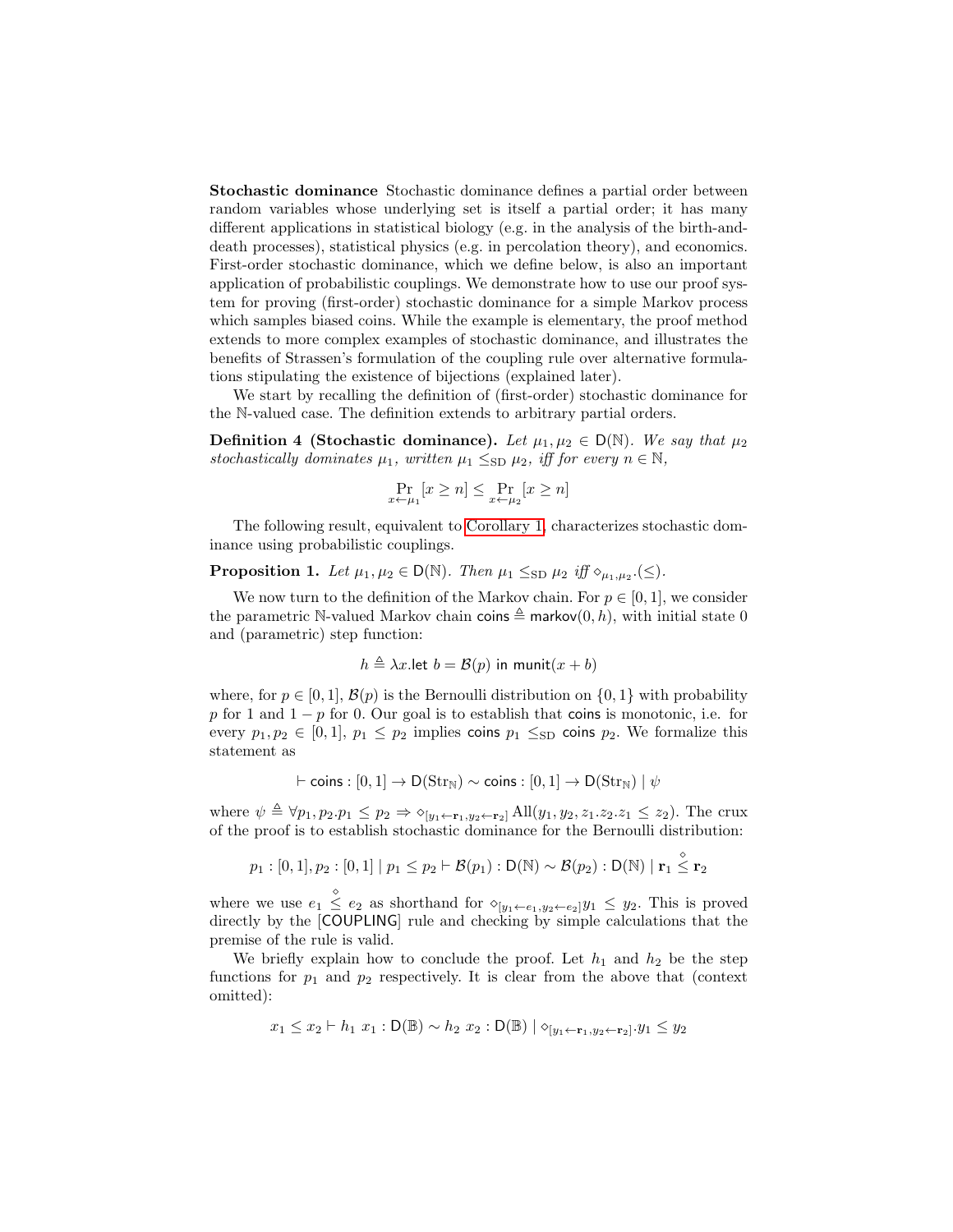**Stochastic dominance** Stochastic dominance defines a partial order between random variables whose underlying set is itself a partial order; it has many different applications in statistical biology (e.g. in the analysis of the birth-and-death processes), statistical physics (e.g. in percolation theory), and economics. First-order stochastic dominance, which we define below, is also an important application of probabilistic couplings. We demonstrate how to use our proof system for proving (first-order) stochastic dominance for a simple Markov process which samples biased coins. While the example is elementary, the proof method extends to more complex examples of stochastic dominance, and illustrates the benefits of Strassen's formulation of the coupling rule over alternative formulations stipulating the existence of bijections (explained later).

We start by recalling the definition of (first-order) stochastic dominance for the $\mathbb{N}$-valued case. The definition extends to arbitrary partial orders.

**Definition 4 (Stochastic dominance).** *Let $\mu_1, \mu_2 \in \mathsf{D}(\mathbb{N})$. We say that $\mu_2$ stochastically dominates $\mu_1$, written $\mu_1 \leq_{\mathrm{SD}} \mu_2$, iff for every $n \in \mathbb{N}$,*

$$\Pr_{x \leftarrow \mu_1}[x \geq n] \leq \Pr_{x \leftarrow \mu_2}[x \geq n]$$

The following result, equivalent to Corollary 1, characterizes stochastic dominance using probabilistic couplings.

**Proposition 1.** *Let $\mu_1, \mu_2 \in \mathsf{D}(\mathbb{N})$. Then $\mu_1 \leq_{\mathrm{SD}} \mu_2$ iff $\diamond_{\mu_1,\mu_2}.(\leq)$.*

We now turn to the definition of the Markov chain. For $p \in [0,1]$, we consider the parametric $\mathbb{N}$-valued Markov chain $\mathsf{coins} \triangleq \mathsf{markov}(0, h)$, with initial state 0 and (parametric) step function:

$$h \triangleq \lambda x.\mathsf{let}\ b = \mathcal{B}(p)\ \mathsf{in}\ \mathsf{munit}(x + b)$$

where, for $p \in [0,1]$, $\mathcal{B}(p)$ is the Bernoulli distribution on $\{0,1\}$ with probability $p$ for 1 and $1-p$ for 0. Our goal is to establish that $\mathsf{coins}$ is monotonic, i.e. for every $p_1, p_2 \in [0,1]$, $p_1 \leq p_2$ implies $\mathsf{coins}\ p_1 \leq_{\mathrm{SD}} \mathsf{coins}\ p_2$. We formalize this statement as

$$\vdash \mathsf{coins} : [0,1] \to \mathsf{D}(\mathrm{Str}_{\mathbb{N}}) \sim \mathsf{coins} : [0,1] \to \mathsf{D}(\mathrm{Str}_{\mathbb{N}}) \mid \psi$$

where $\psi \triangleq \forall p_1, p_2. p_1 \leq p_2 \Rightarrow \diamond_{[y_1 \leftarrow \mathbf{r}_1, y_2 \leftarrow \mathbf{r}_2]} \mathrm{All}(y_1, y_2, z_1.z_2.z_1 \leq z_2)$. The crux of the proof is to establish stochastic dominance for the Bernoulli distribution:

$$p_1 : [0,1], p_2 : [0,1] \mid p_1 \leq p_2 \vdash \mathcal{B}(p_1) : \mathsf{D}(\mathbb{N}) \sim \mathcal{B}(p_2) : \mathsf{D}(\mathbb{N}) \mid \mathbf{r}_1 \overset{\diamond}{\leq} \mathbf{r}_2$$

where we use $e_1 \overset{\diamond}{\leq} e_2$ as shorthand for $\diamond_{[y_1 \leftarrow e_1, y_2 \leftarrow e_2]} y_1 \leq y_2$. This is proved directly by the [COUPLING] rule and checking by simple calculations that the premise of the rule is valid.

We briefly explain how to conclude the proof. Let $h_1$ and $h_2$ be the step functions for $p_1$ and $p_2$ respectively. It is clear from the above that (context omitted):

$$x_1 \leq x_2 \vdash h_1\ x_1 : \mathsf{D}(\mathbb{B}) \sim h_2\ x_2 : \mathsf{D}(\mathbb{B}) \mid \diamond_{[y_1 \leftarrow \mathbf{r}_1, y_2 \leftarrow \mathbf{r}_2]}.y_1 \leq y_2$$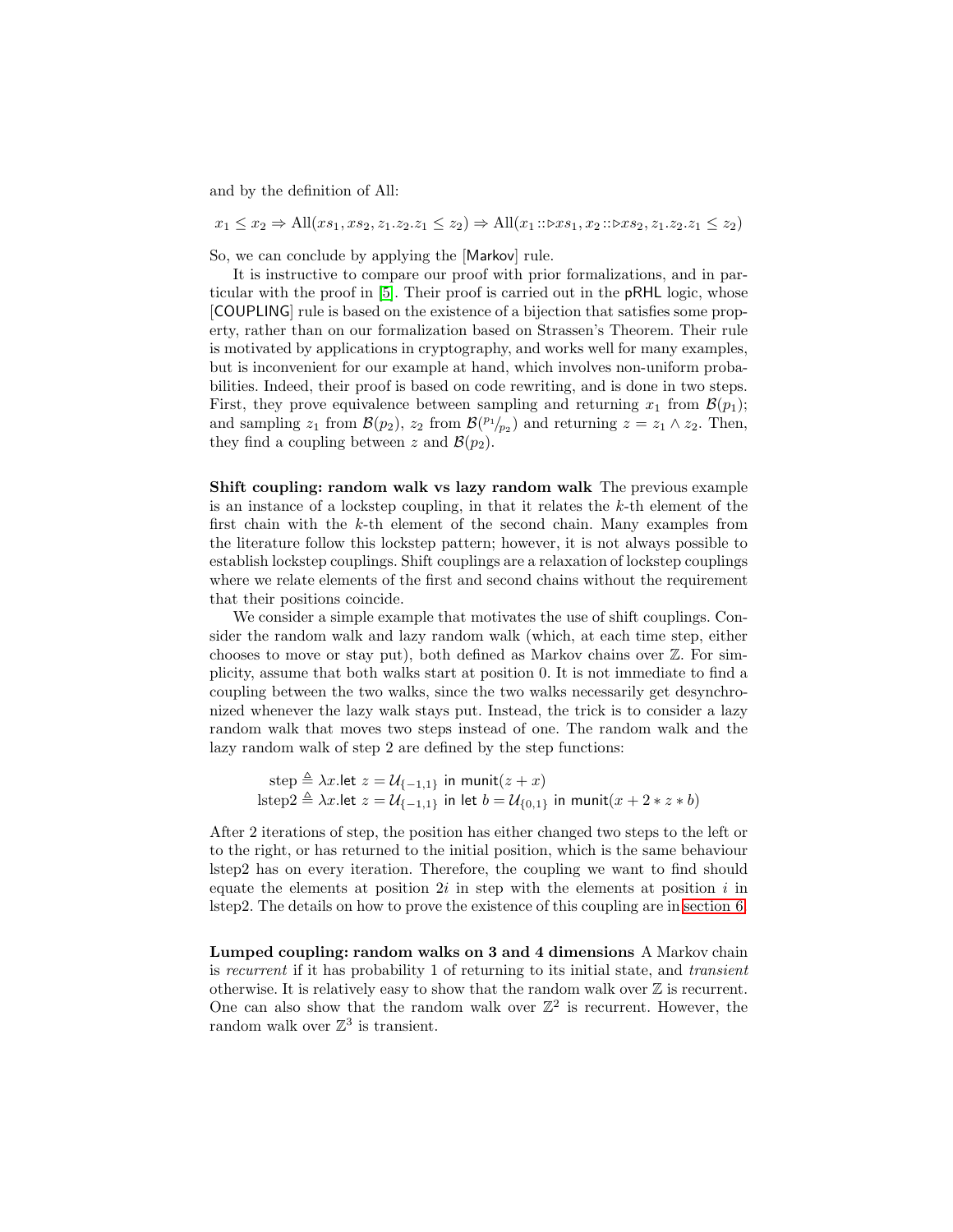and by the definition of All:

$$x_1 \leq x_2 \Rightarrow \text{All}(xs_1, xs_2, z_1.z_2.z_1 \leq z_2) \Rightarrow \text{All}(x_1 :: \triangleright xs_1, x_2 :: \triangleright xs_2, z_1.z_2.z_1 \leq z_2)$$

So, we can conclude by applying the [Markov] rule.

It is instructive to compare our proof with prior formalizations, and in particular with the proof in [5]. Their proof is carried out in the pRHL logic, whose [COUPLING] rule is based on the existence of a bijection that satisfies some property, rather than on our formalization based on Strassen's Theorem. Their rule is motivated by applications in cryptography, and works well for many examples, but is inconvenient for our example at hand, which involves non-uniform probabilities. Indeed, their proof is based on code rewriting, and is done in two steps. First, they prove equivalence between sampling and returning $x_1$ from $\mathcal{B}(p_1)$; and sampling $z_1$ from $\mathcal{B}(p_2)$, $z_2$ from $\mathcal{B}(^{p_1}/_{p_2})$ and returning $z = z_1 \wedge z_2$. Then, they find a coupling between $z$ and $\mathcal{B}(p_2)$.

**Shift coupling: random walk vs lazy random walk** The previous example is an instance of a lockstep coupling, in that it relates the $k$-th element of the first chain with the $k$-th element of the second chain. Many examples from the literature follow this lockstep pattern; however, it is not always possible to establish lockstep couplings. Shift couplings are a relaxation of lockstep couplings where we relate elements of the first and second chains without the requirement that their positions coincide.

We consider a simple example that motivates the use of shift couplings. Consider the random walk and lazy random walk (which, at each time step, either chooses to move or stay put), both defined as Markov chains over $\mathbb{Z}$. For simplicity, assume that both walks start at position 0. It is not immediate to find a coupling between the two walks, since the two walks necessarily get desynchronized whenever the lazy walk stays put. Instead, the trick is to consider a lazy random walk that moves two steps instead of one. The random walk and the lazy random walk of step 2 are defined by the step functions:

$$\text{step} \triangleq \lambda x.\mathsf{let}\ z = \mathcal{U}_{\{-1,1\}}\ \mathsf{in}\ \mathsf{munit}(z + x)$$
$$\text{lstep2} \triangleq \lambda x.\mathsf{let}\ z = \mathcal{U}_{\{-1,1\}}\ \mathsf{in}\ \mathsf{let}\ b = \mathcal{U}_{\{0,1\}}\ \mathsf{in}\ \mathsf{munit}(x + 2 * z * b)$$

After 2 iterations of step, the position has either changed two steps to the left or to the right, or has returned to the initial position, which is the same behaviour lstep2 has on every iteration. Therefore, the coupling we want to find should equate the elements at position $2i$ in step with the elements at position $i$ in lstep2. The details on how to prove the existence of this coupling are in section 6.

**Lumped coupling: random walks on 3 and 4 dimensions** A Markov chain is *recurrent* if it has probability 1 of returning to its initial state, and *transient* otherwise. It is relatively easy to show that the random walk over $\mathbb{Z}$ is recurrent. One can also show that the random walk over $\mathbb{Z}^2$ is recurrent. However, the random walk over $\mathbb{Z}^3$ is transient.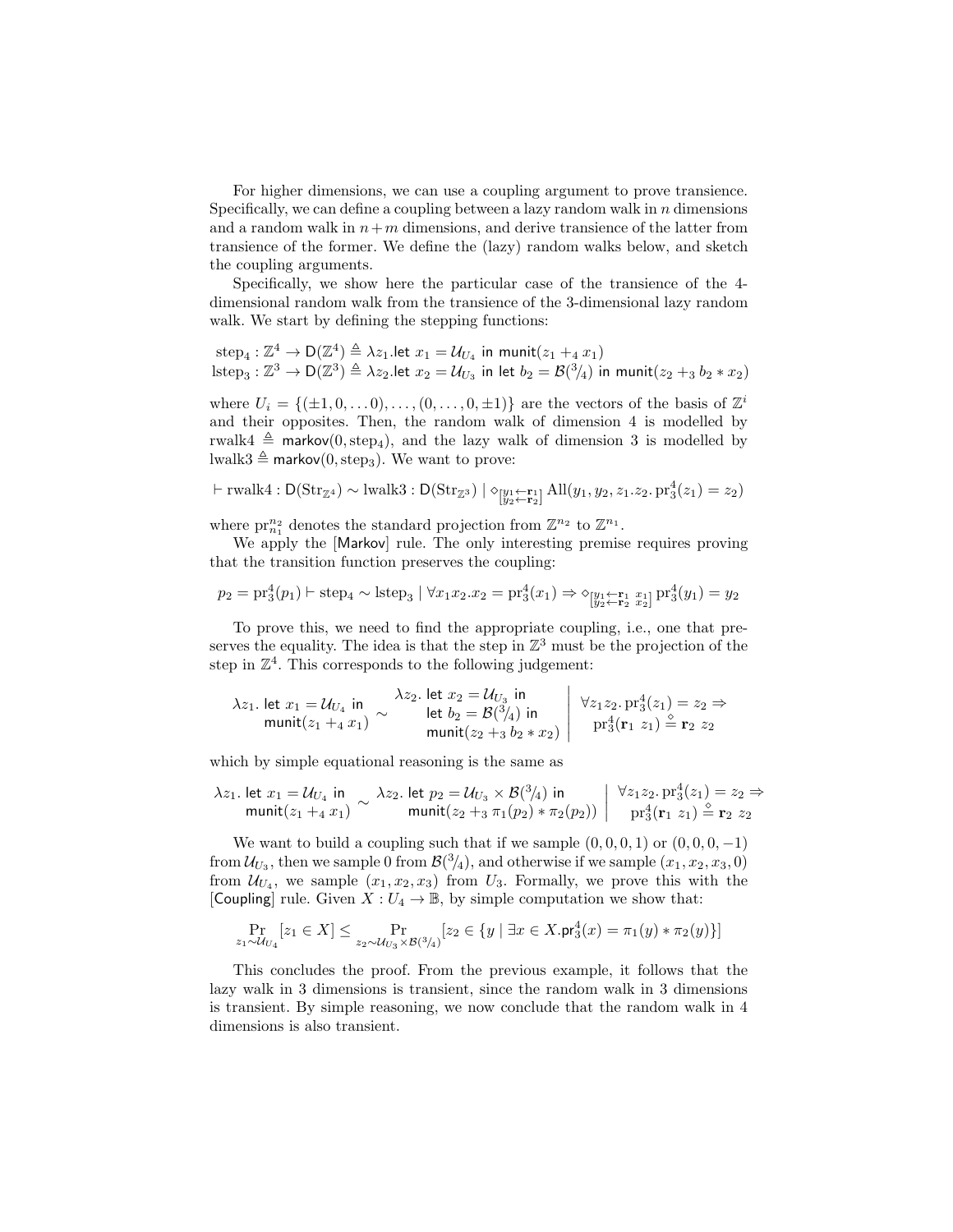For higher dimensions, we can use a coupling argument to prove transience. Specifically, we can define a coupling between a lazy random walk in $n$ dimensions and a random walk in $n+m$ dimensions, and derive transience of the latter from transience of the former. We define the (lazy) random walks below, and sketch the coupling arguments.

Specifically, we show here the particular case of the transience of the 4-dimensional random walk from the transience of the 3-dimensional lazy random walk. We start by defining the stepping functions:

$$\begin{aligned}
\mathrm{step}_4 &: \mathbb{Z}^4 \to \mathsf{D}(\mathbb{Z}^4) \triangleq \lambda z_1.\mathsf{let}\ x_1 = \mathcal{U}_{U_4}\ \mathsf{in}\ \mathsf{munit}(z_1 +_4 x_1) \\
\mathrm{lstep}_3 &: \mathbb{Z}^3 \to \mathsf{D}(\mathbb{Z}^3) \triangleq \lambda z_2.\mathsf{let}\ x_2 = \mathcal{U}_{U_3}\ \mathsf{in}\ \mathsf{let}\ b_2 = \mathcal{B}(3/4)\ \mathsf{in}\ \mathsf{munit}(z_2 +_3 b_2 * x_2)
\end{aligned}$$

where $U_i = \{(\pm 1, 0, \dots 0), \dots, (0, \dots, 0, \pm 1)\}$ are the vectors of the basis of $\mathbb{Z}^i$ and their opposites. Then, the random walk of dimension 4 is modelled by $\mathrm{rwalk4} \triangleq \mathsf{markov}(0, \mathrm{step}_4)$, and the lazy walk of dimension 3 is modelled by $\mathrm{lwalk3} \triangleq \mathsf{markov}(0, \mathrm{step}_3)$. We want to prove:

$$\vdash \mathrm{rwalk4} : \mathsf{D}(\mathrm{Str}_{\mathbb{Z}^4}) \sim \mathrm{lwalk3} : \mathsf{D}(\mathrm{Str}_{\mathbb{Z}^3}) \mid \diamond_{\left[\substack{y_1 \leftarrow \mathbf{r}_1 \\ y_2 \leftarrow \mathbf{r}_2}\right]} \mathrm{All}(y_1, y_2, z_1.z_2.\, \mathrm{pr}_3^4(z_1) = z_2)$$

where $\mathrm{pr}_{n_1}^{n_2}$ denotes the standard projection from $\mathbb{Z}^{n_2}$ to $\mathbb{Z}^{n_1}$.

We apply the [Markov] rule. The only interesting premise requires proving that the transition function preserves the coupling:

$$p_2 = \mathrm{pr}_3^4(p_1) \vdash \mathrm{step}_4 \sim \mathrm{lstep}_3 \mid \forall x_1 x_2. x_2 = \mathrm{pr}_3^4(x_1) \Rightarrow \diamond_{\left[\substack{y_1 \leftarrow \mathbf{r}_1\ x_1 \\ y_2 \leftarrow \mathbf{r}_2\ x_2}\right]} \mathrm{pr}_3^4(y_1) = y_2$$

To prove this, we need to find the appropriate coupling, i.e., one that preserves the equality. The idea is that the step in $\mathbb{Z}^3$ must be the projection of the step in $\mathbb{Z}^4$. This corresponds to the following judgement:

$$\begin{array}{l} \lambda z_1.\ \mathsf{let}\ x_1 = \mathcal{U}_{U_4}\ \mathsf{in} \\ \quad \mathsf{munit}(z_1 +_4 x_1) \end{array} \sim \begin{array}{l} \lambda z_2.\ \mathsf{let}\ x_2 = \mathcal{U}_{U_3}\ \mathsf{in} \\ \quad \mathsf{let}\ b_2 = \mathcal{B}(3/4)\ \mathsf{in} \\ \quad \mathsf{munit}(z_2 +_3 b_2 * x_2) \end{array} \left|\ \begin{array}{l} \forall z_1 z_2.\, \mathrm{pr}_3^4(z_1) = z_2 \Rightarrow \\ \quad \mathrm{pr}_3^4(\mathbf{r}_1\ z_1) \stackrel{\diamond}{=} \mathbf{r}_2\ z_2 \end{array}\right.$$

which by simple equational reasoning is the same as

$$\begin{array}{l} \lambda z_1.\ \mathsf{let}\ x_1 = \mathcal{U}_{U_4}\ \mathsf{in} \\ \quad \mathsf{munit}(z_1 +_4 x_1) \end{array} \sim \begin{array}{l} \lambda z_2.\ \mathsf{let}\ p_2 = \mathcal{U}_{U_3} \times \mathcal{B}(3/4)\ \mathsf{in} \\ \quad \mathsf{munit}(z_2 +_3 \pi_1(p_2) * \pi_2(p_2)) \end{array} \left|\ \begin{array}{l} \forall z_1 z_2.\, \mathrm{pr}_3^4(z_1) = z_2 \Rightarrow \\ \quad \mathrm{pr}_3^4(\mathbf{r}_1\ z_1) \stackrel{\diamond}{=} \mathbf{r}_2\ z_2 \end{array}\right.$$

We want to build a coupling such that if we sample $(0, 0, 0, 1)$ or $(0, 0, 0, -1)$ from $\mathcal{U}_{U_3}$, then we sample 0 from $\mathcal{B}(3/4)$, and otherwise if we sample $(x_1, x_2, x_3, 0)$ from $\mathcal{U}_{U_4}$, we sample $(x_1, x_2, x_3)$ from $U_3$. Formally, we prove this with the [Coupling] rule. Given $X : U_4 \to \mathbb{B}$, by simple computation we show that:

$$\Pr_{z_1 \sim \mathcal{U}_{U_4}}[z_1 \in X] \leq \Pr_{z_2 \sim \mathcal{U}_{U_3} \times \mathcal{B}(3/4)}[z_2 \in \{y \mid \exists x \in X. \mathsf{pr}_3^4(x) = \pi_1(y) * \pi_2(y)\}]$$

This concludes the proof. From the previous example, it follows that the lazy walk in 3 dimensions is transient, since the random walk in 3 dimensions is transient. By simple reasoning, we now conclude that the random walk in 4 dimensions is also transient.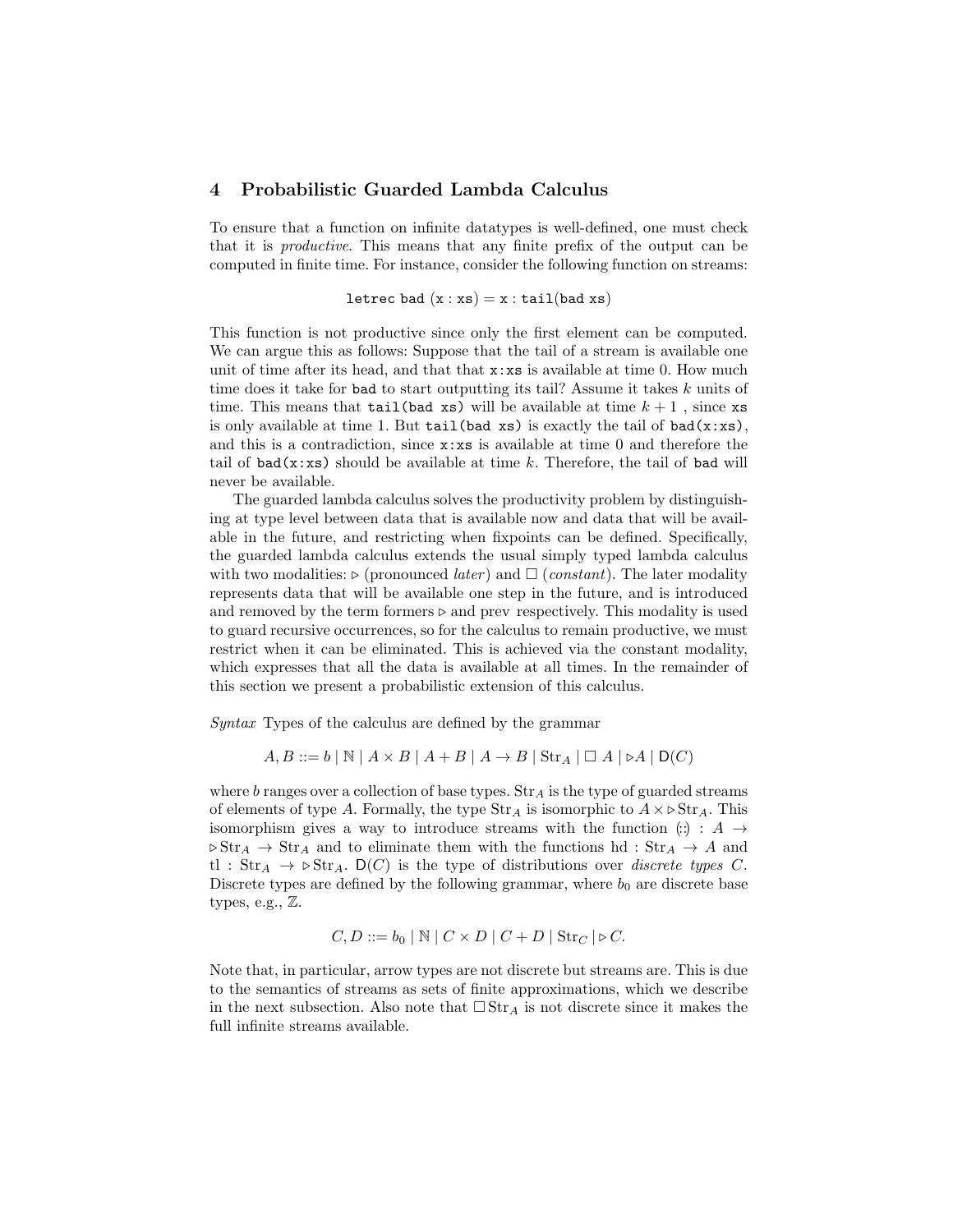## 4 Probabilistic Guarded Lambda Calculus

To ensure that a function on infinite datatypes is well-defined, one must check that it is *productive*. This means that any finite prefix of the output can be computed in finite time. For instance, consider the following function on streams:

$$\texttt{letrec bad } (\texttt{x} : \texttt{xs}) = \texttt{x} : \texttt{tail}(\texttt{bad xs})$$

This function is not productive since only the first element can be computed. We can argue this as follows: Suppose that the tail of a stream is available one unit of time after its head, and that that `x:xs` is available at time 0. How much time does it take for `bad` to start outputting its tail? Assume it takes $k$ units of time. This means that `tail(bad xs)` will be available at time $k+1$ , since `xs` is only available at time 1. But `tail(bad xs)` is exactly the tail of `bad(x:xs)`, and this is a contradiction, since `x:xs` is available at time 0 and therefore the tail of `bad(x:xs)` should be available at time $k$. Therefore, the tail of `bad` will never be available.

The guarded lambda calculus solves the productivity problem by distinguishing at type level between data that is available now and data that will be available in the future, and restricting when fixpoints can be defined. Specifically, the guarded lambda calculus extends the usual simply typed lambda calculus with two modalities: $\triangleright$ (pronounced *later*) and $\square$ (*constant*). The later modality represents data that will be available one step in the future, and is introduced and removed by the term formers $\triangleright$ and $\mathrm{prev}$ respectively. This modality is used to guard recursive occurrences, so for the calculus to remain productive, we must restrict when it can be eliminated. This is achieved via the constant modality, which expresses that all the data is available at all times. In the remainder of this section we present a probabilistic extension of this calculus.

*Syntax* Types of the calculus are defined by the grammar

$$A, B ::= b \mid \mathbb{N} \mid A \times B \mid A + B \mid A \to B \mid \mathrm{Str}_A \mid \square\, A \mid \triangleright A \mid \mathsf{D}(C)$$

where $b$ ranges over a collection of base types. $\mathrm{Str}_A$ is the type of guarded streams of elements of type $A$. Formally, the type $\mathrm{Str}_A$ is isomorphic to $A \times \triangleright \mathrm{Str}_A$. This isomorphism gives a way to introduce streams with the function $(::) : A \to \triangleright \mathrm{Str}_A \to \mathrm{Str}_A$ and to eliminate them with the functions $\mathrm{hd} : \mathrm{Str}_A \to A$ and $\mathrm{tl} : \mathrm{Str}_A \to \triangleright \mathrm{Str}_A$. $\mathsf{D}(C)$ is the type of distributions over *discrete types* $C$. Discrete types are defined by the following grammar, where $b_0$ are discrete base types, e.g., $\mathbb{Z}$.

$$C, D ::= b_0 \mid \mathbb{N} \mid C \times D \mid C + D \mid \mathrm{Str}_C \mid \triangleright C.$$

Note that, in particular, arrow types are not discrete but streams are. This is due to the semantics of streams as sets of finite approximations, which we describe in the next subsection. Also note that $\square\, \mathrm{Str}_A$ is not discrete since it makes the full infinite streams available.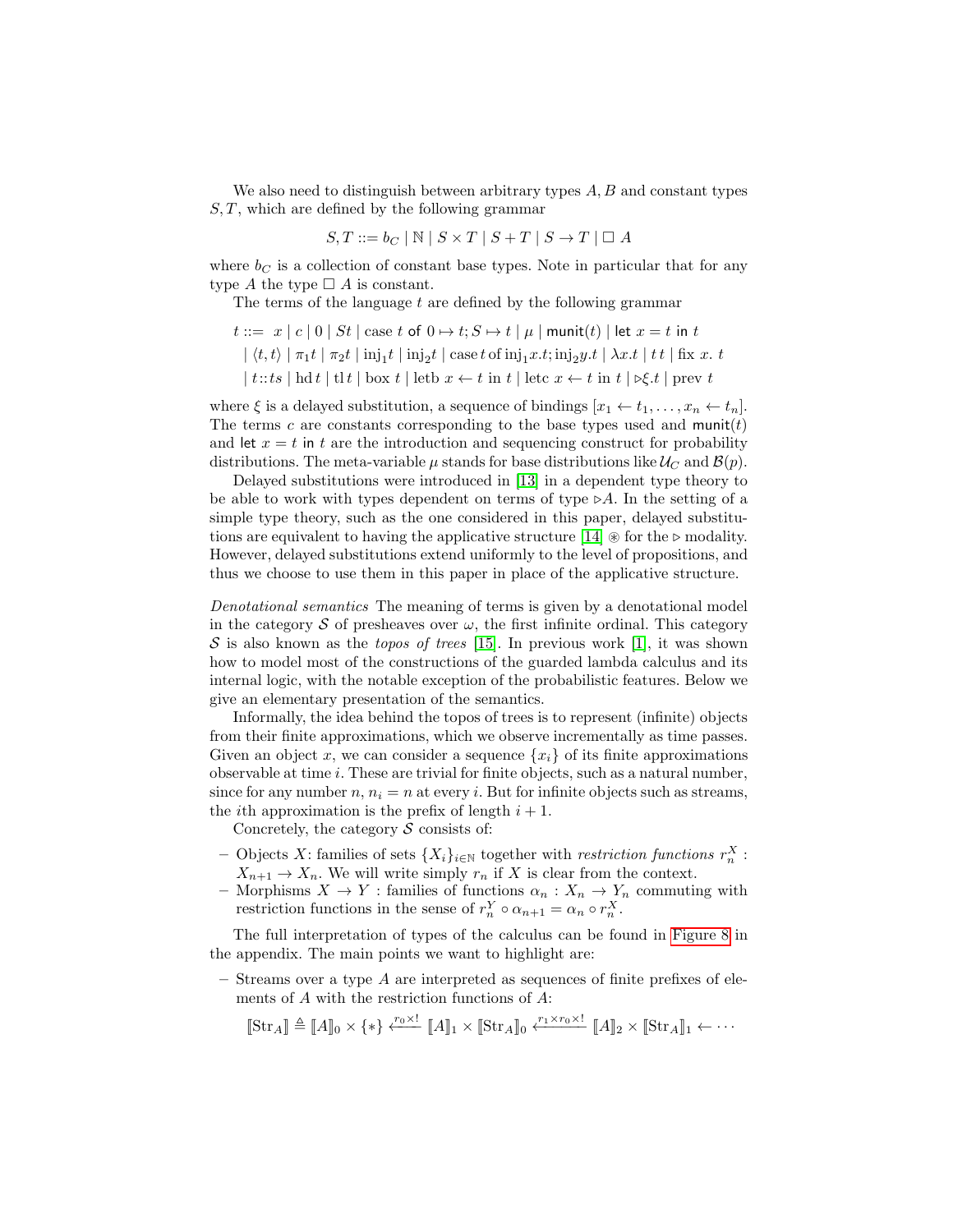We also need to distinguish between arbitrary types $A, B$ and constant types $S, T$, which are defined by the following grammar

$$S, T ::= b_C \mid \mathbb{N} \mid S \times T \mid S + T \mid S \to T \mid \Box\ A$$

where $b_C$ is a collection of constant base types. Note in particular that for any type $A$ the type $\Box\ A$ is constant.

The terms of the language $t$ are defined by the following grammar

$$\begin{aligned}
t ::=\ & x \mid c \mid 0 \mid St \mid \text{case } t \text{ of } 0 \mapsto t; S \mapsto t \mid \mu \mid \mathsf{munit}(t) \mid \mathsf{let}\ x = t\ \mathsf{in}\ t \\
& \mid \langle t, t \rangle \mid \pi_1 t \mid \pi_2 t \mid \mathrm{inj}_1 t \mid \mathrm{inj}_2 t \mid \mathrm{case}\, t \,\mathrm{of}\, \mathrm{inj}_1 x.t; \mathrm{inj}_2 y.t \mid \lambda x.t \mid t\, t \mid \mathrm{fix}\ x.\ t \\
& \mid t :: ts \mid \mathrm{hd}\, t \mid \mathrm{tl}\, t \mid \mathrm{box}\ t \mid \mathrm{letb}\ x \leftarrow t \text{ in } t \mid \mathrm{letc}\ x \leftarrow t \text{ in } t \mid \triangleright \xi.t \mid \mathrm{prev}\ t
\end{aligned}$$

where $\xi$ is a delayed substitution, a sequence of bindings $[x_1 \leftarrow t_1, \ldots, x_n \leftarrow t_n]$. The terms $c$ are constants corresponding to the base types used and $\mathsf{munit}(t)$ and $\mathsf{let}\ x = t\ \mathsf{in}\ t$ are the introduction and sequencing construct for probability distributions. The meta-variable $\mu$ stands for base distributions like $\mathcal{U}_C$ and $\mathcal{B}(p)$.

Delayed substitutions were introduced in [13] in a dependent type theory to be able to work with types dependent on terms of type $\triangleright A$. In the setting of a simple type theory, such as the one considered in this paper, delayed substitutions are equivalent to having the applicative structure [14] $\circledast$ for the $\triangleright$ modality. However, delayed substitutions extend uniformly to the level of propositions, and thus we choose to use them in this paper in place of the applicative structure.

*Denotational semantics* The meaning of terms is given by a denotational model in the category $\mathcal{S}$ of presheaves over $\omega$, the first infinite ordinal. This category $\mathcal{S}$ is also known as the *topos of trees* [15]. In previous work [1], it was shown how to model most of the constructions of the guarded lambda calculus and its internal logic, with the notable exception of the probabilistic features. Below we give an elementary presentation of the semantics.

Informally, the idea behind the topos of trees is to represent (infinite) objects from their finite approximations, which we observe incrementally as time passes. Given an object $x$, we can consider a sequence $\{x_i\}$ of its finite approximations observable at time $i$. These are trivial for finite objects, such as a natural number, since for any number $n$, $n_i = n$ at every $i$. But for infinite objects such as streams, the $i$th approximation is the prefix of length $i + 1$.

Concretely, the category $\mathcal{S}$ consists of:

- Objects $X$: families of sets $\{X_i\}_{i \in \mathbb{N}}$ together with *restriction functions* $r_n^X : X_{n+1} \to X_n$. We will write simply $r_n$ if $X$ is clear from the context.
- Morphisms $X \to Y$ : families of functions $\alpha_n : X_n \to Y_n$ commuting with restriction functions in the sense of $r_n^Y \circ \alpha_{n+1} = \alpha_n \circ r_n^X$.

The full interpretation of types of the calculus can be found in Figure 8 in the appendix. The main points we want to highlight are:

- Streams over a type $A$ are interpreted as sequences of finite prefixes of elements of $A$ with the restriction functions of $A$:

$$[\![\mathrm{Str}_A]\!] \triangleq [\![A]\!]_0 \times \{*\} \xleftarrow{r_0 \times !} [\![A]\!]_1 \times [\![\mathrm{Str}_A]\!]_0 \xleftarrow{r_1 \times r_0 \times !} [\![A]\!]_2 \times [\![\mathrm{Str}_A]\!]_1 \leftarrow \cdots$$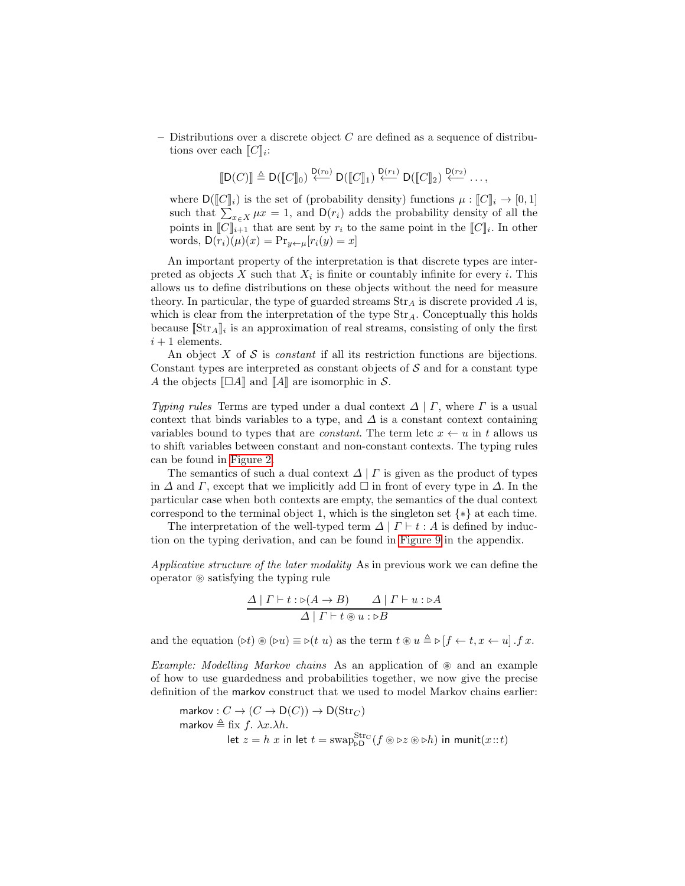– Distributions over a discrete object $C$ are defined as a sequence of distributions over each $[\![C]\!]_i$:

$$[\![\mathsf{D}(C)]\!] \triangleq \mathsf{D}([\![C]\!]_0) \overset{\mathsf{D}(r_0)}{\longleftarrow} \mathsf{D}([\![C]\!]_1) \overset{\mathsf{D}(r_1)}{\longleftarrow} \mathsf{D}([\![C]\!]_2) \overset{\mathsf{D}(r_2)}{\longleftarrow} \dots,$$

where $\mathsf{D}([\![C]\!]_i)$ is the set of (probability density) functions $\mu : [\![C]\!]_i \to [0,1]$ such that $\sum_{x \in X} \mu x = 1$, and $\mathsf{D}(r_i)$ adds the probability density of all the points in $[\![C]\!]_{i+1}$ that are sent by $r_i$ to the same point in the $[\![C]\!]_i$. In other words, $\mathsf{D}(r_i)(\mu)(x) = \Pr_{y \leftarrow \mu}[r_i(y) = x]$

An important property of the interpretation is that discrete types are interpreted as objects $X$ such that $X_i$ is finite or countably infinite for every $i$. This allows us to define distributions on these objects without the need for measure theory. In particular, the type of guarded streams $\mathrm{Str}_A$ is discrete provided $A$ is, which is clear from the interpretation of the type $\mathrm{Str}_A$. Conceptually this holds because $[\![\mathrm{Str}_A]\!]_i$ is an approximation of real streams, consisting of only the first $i+1$ elements.

An object $X$ of $\mathcal{S}$ is *constant* if all its restriction functions are bijections. Constant types are interpreted as constant objects of $\mathcal{S}$ and for a constant type $A$ the objects $[\![\Box A]\!]$ and $[\![A]\!]$ are isomorphic in $\mathcal{S}$.

*Typing rules* Terms are typed under a dual context $\Delta \mid \Gamma$, where $\Gamma$ is a usual context that binds variables to a type, and $\Delta$ is a constant context containing variables bound to types that are *constant*. The term letc $x \leftarrow u$ in $t$ allows us to shift variables between constant and non-constant contexts. The typing rules can be found in Figure 2.

The semantics of such a dual context $\Delta \mid \Gamma$ is given as the product of types in $\Delta$ and $\Gamma$, except that we implicitly add $\Box$ in front of every type in $\Delta$. In the particular case when both contexts are empty, the semantics of the dual context correspond to the terminal object 1, which is the singleton set $\{*\}$ at each time.

The interpretation of the well-typed term $\Delta \mid \Gamma \vdash t : A$ is defined by induction on the typing derivation, and can be found in Figure 9 in the appendix.

*Applicative structure of the later modality* As in previous work we can define the operator $\circledast$ satisfying the typing rule

$$\frac{\Delta \mid \Gamma \vdash t : \triangleright(A \to B) \qquad \Delta \mid \Gamma \vdash u : \triangleright A}{\Delta \mid \Gamma \vdash t \circledast u : \triangleright B}$$

and the equation $(\triangleright t) \circledast (\triangleright u) \equiv \triangleright (t\ u)$ as the term $t \circledast u \triangleq \triangleright [f \leftarrow t, x \leftarrow u] \,.\, f\, x$.

*Example: Modelling Markov chains* As an application of $\circledast$ and an example of how to use guardedness and probabilities together, we now give the precise definition of the $\mathsf{markov}$ construct that we used to model Markov chains earlier:

$$\begin{aligned}
&\mathsf{markov} : C \to (C \to \mathsf{D}(C)) \to \mathsf{D}(\mathrm{Str}_C) \\
&\mathsf{markov} \triangleq \mathrm{fix}\ f.\ \lambda x. \lambda h. \\
&\qquad\quad \mathsf{let}\ z = h\ x\ \mathsf{in}\ \mathsf{let}\ t = \mathrm{swap}_{\triangleright \mathsf{D}}^{\mathrm{Str}_C}(f \circledast \triangleright z \circledast \triangleright h)\ \mathsf{in}\ \mathsf{munit}(x :: t)
\end{aligned}$$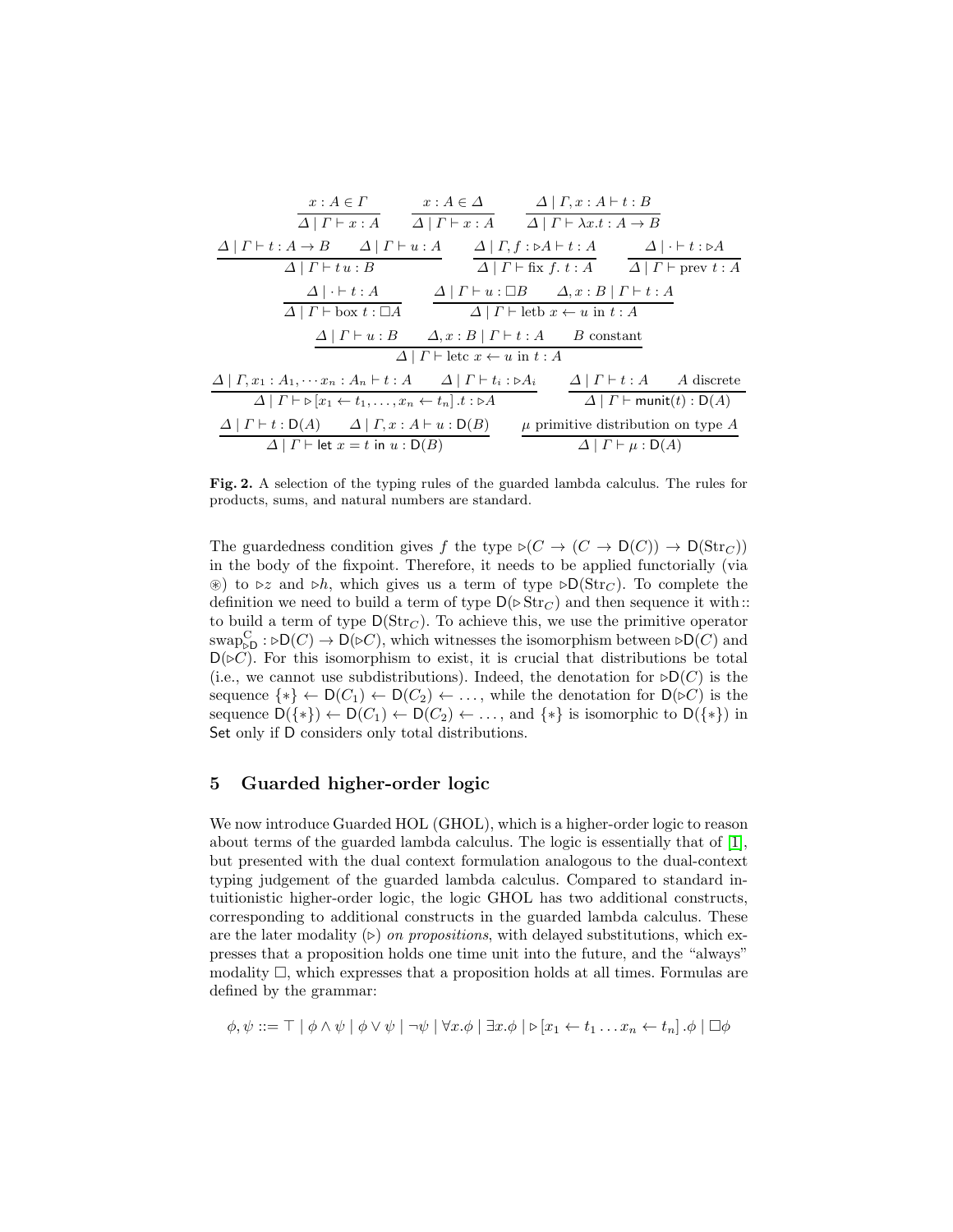$$
\frac{x : A \in \Gamma}{\Delta \mid \Gamma \vdash x : A}
\qquad
\frac{x : A \in \Delta}{\Delta \mid \Gamma \vdash x : A}
\qquad
\frac{\Delta \mid \Gamma, x : A \vdash t : B}{\Delta \mid \Gamma \vdash \lambda x.t : A \to B}
$$

$$
\frac{\Delta \mid \Gamma \vdash t : A \to B \qquad \Delta \mid \Gamma \vdash u : A}{\Delta \mid \Gamma \vdash t\, u : B}
\qquad
\frac{\Delta \mid \Gamma, f : \triangleright A \vdash t : A}{\Delta \mid \Gamma \vdash \text{fix } f.\ t : A}
\qquad
\frac{\Delta \mid \cdot \vdash t : \triangleright A}{\Delta \mid \Gamma \vdash \text{prev } t : A}
$$

$$
\frac{\Delta \mid \cdot \vdash t : A}{\Delta \mid \Gamma \vdash \text{box } t : \Box A}
\qquad
\frac{\Delta \mid \Gamma \vdash u : \Box B \qquad \Delta, x : B \mid \Gamma \vdash t : A}{\Delta \mid \Gamma \vdash \text{letb } x \leftarrow u \text{ in } t : A}
$$

$$
\frac{\Delta \mid \Gamma \vdash u : B \qquad \Delta, x : B \mid \Gamma \vdash t : A \qquad B \text{ constant}}{\Delta \mid \Gamma \vdash \text{letc } x \leftarrow u \text{ in } t : A}
$$

$$
\frac{\Delta \mid \Gamma, x_1 : A_1, \cdots x_n : A_n \vdash t : A \qquad \Delta \mid \Gamma \vdash t_i : \triangleright A_i}{\Delta \mid \Gamma \vdash \triangleright [x_1 \leftarrow t_1, \ldots, x_n \leftarrow t_n] . t : \triangleright A}
\qquad
\frac{\Delta \mid \Gamma \vdash t : A \qquad A \text{ discrete}}{\Delta \mid \Gamma \vdash \mathsf{munit}(t) : \mathsf{D}(A)}
$$

$$
\frac{\Delta \mid \Gamma \vdash t : \mathsf{D}(A) \qquad \Delta \mid \Gamma, x : A \vdash u : \mathsf{D}(B)}{\Delta \mid \Gamma \vdash \mathsf{let}\ x = t\ \mathsf{in}\ u : \mathsf{D}(B)}
\qquad
\frac{\mu \text{ primitive distribution on type } A}{\Delta \mid \Gamma \vdash \mu : \mathsf{D}(A)}
$$

**Fig. 2.** A selection of the typing rules of the guarded lambda calculus. The rules for products, sums, and natural numbers are standard.

The guardedness condition gives $f$ the type $\triangleright(C \to (C \to \mathsf{D}(C)) \to \mathsf{D}(\mathrm{Str}_C))$ in the body of the fixpoint. Therefore, it needs to be applied functorially (via $\circledast$) to $\triangleright z$ and $\triangleright h$, which gives us a term of type $\triangleright \mathsf{D}(\mathrm{Str}_C)$. To complete the definition we need to build a term of type $\mathsf{D}(\triangleright \mathrm{Str}_C)$ and then sequence it with :: to build a term of type $\mathsf{D}(\mathrm{Str}_C)$. To achieve this, we use the primitive operator $\mathrm{swap}^{\mathrm{C}}_{\triangleright\mathsf{D}} : \triangleright \mathsf{D}(C) \to \mathsf{D}(\triangleright C)$, which witnesses the isomorphism between $\triangleright \mathsf{D}(C)$ and $\mathsf{D}(\triangleright C)$. For this isomorphism to exist, it is crucial that distributions be total (i.e., we cannot use subdistributions). Indeed, the denotation for $\triangleright \mathsf{D}(C)$ is the sequence $\{*\} \leftarrow \mathsf{D}(C_1) \leftarrow \mathsf{D}(C_2) \leftarrow \ldots$, while the denotation for $\mathsf{D}(\triangleright C)$ is the sequence $\mathsf{D}(\{*\}) \leftarrow \mathsf{D}(C_1) \leftarrow \mathsf{D}(C_2) \leftarrow \ldots$, and $\{*\}$ is isomorphic to $\mathsf{D}(\{*\})$ in $\mathsf{Set}$ only if $\mathsf{D}$ considers only total distributions.

## 5 Guarded higher-order logic

We now introduce Guarded HOL (GHOL), which is a higher-order logic to reason about terms of the guarded lambda calculus. The logic is essentially that of [1], but presented with the dual context formulation analogous to the dual-context typing judgement of the guarded lambda calculus. Compared to standard intuitionistic higher-order logic, the logic GHOL has two additional constructs, corresponding to additional constructs in the guarded lambda calculus. These are the later modality ($\triangleright$) *on propositions*, with delayed substitutions, which expresses that a proposition holds one time unit into the future, and the "always" modality $\Box$, which expresses that a proposition holds at all times. Formulas are defined by the grammar:

$$
\phi, \psi ::= \top \mid \phi \wedge \psi \mid \phi \vee \psi \mid \neg \psi \mid \forall x.\phi \mid \exists x.\phi \mid \triangleright [x_1 \leftarrow t_1 \ldots x_n \leftarrow t_n] . \phi \mid \Box \phi
$$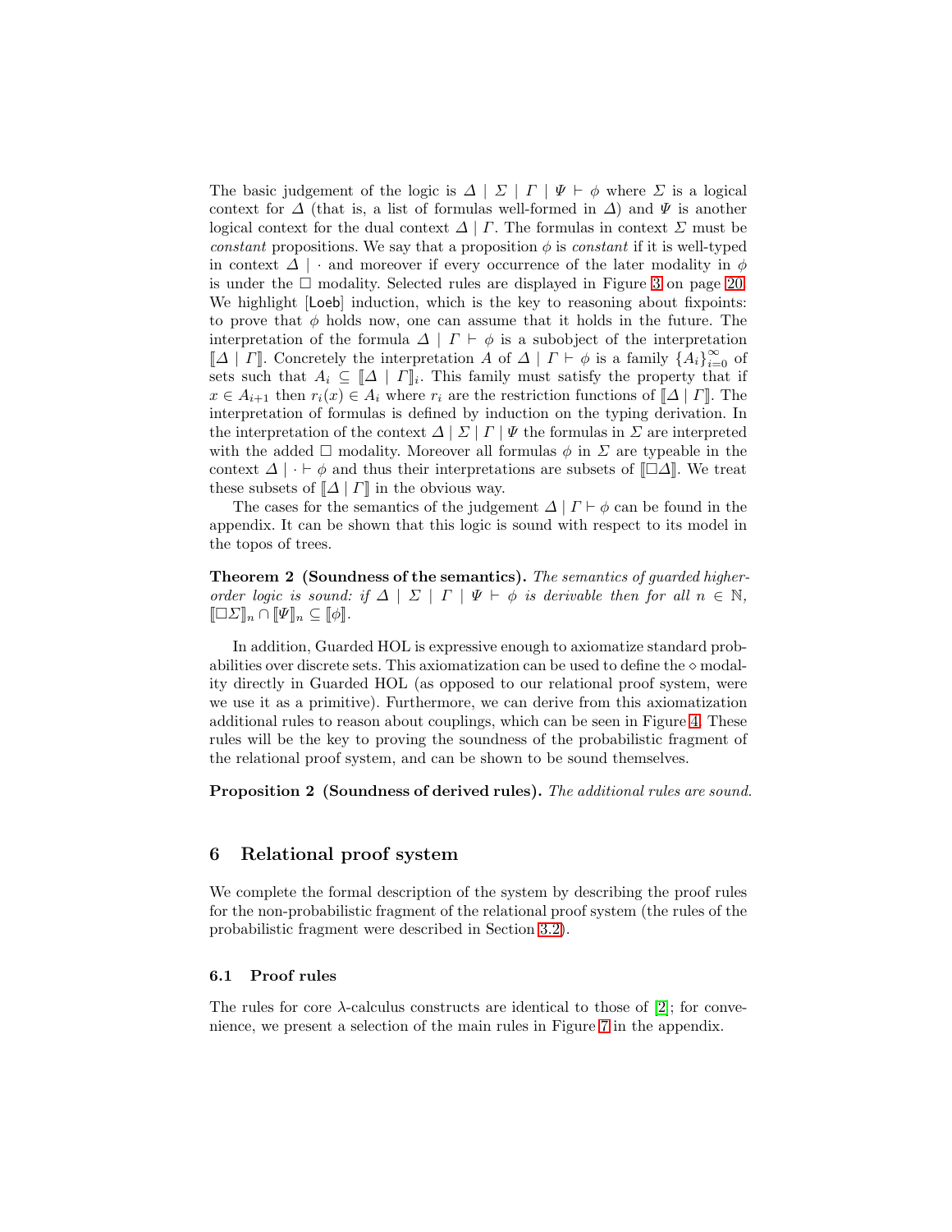The basic judgement of the logic is $\Delta \mid \Sigma \mid \Gamma \mid \Psi \vdash \phi$ where $\Sigma$ is a logical context for $\Delta$ (that is, a list of formulas well-formed in $\Delta$) and $\Psi$ is another logical context for the dual context $\Delta \mid \Gamma$. The formulas in context $\Sigma$ must be *constant* propositions. We say that a proposition $\phi$ is *constant* if it is well-typed in context $\Delta \mid \cdot$ and moreover if every occurrence of the later modality in $\phi$ is under the $\Box$ modality. Selected rules are displayed in Figure 3 on page 20. We highlight [Loeb] induction, which is the key to reasoning about fixpoints: to prove that $\phi$ holds now, one can assume that it holds in the future. The interpretation of the formula $\Delta \mid \Gamma \vdash \phi$ is a subobject of the interpretation $[\![\Delta \mid \Gamma]\!]$. Concretely the interpretation $A$ of $\Delta \mid \Gamma \vdash \phi$ is a family $\{A_i\}_{i=0}^{\infty}$ of sets such that $A_i \subseteq [\![\Delta \mid \Gamma]\!]_i$. This family must satisfy the property that if $x \in A_{i+1}$ then $r_i(x) \in A_i$ where $r_i$ are the restriction functions of $[\![\Delta \mid \Gamma]\!]$. The interpretation of formulas is defined by induction on the typing derivation. In the interpretation of the context $\Delta \mid \Sigma \mid \Gamma \mid \Psi$ the formulas in $\Sigma$ are interpreted with the added $\Box$ modality. Moreover all formulas $\phi$ in $\Sigma$ are typeable in the context $\Delta \mid \cdot \vdash \phi$ and thus their interpretations are subsets of $[\![\Box\Delta]\!]$. We treat these subsets of $[\![\Delta \mid \Gamma]\!]$ in the obvious way.

The cases for the semantics of the judgement $\Delta \mid \Gamma \vdash \phi$ can be found in the appendix. It can be shown that this logic is sound with respect to its model in the topos of trees.

**Theorem 2 (Soundness of the semantics).** *The semantics of guarded higher-order logic is sound: if $\Delta \mid \Sigma \mid \Gamma \mid \Psi \vdash \phi$ is derivable then for all $n \in \mathbb{N}$, $[\![\Box\Sigma]\!]_n \cap [\![\Psi]\!]_n \subseteq [\![\phi]\!]$.*

In addition, Guarded HOL is expressive enough to axiomatize standard probabilities over discrete sets. This axiomatization can be used to define the $\diamond$ modality directly in Guarded HOL (as opposed to our relational proof system, were we use it as a primitive). Furthermore, we can derive from this axiomatization additional rules to reason about couplings, which can be seen in Figure 4. These rules will be the key to proving the soundness of the probabilistic fragment of the relational proof system, and can be shown to be sound themselves.

**Proposition 2 (Soundness of derived rules).** *The additional rules are sound.*

## 6 Relational proof system

We complete the formal description of the system by describing the proof rules for the non-probabilistic fragment of the relational proof system (the rules of the probabilistic fragment were described in Section 3.2).

### 6.1 Proof rules

The rules for core $\lambda$-calculus constructs are identical to those of [2]; for convenience, we present a selection of the main rules in Figure 7 in the appendix.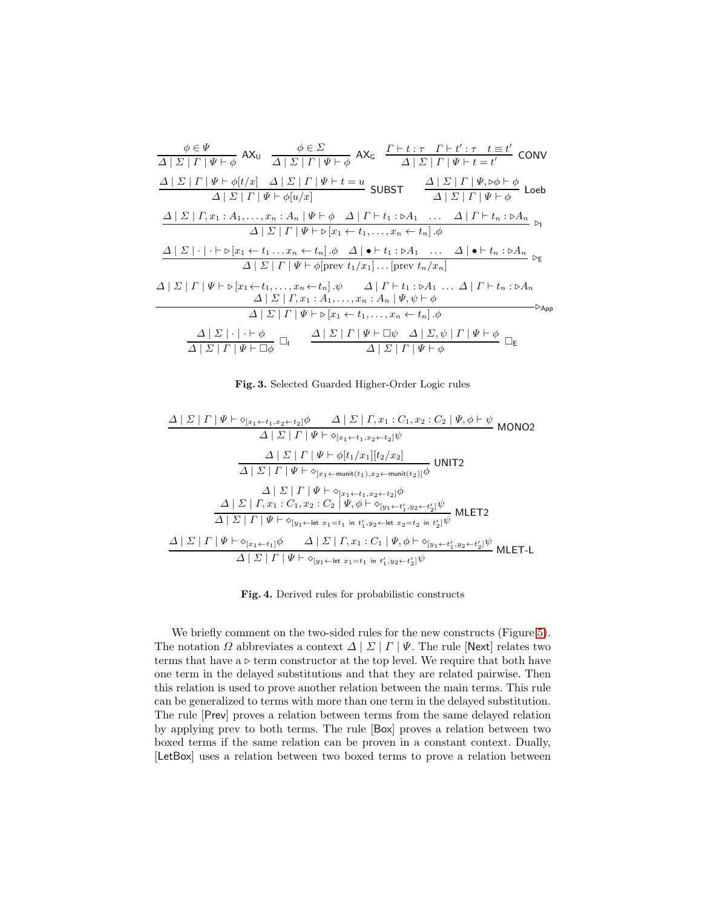$$\frac{\phi \in \Psi}{\Delta \mid \Sigma \mid \Gamma \mid \Psi \vdash \phi}\ \mathsf{AX_U} \qquad \frac{\phi \in \Sigma}{\Delta \mid \Sigma \mid \Gamma \mid \Psi \vdash \phi}\ \mathsf{AX_G} \qquad \frac{\Gamma \vdash t : \tau \quad \Gamma \vdash t' : \tau \quad t \equiv t'}{\Delta \mid \Sigma \mid \Gamma \mid \Psi \vdash t = t'}\ \mathsf{CONV}$$

$$\frac{\Delta \mid \Sigma \mid \Gamma \mid \Psi \vdash \phi[t/x] \quad \Delta \mid \Sigma \mid \Gamma \mid \Psi \vdash t = u}{\Delta \mid \Sigma \mid \Gamma \mid \Psi \vdash \phi[u/x]}\ \mathsf{SUBST} \qquad \frac{\Delta \mid \Sigma \mid \Gamma \mid \Psi, \triangleright\phi \vdash \phi}{\Delta \mid \Sigma \mid \Gamma \mid \Psi \vdash \phi}\ \mathsf{Loeb}$$

$$\frac{\Delta \mid \Sigma \mid \Gamma, x_1 : A_1, \ldots, x_n : A_n \mid \Psi \vdash \phi \quad \Delta \mid \Gamma \vdash t_1 : \triangleright A_1 \quad \ldots \quad \Delta \mid \Gamma \vdash t_n : \triangleright A_n}{\Delta \mid \Sigma \mid \Gamma \mid \Psi \vdash \triangleright[x_1 \leftarrow t_1, \ldots, x_n \leftarrow t_n].\phi}\ \triangleright_{\mathsf{I}}$$

$$\frac{\Delta \mid \Sigma \mid \cdot \mid \cdot \vdash \triangleright[x_1 \leftarrow t_1 \ldots x_n \leftarrow t_n].\phi \quad \Delta \mid \bullet \vdash t_1 : \triangleright A_1 \quad \ldots \quad \Delta \mid \bullet \vdash t_n : \triangleright A_n}{\Delta \mid \Sigma \mid \Gamma \mid \Psi \vdash \phi[\text{prev } t_1/x_1] \ldots [\text{prev } t_n/x_n]}\ \triangleright_{\mathsf{E}}$$

$$\frac{\begin{array}{c}\Delta \mid \Sigma \mid \Gamma \mid \Psi \vdash \triangleright[x_1 \leftarrow t_1, \ldots, x_n \leftarrow t_n].\psi \qquad \Delta \mid \Gamma \vdash t_1 : \triangleright A_1 \ \ldots \ \Delta \mid \Gamma \vdash t_n : \triangleright A_n \\ \Delta \mid \Sigma \mid \Gamma, x_1 : A_1, \ldots, x_n : A_n \mid \Psi, \psi \vdash \phi\end{array}}{\Delta \mid \Sigma \mid \Gamma \mid \Psi \vdash \triangleright[x_1 \leftarrow t_1, \ldots, x_n \leftarrow t_n].\phi}\ \triangleright_{\mathsf{App}}$$

$$\frac{\Delta \mid \Sigma \mid \cdot \mid \cdot \vdash \phi}{\Delta \mid \Sigma \mid \Gamma \mid \Psi \vdash \Box\phi}\ \Box_{\mathsf{I}} \qquad \frac{\Delta \mid \Sigma \mid \Gamma \mid \Psi \vdash \Box\psi \quad \Delta \mid \Sigma, \psi \mid \Gamma \mid \Psi \vdash \phi}{\Delta \mid \Sigma \mid \Gamma \mid \Psi \vdash \phi}\ \Box_{\mathsf{E}}$$

**Fig. 3.** Selected Guarded Higher-Order Logic rules

$$\frac{\Delta \mid \Sigma \mid \Gamma \mid \Psi \vdash \diamond_{[x_1 \leftarrow t_1, x_2 \leftarrow t_2]}\phi \qquad \Delta \mid \Sigma \mid \Gamma, x_1 : C_1, x_2 : C_2 \mid \Psi, \phi \vdash \psi}{\Delta \mid \Sigma \mid \Gamma \mid \Psi \vdash \diamond_{[x_1 \leftarrow t_1, x_2 \leftarrow t_2]}\psi}\ \mathsf{MONO2}$$

$$\frac{\Delta \mid \Sigma \mid \Gamma \mid \Psi \vdash \phi[t_1/x_1][t_2/x_2]}{\Delta \mid \Sigma \mid \Gamma \mid \Psi \vdash \diamond_{[x_1 \leftarrow \mathsf{munit}(t_1), x_2 \leftarrow \mathsf{munit}(t_2)]}\phi}\ \mathsf{UNIT2}$$

$$\frac{\begin{array}{c}\Delta \mid \Sigma \mid \Gamma \mid \Psi \vdash \diamond_{[x_1 \leftarrow t_1, x_2 \leftarrow t_2]}\phi \\ \Delta \mid \Sigma \mid \Gamma, x_1 : C_1, x_2 : C_2 \mid \Psi, \phi \vdash \diamond_{[y_1 \leftarrow t_1', y_2 \leftarrow t_2']}\psi\end{array}}{\Delta \mid \Sigma \mid \Gamma \mid \Psi \vdash \diamond_{[y_1 \leftarrow \mathsf{let}\ x_1 = t_1\ \mathsf{in}\ t_1', y_2 \leftarrow \mathsf{let}\ x_2 = t_2\ \mathsf{in}\ t_2']}\psi}\ \mathsf{MLET2}$$

$$\frac{\Delta \mid \Sigma \mid \Gamma \mid \Psi \vdash \diamond_{[x_1 \leftarrow t_1]}\phi \qquad \Delta \mid \Sigma \mid \Gamma, x_1 : C_1 \mid \Psi, \phi \vdash \diamond_{[y_1 \leftarrow t_1', y_2 \leftarrow t_2']}\psi}{\Delta \mid \Sigma \mid \Gamma \mid \Psi \vdash \diamond_{[y_1 \leftarrow \mathsf{let}\ x_1 = t_1\ \mathsf{in}\ t_1', y_2 \leftarrow t_2']}\psi}\ \mathsf{MLET\text{-}L}$$

**Fig. 4.** Derived rules for probabilistic constructs

We briefly comment on the two-sided rules for the new constructs (Figure 5). The notation $\Omega$ abbreviates a context $\Delta \mid \Sigma \mid \Gamma \mid \Psi$. The rule [Next] relates two terms that have a $\triangleright$ term constructor at the top level. We require that both have one term in the delayed substitutions and that they are related pairwise. Then this relation is used to prove another relation between the main terms. This rule can be generalized to terms with more than one term in the delayed substitution. The rule [Prev] proves a relation between terms from the same delayed relation by applying prev to both terms. The rule [Box] proves a relation between two boxed terms if the same relation can be proven in a constant context. Dually, [LetBox] uses a relation between two boxed terms to prove a relation between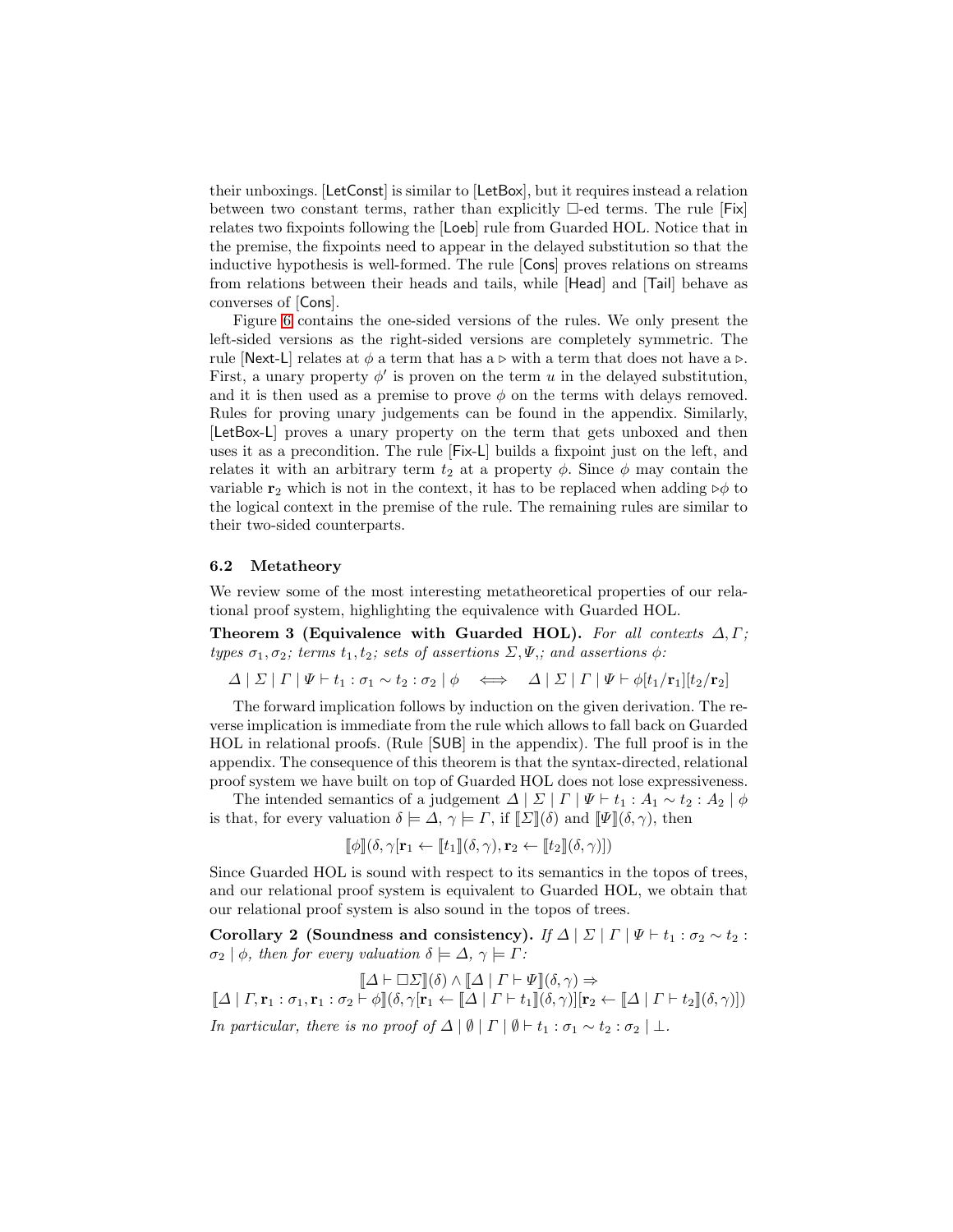their unboxings. [LetConst] is similar to [LetBox], but it requires instead a relation between two constant terms, rather than explicitly $\Box$-ed terms. The rule [Fix] relates two fixpoints following the [Loeb] rule from Guarded HOL. Notice that in the premise, the fixpoints need to appear in the delayed substitution so that the inductive hypothesis is well-formed. The rule [Cons] proves relations on streams from relations between their heads and tails, while [Head] and [Tail] behave as converses of [Cons].

Figure 6 contains the one-sided versions of the rules. We only present the left-sided versions as the right-sided versions are completely symmetric. The rule [Next-L] relates at $\phi$ a term that has a $\triangleright$ with a term that does not have a $\triangleright$. First, a unary property $\phi'$ is proven on the term $u$ in the delayed substitution, and it is then used as a premise to prove $\phi$ on the terms with delays removed. Rules for proving unary judgements can be found in the appendix. Similarly, [LetBox-L] proves a unary property on the term that gets unboxed and then uses it as a precondition. The rule [Fix-L] builds a fixpoint just on the left, and relates it with an arbitrary term $t_2$ at a property $\phi$. Since $\phi$ may contain the variable $\mathbf{r}_2$ which is not in the context, it has to be replaced when adding $\triangleright\phi$ to the logical context in the premise of the rule. The remaining rules are similar to their two-sided counterparts.

### 6.2 Metatheory

We review some of the most interesting metatheoretical properties of our relational proof system, highlighting the equivalence with Guarded HOL.

**Theorem 3 (Equivalence with Guarded HOL).** *For all contexts $\Delta, \Gamma$; types $\sigma_1, \sigma_2$; terms $t_1, t_2$; sets of assertions $\Sigma, \Psi,$; and assertions $\phi$:*

$$\Delta \mid \Sigma \mid \Gamma \mid \Psi \vdash t_1 : \sigma_1 \sim t_2 : \sigma_2 \mid \phi \quad \Longleftrightarrow \quad \Delta \mid \Sigma \mid \Gamma \mid \Psi \vdash \phi[t_1/\mathbf{r}_1][t_2/\mathbf{r}_2]$$

The forward implication follows by induction on the given derivation. The reverse implication is immediate from the rule which allows to fall back on Guarded HOL in relational proofs. (Rule [SUB] in the appendix). The full proof is in the appendix. The consequence of this theorem is that the syntax-directed, relational proof system we have built on top of Guarded HOL does not lose expressiveness.

The intended semantics of a judgement $\Delta \mid \Sigma \mid \Gamma \mid \Psi \vdash t_1 : A_1 \sim t_2 : A_2 \mid \phi$ is that, for every valuation $\delta \models \Delta$, $\gamma \models \Gamma$, if $[\![\Sigma]\!](\delta)$ and $[\![\Psi]\!](\delta, \gamma)$, then

$$[\![\phi]\!](\delta, \gamma[\mathbf{r}_1 \leftarrow [\![t_1]\!](\delta, \gamma), \mathbf{r}_2 \leftarrow [\![t_2]\!](\delta, \gamma)])$$

Since Guarded HOL is sound with respect to its semantics in the topos of trees, and our relational proof system is equivalent to Guarded HOL, we obtain that our relational proof system is also sound in the topos of trees.

**Corollary 2 (Soundness and consistency).** *If $\Delta \mid \Sigma \mid \Gamma \mid \Psi \vdash t_1 : \sigma_2 \sim t_2 : \sigma_2 \mid \phi$, then for every valuation $\delta \models \Delta$, $\gamma \models \Gamma$:*

$$[\![\Delta \vdash \Box\Sigma]\!](\delta) \wedge [\![\Delta \mid \Gamma \vdash \Psi]\!](\delta, \gamma) \Rightarrow$$
$$[\![\Delta \mid \Gamma, \mathbf{r}_1 : \sigma_1, \mathbf{r}_1 : \sigma_2 \vdash \phi]\!](\delta, \gamma[\mathbf{r}_1 \leftarrow [\![\Delta \mid \Gamma \vdash t_1]\!](\delta, \gamma)][\mathbf{r}_2 \leftarrow [\![\Delta \mid \Gamma \vdash t_2]\!](\delta, \gamma)])$$

*In particular, there is no proof of $\Delta \mid \emptyset \mid \Gamma \mid \emptyset \vdash t_1 : \sigma_1 \sim t_2 : \sigma_2 \mid \bot$.*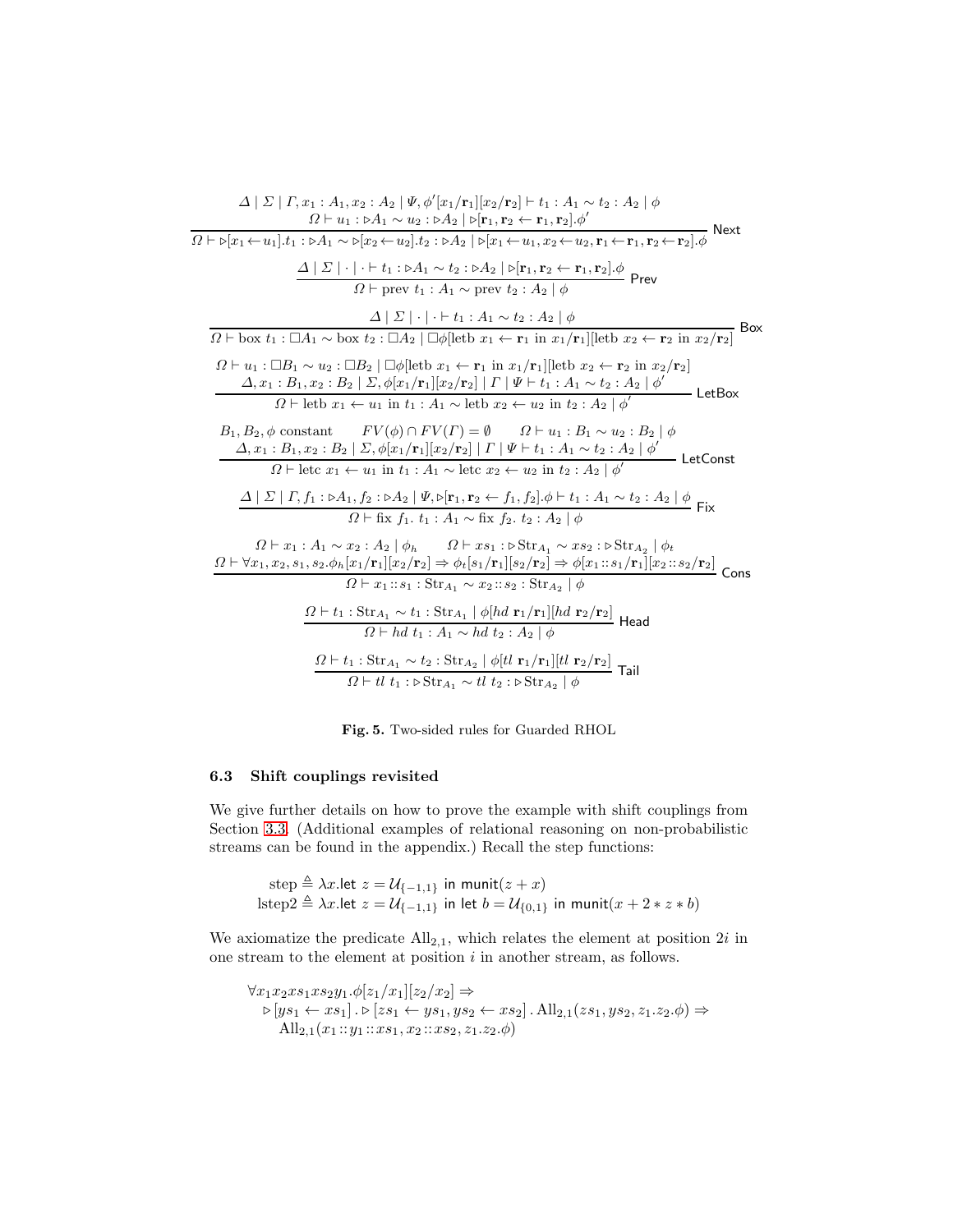$$\frac{\begin{array}{c}\Delta \mid \Sigma \mid \Gamma, x_1 : A_1, x_2 : A_2 \mid \Psi, \phi'[x_1/\mathbf{r}_1][x_2/\mathbf{r}_2] \vdash t_1 : A_1 \sim t_2 : A_2 \mid \phi \\ \Omega \vdash u_1 : \triangleright A_1 \sim u_2 : \triangleright A_2 \mid \triangleright[\mathbf{r}_1, \mathbf{r}_2 \leftarrow \mathbf{r}_1, \mathbf{r}_2].\phi'\end{array}}{\Omega \vdash \triangleright[x_1 \leftarrow u_1].t_1 : \triangleright A_1 \sim \triangleright[x_2 \leftarrow u_2].t_2 : \triangleright A_2 \mid \triangleright[x_1 \leftarrow u_1, x_2 \leftarrow u_2, \mathbf{r}_1 \leftarrow \mathbf{r}_1, \mathbf{r}_2 \leftarrow \mathbf{r}_2].\phi} \textsf{ Next}$$

$$\frac{\Delta \mid \Sigma \mid \cdot \mid \cdot \vdash t_1 : \triangleright A_1 \sim t_2 : \triangleright A_2 \mid \triangleright[\mathbf{r}_1, \mathbf{r}_2 \leftarrow \mathbf{r}_1, \mathbf{r}_2].\phi}{\Omega \vdash \text{prev } t_1 : A_1 \sim \text{prev } t_2 : A_2 \mid \phi} \textsf{ Prev}$$

$$\frac{\Delta \mid \Sigma \mid \cdot \mid \cdot \vdash t_1 : A_1 \sim t_2 : A_2 \mid \phi}{\Omega \vdash \text{box } t_1 : \square A_1 \sim \text{box } t_2 : \square A_2 \mid \square\phi[\text{letb } x_1 \leftarrow \mathbf{r}_1 \text{ in } x_1/\mathbf{r}_1][\text{letb } x_2 \leftarrow \mathbf{r}_2 \text{ in } x_2/\mathbf{r}_2]} \textsf{ Box}$$

$$\frac{\begin{array}{c}\Omega \vdash u_1 : \square B_1 \sim u_2 : \square B_2 \mid \square\phi[\text{letb } x_1 \leftarrow \mathbf{r}_1 \text{ in } x_1/\mathbf{r}_1][\text{letb } x_2 \leftarrow \mathbf{r}_2 \text{ in } x_2/\mathbf{r}_2] \\ \Delta, x_1 : B_1, x_2 : B_2 \mid \Sigma, \phi[x_1/\mathbf{r}_1][x_2/\mathbf{r}_2] \mid \Gamma \mid \Psi \vdash t_1 : A_1 \sim t_2 : A_2 \mid \phi'\end{array}}{\Omega \vdash \text{letb } x_1 \leftarrow u_1 \text{ in } t_1 : A_1 \sim \text{letb } x_2 \leftarrow u_2 \text{ in } t_2 : A_2 \mid \phi'} \textsf{ LetBox}$$

$$\frac{\begin{array}{c}B_1, B_2, \phi \text{ constant} \qquad FV(\phi) \cap FV(\Gamma) = \emptyset \qquad \Omega \vdash u_1 : B_1 \sim u_2 : B_2 \mid \phi \\ \Delta, x_1 : B_1, x_2 : B_2 \mid \Sigma, \phi[x_1/\mathbf{r}_1][x_2/\mathbf{r}_2] \mid \Gamma \mid \Psi \vdash t_1 : A_1 \sim t_2 : A_2 \mid \phi'\end{array}}{\Omega \vdash \text{letc } x_1 \leftarrow u_1 \text{ in } t_1 : A_1 \sim \text{letc } x_2 \leftarrow u_2 \text{ in } t_2 : A_2 \mid \phi'} \textsf{ LetConst}$$

$$\frac{\Delta \mid \Sigma \mid \Gamma, f_1 : \triangleright A_1, f_2 : \triangleright A_2 \mid \Psi, \triangleright[\mathbf{r}_1, \mathbf{r}_2 \leftarrow f_1, f_2].\phi \vdash t_1 : A_1 \sim t_2 : A_2 \mid \phi}{\Omega \vdash \text{fix } f_1.\ t_1 : A_1 \sim \text{fix } f_2.\ t_2 : A_2 \mid \phi} \textsf{ Fix}$$

$$\frac{\begin{array}{c}\Omega \vdash x_1 : A_1 \sim x_2 : A_2 \mid \phi_h \qquad \Omega \vdash xs_1 : \triangleright \text{Str}_{A_1} \sim xs_2 : \triangleright \text{Str}_{A_2} \mid \phi_t \\ \Omega \vdash \forall x_1, x_2, s_1, s_2. \phi_h[x_1/\mathbf{r}_1][x_2/\mathbf{r}_2] \Rightarrow \phi_t[s_1/\mathbf{r}_1][s_2/\mathbf{r}_2] \Rightarrow \phi[x_1 :: s_1/\mathbf{r}_1][x_2 :: s_2/\mathbf{r}_2]\end{array}}{\Omega \vdash x_1 :: s_1 : \text{Str}_{A_1} \sim x_2 :: s_2 : \text{Str}_{A_2} \mid \phi} \textsf{ Cons}$$

$$\frac{\Omega \vdash t_1 : \text{Str}_{A_1} \sim t_1 : \text{Str}_{A_1} \mid \phi[hd\ \mathbf{r}_1/\mathbf{r}_1][hd\ \mathbf{r}_2/\mathbf{r}_2]}{\Omega \vdash hd\ t_1 : A_1 \sim hd\ t_2 : A_2 \mid \phi} \textsf{ Head}$$

$$\frac{\Omega \vdash t_1 : \text{Str}_{A_1} \sim t_2 : \text{Str}_{A_2} \mid \phi[tl\ \mathbf{r}_1/\mathbf{r}_1][tl\ \mathbf{r}_2/\mathbf{r}_2]}{\Omega \vdash tl\ t_1 : \triangleright \text{Str}_{A_1} \sim tl\ t_2 : \triangleright \text{Str}_{A_2} \mid \phi} \textsf{ Tail}$$

**Fig. 5.** Two-sided rules for Guarded RHOL

### 6.3 Shift couplings revisited

We give further details on how to prove the example with shift couplings from Section 3.3. (Additional examples of relational reasoning on non-probabilistic streams can be found in the appendix.) Recall the step functions:

$$\begin{array}{l}\text{step} \triangleq \lambda x.\mathsf{let}\ z = \mathcal{U}_{\{-1,1\}}\ \mathsf{in}\ \mathsf{munit}(z + x) \\ \text{lstep2} \triangleq \lambda x.\mathsf{let}\ z = \mathcal{U}_{\{-1,1\}}\ \mathsf{in}\ \mathsf{let}\ b = \mathcal{U}_{\{0,1\}}\ \mathsf{in}\ \mathsf{munit}(x + 2 * z * b)\end{array}$$

We axiomatize the predicate $\text{All}_{2,1}$, which relates the element at position $2i$ in one stream to the element at position $i$ in another stream, as follows.

$$\begin{array}{l}\forall x_1 x_2 xs_1 xs_2 y_1. \phi[z_1/x_1][z_2/x_2] \Rightarrow \\ \quad \triangleright[ys_1 \leftarrow xs_1] . \triangleright[zs_1 \leftarrow ys_1, ys_2 \leftarrow xs_2] . \text{All}_{2,1}(zs_1, ys_2, z_1.z_2.\phi) \Rightarrow \\ \qquad \text{All}_{2,1}(x_1 :: y_1 :: xs_1, x_2 :: xs_2, z_1.z_2.\phi)\end{array}$$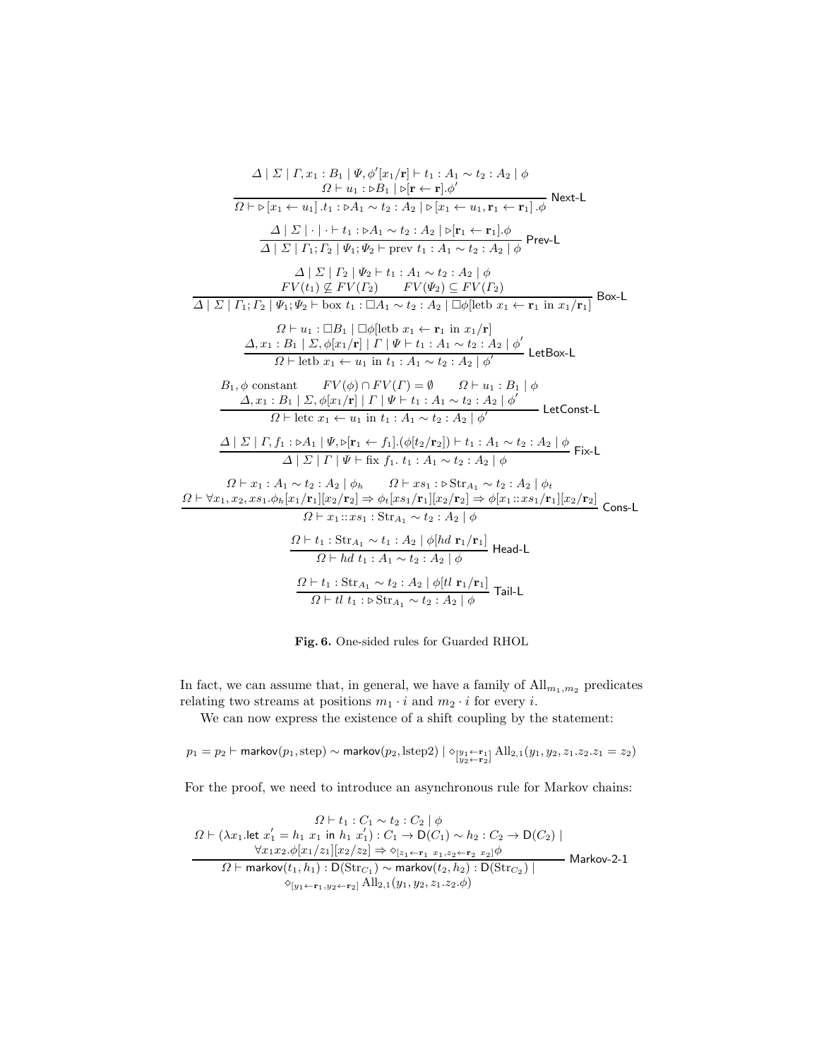$$\frac{\begin{array}{c}\Delta \mid \Sigma \mid \Gamma, x_1 : B_1 \mid \Psi, \phi'[x_1/\mathbf{r}] \vdash t_1 : A_1 \sim t_2 : A_2 \mid \phi \\ \Omega \vdash u_1 : \triangleright B_1 \mid \triangleright[\mathbf{r} \leftarrow \mathbf{r}].\phi'\end{array}}{\Omega \vdash \triangleright[x_1 \leftarrow u_1].t_1 : \triangleright A_1 \sim t_2 : A_2 \mid \triangleright[x_1 \leftarrow u_1, \mathbf{r}_1 \leftarrow \mathbf{r}_1].\phi} \ \textsf{Next-L}$$

$$\frac{\Delta \mid \Sigma \mid \cdot \mid \cdot \vdash t_1 : \triangleright A_1 \sim t_2 : A_2 \mid \triangleright[\mathbf{r}_1 \leftarrow \mathbf{r}_1].\phi}{\Delta \mid \Sigma \mid \Gamma_1; \Gamma_2 \mid \Psi_1; \Psi_2 \vdash \text{prev } t_1 : A_1 \sim t_2 : A_2 \mid \phi} \ \textsf{Prev-L}$$

$$\frac{\begin{array}{c}\Delta \mid \Sigma \mid \Gamma_2 \mid \Psi_2 \vdash t_1 : A_1 \sim t_2 : A_2 \mid \phi \\ FV(t_1) \not\subseteq FV(\Gamma_2) \qquad FV(\Psi_2) \subseteq FV(\Gamma_2)\end{array}}{\Delta \mid \Sigma \mid \Gamma_1; \Gamma_2 \mid \Psi_1; \Psi_2 \vdash \text{box } t_1 : \Box A_1 \sim t_2 : A_2 \mid \Box\phi[\text{letb } x_1 \leftarrow \mathbf{r}_1 \text{ in } x_1/\mathbf{r}_1]} \ \textsf{Box-L}$$

$$\frac{\begin{array}{c}\Omega \vdash u_1 : \Box B_1 \mid \Box\phi[\text{letb } x_1 \leftarrow \mathbf{r}_1 \text{ in } x_1/\mathbf{r}] \\ \Delta, x_1 : B_1 \mid \Sigma, \phi[x_1/\mathbf{r}] \mid \Gamma \mid \Psi \vdash t_1 : A_1 \sim t_2 : A_2 \mid \phi'\end{array}}{\Omega \vdash \text{letb } x_1 \leftarrow u_1 \text{ in } t_1 : A_1 \sim t_2 : A_2 \mid \phi'} \ \textsf{LetBox-L}$$

$$\frac{\begin{array}{c}B_1, \phi \text{ constant} \qquad FV(\phi) \cap FV(\Gamma) = \emptyset \qquad \Omega \vdash u_1 : B_1 \mid \phi \\ \Delta, x_1 : B_1 \mid \Sigma, \phi[x_1/\mathbf{r}] \mid \Gamma \mid \Psi \vdash t_1 : A_1 \sim t_2 : A_2 \mid \phi'\end{array}}{\Omega \vdash \text{letc } x_1 \leftarrow u_1 \text{ in } t_1 : A_1 \sim t_2 : A_2 \mid \phi'} \ \textsf{LetConst-L}$$

$$\frac{\Delta \mid \Sigma \mid \Gamma, f_1 : \triangleright A_1 \mid \Psi, \triangleright[\mathbf{r}_1 \leftarrow f_1].(\phi[t_2/\mathbf{r}_2]) \vdash t_1 : A_1 \sim t_2 : A_2 \mid \phi}{\Delta \mid \Sigma \mid \Gamma \mid \Psi \vdash \text{fix } f_1.\ t_1 : A_1 \sim t_2 : A_2 \mid \phi} \ \textsf{Fix-L}$$

$$\frac{\begin{array}{c}\Omega \vdash x_1 : A_1 \sim t_2 : A_2 \mid \phi_h \qquad \Omega \vdash xs_1 : \triangleright \text{Str}_{A_1} \sim t_2 : A_2 \mid \phi_t \\ \Omega \vdash \forall x_1, x_2, xs_1.\phi_h[x_1/\mathbf{r}_1][x_2/\mathbf{r}_2] \Rightarrow \phi_t[xs_1/\mathbf{r}_1][x_2/\mathbf{r}_2] \Rightarrow \phi[x_1 :: xs_1/\mathbf{r}_1][x_2/\mathbf{r}_2]\end{array}}{\Omega \vdash x_1 :: xs_1 : \text{Str}_{A_1} \sim t_2 : A_2 \mid \phi} \ \textsf{Cons-L}$$

$$\frac{\Omega \vdash t_1 : \text{Str}_{A_1} \sim t_1 : A_2 \mid \phi[hd\ \mathbf{r}_1/\mathbf{r}_1]}{\Omega \vdash hd\ t_1 : A_1 \sim t_2 : A_2 \mid \phi} \ \textsf{Head-L}$$

$$\frac{\Omega \vdash t_1 : \text{Str}_{A_1} \sim t_2 : A_2 \mid \phi[tl\ \mathbf{r}_1/\mathbf{r}_1]}{\Omega \vdash tl\ t_1 : \triangleright \text{Str}_{A_1} \sim t_2 : A_2 \mid \phi} \ \textsf{Tail-L}$$

**Fig. 6.** One-sided rules for Guarded RHOL

In fact, we can assume that, in general, we have a family of $\text{All}_{m_1,m_2}$ predicates relating two streams at positions $m_1 \cdot i$ and $m_2 \cdot i$ for every $i$.

We can now express the existence of a shift coupling by the statement:

$$p_1 = p_2 \vdash \mathsf{markov}(p_1, \text{step}) \sim \mathsf{markov}(p_2, \text{lstep2}) \mid \diamond_{\substack{[y_1 \leftarrow \mathbf{r}_1] \\ [y_2 \leftarrow \mathbf{r}_2]}} \text{All}_{2,1}(y_1, y_2, z_1.z_2.z_1 = z_2)$$

For the proof, we need to introduce an asynchronous rule for Markov chains:

$$\frac{\begin{array}{c}\Omega \vdash t_1 : C_1 \sim t_2 : C_2 \mid \phi \\ \Omega \vdash (\lambda x_1.\mathsf{let}\ x_1' = h_1\ x_1\ \mathsf{in}\ h_1\ x_1') : C_1 \to \mathsf{D}(C_1) \sim h_2 : C_2 \to \mathsf{D}(C_2) \mid \\ \forall x_1 x_2.\phi[x_1/z_1][x_2/z_2] \Rightarrow \diamond_{[z_1 \leftarrow \mathbf{r}_1\ x_1, z_2 \leftarrow \mathbf{r}_2\ x_2]}\phi\end{array}}{\begin{array}{c}\Omega \vdash \mathsf{markov}(t_1, h_1) : \mathsf{D}(\text{Str}_{C_1}) \sim \mathsf{markov}(t_2, h_2) : \mathsf{D}(\text{Str}_{C_2}) \mid \\ \diamond_{[y_1 \leftarrow \mathbf{r}_1, y_2 \leftarrow \mathbf{r}_2]} \text{All}_{2,1}(y_1, y_2, z_1.z_2.\phi)\end{array}} \ \textsf{Markov-2-1}$$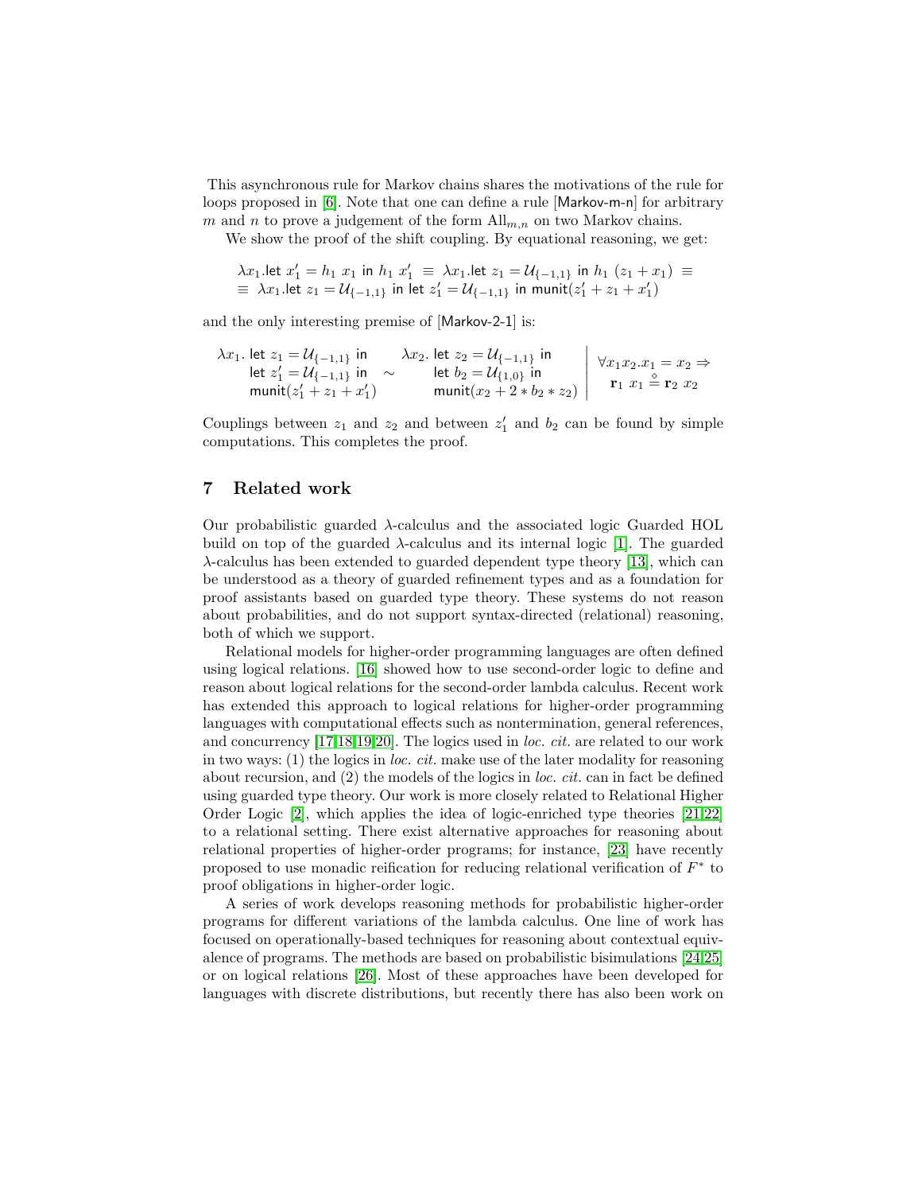This asynchronous rule for Markov chains shares the motivations of the rule for loops proposed in [6]. Note that one can define a rule [Markov-m-n] for arbitrary $m$ and $n$ to prove a judgement of the form $\text{All}_{m,n}$ on two Markov chains.

We show the proof of the shift coupling. By equational reasoning, we get:

$$\lambda x_1.\mathsf{let}\ x_1' = h_1\ x_1\ \mathsf{in}\ h_1\ x_1' \ \equiv\ \lambda x_1.\mathsf{let}\ z_1 = \mathcal{U}_{\{-1,1\}}\ \mathsf{in}\ h_1\ (z_1 + x_1) \ \equiv$$
$$\equiv\ \lambda x_1.\mathsf{let}\ z_1 = \mathcal{U}_{\{-1,1\}}\ \mathsf{in}\ \mathsf{let}\ z_1' = \mathcal{U}_{\{-1,1\}}\ \mathsf{in}\ \mathsf{munit}(z_1' + z_1 + x_1')$$

and the only interesting premise of [Markov-2-1] is:

$$\begin{array}{l} \lambda x_1.\ \mathsf{let}\ z_1 = \mathcal{U}_{\{-1,1\}}\ \mathsf{in} \\ \quad\ \ \mathsf{let}\ z_1' = \mathcal{U}_{\{-1,1\}}\ \mathsf{in} \\ \quad\ \ \mathsf{munit}(z_1' + z_1 + x_1') \end{array} \sim \begin{array}{l} \lambda x_2.\ \mathsf{let}\ z_2 = \mathcal{U}_{\{-1,1\}}\ \mathsf{in} \\ \quad\ \ \mathsf{let}\ b_2 = \mathcal{U}_{\{1,0\}}\ \mathsf{in} \\ \quad\ \ \mathsf{munit}(x_2 + 2 * b_2 * z_2) \end{array} \ \left|\ \begin{array}{l} \forall x_1 x_2 . x_1 = x_2 \Rightarrow \\ \mathbf{r}_1\ x_1 \stackrel{\diamond}{=} \mathbf{r}_2\ x_2 \end{array}\right.$$

Couplings between $z_1$ and $z_2$ and between $z_1'$ and $b_2$ can be found by simple computations. This completes the proof.

## 7 Related work

Our probabilistic guarded $\lambda$-calculus and the associated logic Guarded HOL build on top of the guarded $\lambda$-calculus and its internal logic [1]. The guarded $\lambda$-calculus has been extended to guarded dependent type theory [13], which can be understood as a theory of guarded refinement types and as a foundation for proof assistants based on guarded type theory. These systems do not reason about probabilities, and do not support syntax-directed (relational) reasoning, both of which we support.

Relational models for higher-order programming languages are often defined using logical relations. [16] showed how to use second-order logic to define and reason about logical relations for the second-order lambda calculus. Recent work has extended this approach to logical relations for higher-order programming languages with computational effects such as nontermination, general references, and concurrency [17,18,19,20]. The logics used in *loc. cit.* are related to our work in two ways: (1) the logics in *loc. cit.* make use of the later modality for reasoning about recursion, and (2) the models of the logics in *loc. cit.* can in fact be defined using guarded type theory. Our work is more closely related to Relational Higher Order Logic [2], which applies the idea of logic-enriched type theories [21,22] to a relational setting. There exist alternative approaches for reasoning about relational properties of higher-order programs; for instance, [23] have recently proposed to use monadic reification for reducing relational verification of $F^*$ to proof obligations in higher-order logic.

A series of work develops reasoning methods for probabilistic higher-order programs for different variations of the lambda calculus. One line of work has focused on operationally-based techniques for reasoning about contextual equivalence of programs. The methods are based on probabilistic bisimulations [24,25] or on logical relations [26]. Most of these approaches have been developed for languages with discrete distributions, but recently there has also been work on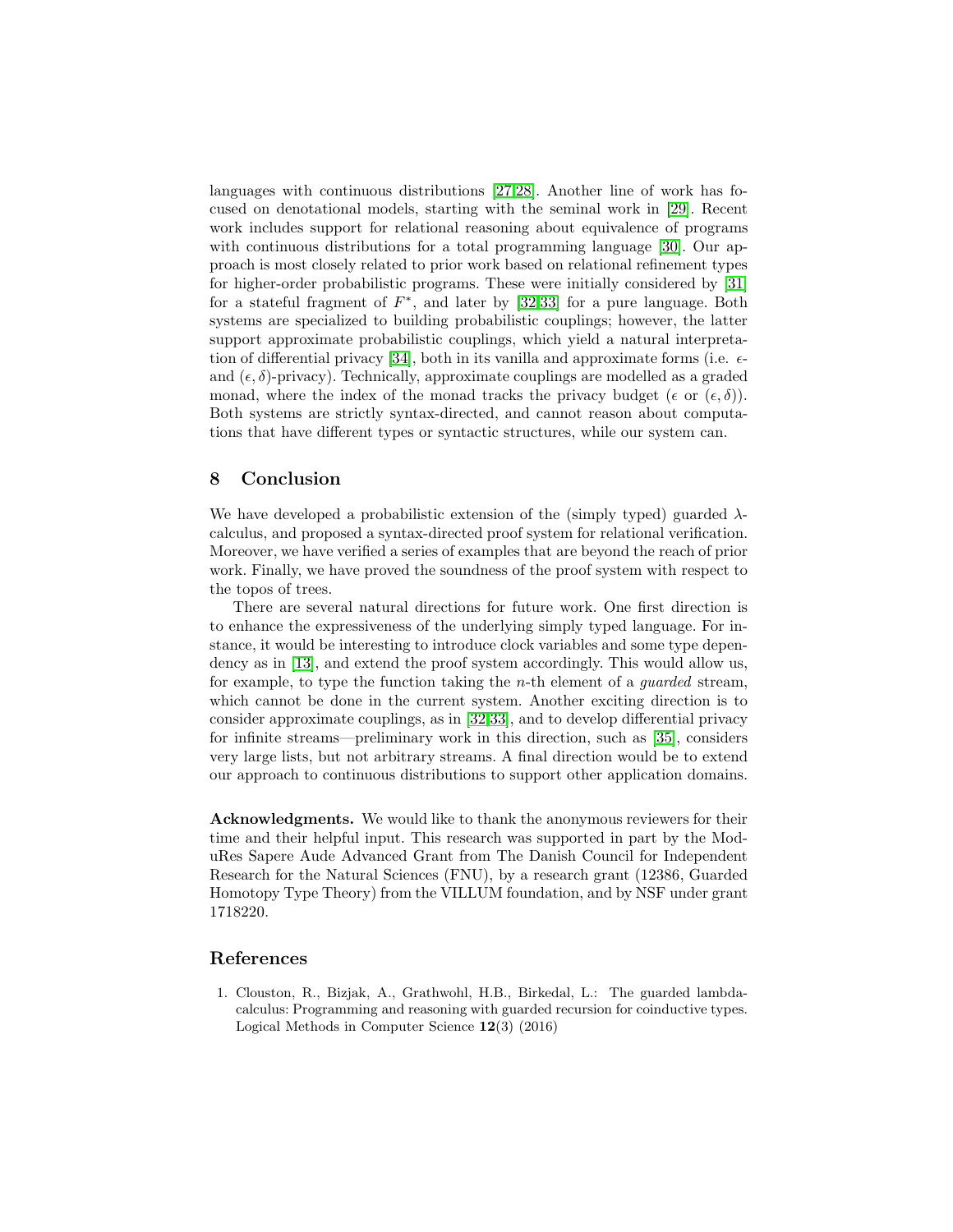languages with continuous distributions [27,28]. Another line of work has focused on denotational models, starting with the seminal work in [29]. Recent work includes support for relational reasoning about equivalence of programs with continuous distributions for a total programming language [30]. Our approach is most closely related to prior work based on relational refinement types for higher-order probabilistic programs. These were initially considered by [31] for a stateful fragment of $F^*$, and later by [32,33] for a pure language. Both systems are specialized to building probabilistic couplings; however, the latter support approximate probabilistic couplings, which yield a natural interpretation of differential privacy [34], both in its vanilla and approximate forms (i.e. $\epsilon$- and $(\epsilon, \delta)$-privacy). Technically, approximate couplings are modelled as a graded monad, where the index of the monad tracks the privacy budget ($\epsilon$ or $(\epsilon, \delta)$). Both systems are strictly syntax-directed, and cannot reason about computations that have different types or syntactic structures, while our system can.

## 8 Conclusion

We have developed a probabilistic extension of the (simply typed) guarded $\lambda$-calculus, and proposed a syntax-directed proof system for relational verification. Moreover, we have verified a series of examples that are beyond the reach of prior work. Finally, we have proved the soundness of the proof system with respect to the topos of trees.

There are several natural directions for future work. One first direction is to enhance the expressiveness of the underlying simply typed language. For instance, it would be interesting to introduce clock variables and some type dependency as in [13], and extend the proof system accordingly. This would allow us, for example, to type the function taking the $n$-th element of a *guarded* stream, which cannot be done in the current system. Another exciting direction is to consider approximate couplings, as in [32,33], and to develop differential privacy for infinite streams—preliminary work in this direction, such as [35], considers very large lists, but not arbitrary streams. A final direction would be to extend our approach to continuous distributions to support other application domains.

**Acknowledgments.** We would like to thank the anonymous reviewers for their time and their helpful input. This research was supported in part by the ModuRes Sapere Aude Advanced Grant from The Danish Council for Independent Research for the Natural Sciences (FNU), by a research grant (12386, Guarded Homotopy Type Theory) from the VILLUM foundation, and by NSF under grant 1718220.

## References

1. Clouston, R., Bizjak, A., Grathwohl, H.B., Birkedal, L.: The guarded lambda-calculus: Programming and reasoning with guarded recursion for coinductive types. Logical Methods in Computer Science **12**(3) (2016)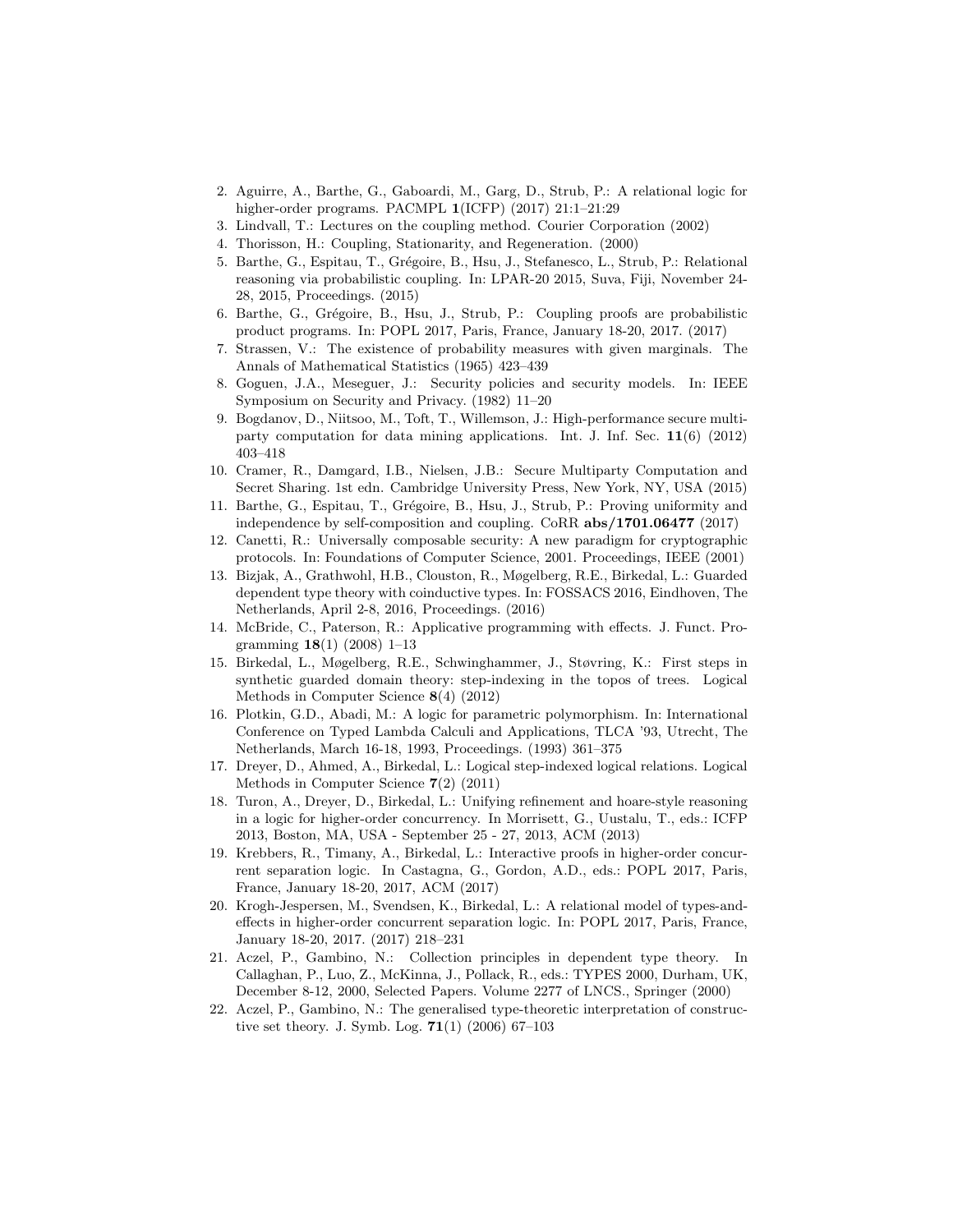2. Aguirre, A., Barthe, G., Gaboardi, M., Garg, D., Strub, P.: A relational logic for higher-order programs. PACMPL **1**(ICFP) (2017) 21:1–21:29
3. Lindvall, T.: Lectures on the coupling method. Courier Corporation (2002)
4. Thorisson, H.: Coupling, Stationarity, and Regeneration. (2000)
5. Barthe, G., Espitau, T., Grégoire, B., Hsu, J., Stefanesco, L., Strub, P.: Relational reasoning via probabilistic coupling. In: LPAR-20 2015, Suva, Fiji, November 24-28, 2015, Proceedings. (2015)
6. Barthe, G., Grégoire, B., Hsu, J., Strub, P.: Coupling proofs are probabilistic product programs. In: POPL 2017, Paris, France, January 18-20, 2017. (2017)
7. Strassen, V.: The existence of probability measures with given marginals. The Annals of Mathematical Statistics (1965) 423–439
8. Goguen, J.A., Meseguer, J.: Security policies and security models. In: IEEE Symposium on Security and Privacy. (1982) 11–20
9. Bogdanov, D., Niitsoo, M., Toft, T., Willemson, J.: High-performance secure multi-party computation for data mining applications. Int. J. Inf. Sec. **11**(6) (2012) 403–418
10. Cramer, R., Damgard, I.B., Nielsen, J.B.: Secure Multiparty Computation and Secret Sharing. 1st edn. Cambridge University Press, New York, NY, USA (2015)
11. Barthe, G., Espitau, T., Grégoire, B., Hsu, J., Strub, P.: Proving uniformity and independence by self-composition and coupling. CoRR **abs/1701.06477** (2017)
12. Canetti, R.: Universally composable security: A new paradigm for cryptographic protocols. In: Foundations of Computer Science, 2001. Proceedings, IEEE (2001)
13. Bizjak, A., Grathwohl, H.B., Clouston, R., Møgelberg, R.E., Birkedal, L.: Guarded dependent type theory with coinductive types. In: FOSSACS 2016, Eindhoven, The Netherlands, April 2-8, 2016, Proceedings. (2016)
14. McBride, C., Paterson, R.: Applicative programming with effects. J. Funct. Programming **18**(1) (2008) 1–13
15. Birkedal, L., Møgelberg, R.E., Schwinghammer, J., Støvring, K.: First steps in synthetic guarded domain theory: step-indexing in the topos of trees. Logical Methods in Computer Science **8**(4) (2012)
16. Plotkin, G.D., Abadi, M.: A logic for parametric polymorphism. In: International Conference on Typed Lambda Calculi and Applications, TLCA '93, Utrecht, The Netherlands, March 16-18, 1993, Proceedings. (1993) 361–375
17. Dreyer, D., Ahmed, A., Birkedal, L.: Logical step-indexed logical relations. Logical Methods in Computer Science **7**(2) (2011)
18. Turon, A., Dreyer, D., Birkedal, L.: Unifying refinement and hoare-style reasoning in a logic for higher-order concurrency. In Morrisett, G., Uustalu, T., eds.: ICFP 2013, Boston, MA, USA - September 25 - 27, 2013, ACM (2013)
19. Krebbers, R., Timany, A., Birkedal, L.: Interactive proofs in higher-order concurrent separation logic. In Castagna, G., Gordon, A.D., eds.: POPL 2017, Paris, France, January 18-20, 2017, ACM (2017)
20. Krogh-Jespersen, M., Svendsen, K., Birkedal, L.: A relational model of types-and-effects in higher-order concurrent separation logic. In: POPL 2017, Paris, France, January 18-20, 2017. (2017) 218–231
21. Aczel, P., Gambino, N.: Collection principles in dependent type theory. In Callaghan, P., Luo, Z., McKinna, J., Pollack, R., eds.: TYPES 2000, Durham, UK, December 8-12, 2000, Selected Papers. Volume 2277 of LNCS., Springer (2000)
22. Aczel, P., Gambino, N.: The generalised type-theoretic interpretation of constructive set theory. J. Symb. Log. **71**(1) (2006) 67–103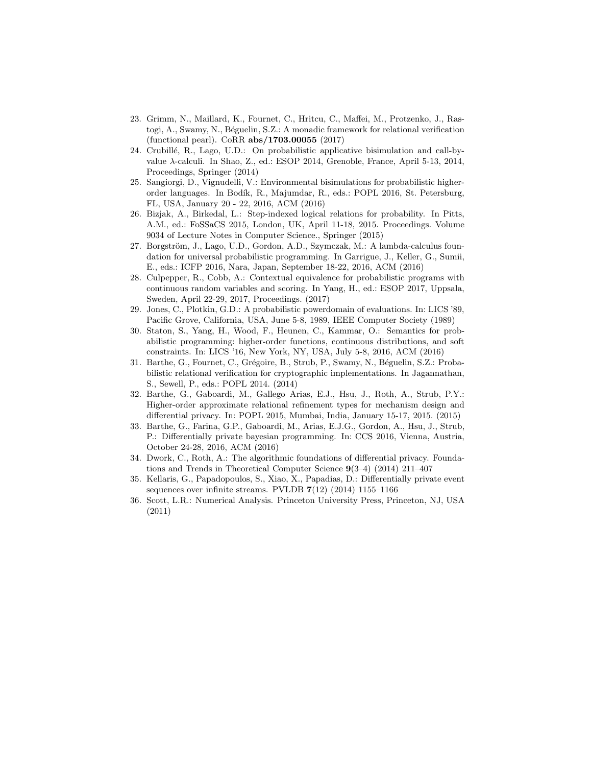23. Grimm, N., Maillard, K., Fournet, C., Hritcu, C., Maffei, M., Protzenko, J., Rastogi, A., Swamy, N., Béguelin, S.Z.: A monadic framework for relational verification (functional pearl). CoRR **abs/1703.00055** (2017)
24. Crubillé, R., Lago, U.D.: On probabilistic applicative bisimulation and call-by-value $\lambda$-calculi. In Shao, Z., ed.: ESOP 2014, Grenoble, France, April 5-13, 2014, Proceedings, Springer (2014)
25. Sangiorgi, D., Vignudelli, V.: Environmental bisimulations for probabilistic higher-order languages. In Bodík, R., Majumdar, R., eds.: POPL 2016, St. Petersburg, FL, USA, January 20 - 22, 2016, ACM (2016)
26. Bizjak, A., Birkedal, L.: Step-indexed logical relations for probability. In Pitts, A.M., ed.: FoSSaCS 2015, London, UK, April 11-18, 2015. Proceedings. Volume 9034 of Lecture Notes in Computer Science., Springer (2015)
27. Borgström, J., Lago, U.D., Gordon, A.D., Szymczak, M.: A lambda-calculus foundation for universal probabilistic programming. In Garrigue, J., Keller, G., Sumii, E., eds.: ICFP 2016, Nara, Japan, September 18-22, 2016, ACM (2016)
28. Culpepper, R., Cobb, A.: Contextual equivalence for probabilistic programs with continuous random variables and scoring. In Yang, H., ed.: ESOP 2017, Uppsala, Sweden, April 22-29, 2017, Proceedings. (2017)
29. Jones, C., Plotkin, G.D.: A probabilistic powerdomain of evaluations. In: LICS '89, Pacific Grove, California, USA, June 5-8, 1989, IEEE Computer Society (1989)
30. Staton, S., Yang, H., Wood, F., Heunen, C., Kammar, O.: Semantics for probabilistic programming: higher-order functions, continuous distributions, and soft constraints. In: LICS '16, New York, NY, USA, July 5-8, 2016, ACM (2016)
31. Barthe, G., Fournet, C., Grégoire, B., Strub, P., Swamy, N., Béguelin, S.Z.: Probabilistic relational verification for cryptographic implementations. In Jagannathan, S., Sewell, P., eds.: POPL 2014. (2014)
32. Barthe, G., Gaboardi, M., Gallego Arias, E.J., Hsu, J., Roth, A., Strub, P.Y.: Higher-order approximate relational refinement types for mechanism design and differential privacy. In: POPL 2015, Mumbai, India, January 15-17, 2015. (2015)
33. Barthe, G., Farina, G.P., Gaboardi, M., Arias, E.J.G., Gordon, A., Hsu, J., Strub, P.: Differentially private bayesian programming. In: CCS 2016, Vienna, Austria, October 24-28, 2016, ACM (2016)
34. Dwork, C., Roth, A.: The algorithmic foundations of differential privacy. Foundations and Trends in Theoretical Computer Science **9**(3–4) (2014) 211–407
35. Kellaris, G., Papadopoulos, S., Xiao, X., Papadias, D.: Differentially private event sequences over infinite streams. PVLDB **7**(12) (2014) 1155–1166
36. Scott, L.R.: Numerical Analysis. Princeton University Press, Princeton, NJ, USA (2011)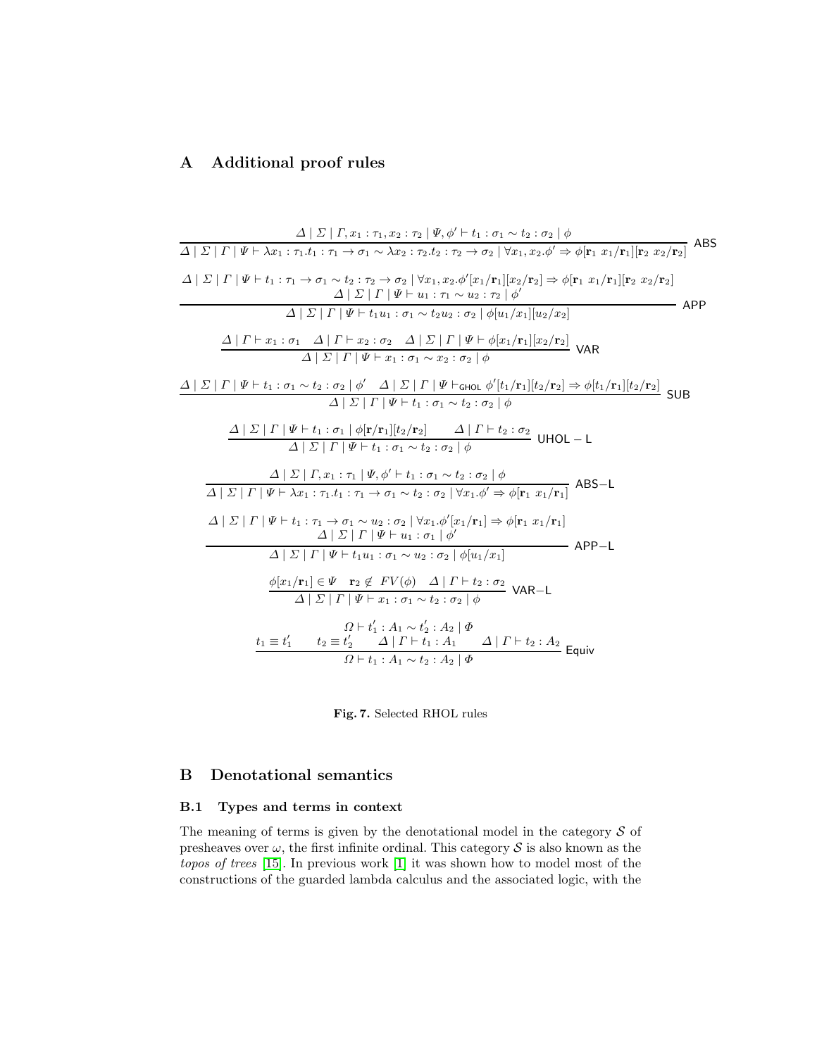## A Additional proof rules

$$\frac{\Delta \mid \Sigma \mid \Gamma, x_1 : \tau_1, x_2 : \tau_2 \mid \Psi, \phi' \vdash t_1 : \sigma_1 \sim t_2 : \sigma_2 \mid \phi}{\Delta \mid \Sigma \mid \Gamma \mid \Psi \vdash \lambda x_1 : \tau_1 . t_1 : \tau_1 \to \sigma_1 \sim \lambda x_2 : \tau_2 . t_2 : \tau_2 \to \sigma_2 \mid \forall x_1, x_2 . \phi' \Rightarrow \phi[\mathbf{r}_1\ x_1/\mathbf{r}_1][\mathbf{r}_2\ x_2/\mathbf{r}_2]} \ \mathsf{ABS}$$

$$\frac{\begin{array}{c}\Delta \mid \Sigma \mid \Gamma \mid \Psi \vdash t_1 : \tau_1 \to \sigma_1 \sim t_2 : \tau_2 \to \sigma_2 \mid \forall x_1, x_2 . \phi'[x_1/\mathbf{r}_1][x_2/\mathbf{r}_2] \Rightarrow \phi[\mathbf{r}_1\ x_1/\mathbf{r}_1][\mathbf{r}_2\ x_2/\mathbf{r}_2] \\ \Delta \mid \Sigma \mid \Gamma \mid \Psi \vdash u_1 : \tau_1 \sim u_2 : \tau_2 \mid \phi'\end{array}}{\Delta \mid \Sigma \mid \Gamma \mid \Psi \vdash t_1 u_1 : \sigma_1 \sim t_2 u_2 : \sigma_2 \mid \phi[u_1/x_1][u_2/x_2]} \ \mathsf{APP}$$

$$\frac{\Delta \mid \Gamma \vdash x_1 : \sigma_1 \quad \Delta \mid \Gamma \vdash x_2 : \sigma_2 \quad \Delta \mid \Sigma \mid \Gamma \mid \Psi \vdash \phi[x_1/\mathbf{r}_1][x_2/\mathbf{r}_2]}{\Delta \mid \Sigma \mid \Gamma \mid \Psi \vdash x_1 : \sigma_1 \sim x_2 : \sigma_2 \mid \phi} \ \mathsf{VAR}$$

$$\frac{\Delta \mid \Sigma \mid \Gamma \mid \Psi \vdash t_1 : \sigma_1 \sim t_2 : \sigma_2 \mid \phi' \quad \Delta \mid \Sigma \mid \Gamma \mid \Psi \vdash_{\mathsf{GHOL}} \phi'[t_1/\mathbf{r}_1][t_2/\mathbf{r}_2] \Rightarrow \phi[t_1/\mathbf{r}_1][t_2/\mathbf{r}_2]}{\Delta \mid \Sigma \mid \Gamma \mid \Psi \vdash t_1 : \sigma_1 \sim t_2 : \sigma_2 \mid \phi} \ \mathsf{SUB}$$

$$\frac{\Delta \mid \Sigma \mid \Gamma \mid \Psi \vdash t_1 : \sigma_1 \mid \phi[\mathbf{r}/\mathbf{r}_1][t_2/\mathbf{r}_2] \qquad \Delta \mid \Gamma \vdash t_2 : \sigma_2}{\Delta \mid \Sigma \mid \Gamma \mid \Psi \vdash t_1 : \sigma_1 \sim t_2 : \sigma_2 \mid \phi} \ \mathsf{UHOL-L}$$

$$\frac{\Delta \mid \Sigma \mid \Gamma, x_1 : \tau_1 \mid \Psi, \phi' \vdash t_1 : \sigma_1 \sim t_2 : \sigma_2 \mid \phi}{\Delta \mid \Sigma \mid \Gamma \mid \Psi \vdash \lambda x_1 : \tau_1 . t_1 : \tau_1 \to \sigma_1 \sim t_2 : \sigma_2 \mid \forall x_1 . \phi' \Rightarrow \phi[\mathbf{r}_1\ x_1/\mathbf{r}_1]} \ \mathsf{ABS-L}$$

$$\frac{\begin{array}{c}\Delta \mid \Sigma \mid \Gamma \mid \Psi \vdash t_1 : \tau_1 \to \sigma_1 \sim u_2 : \sigma_2 \mid \forall x_1 . \phi'[x_1/\mathbf{r}_1] \Rightarrow \phi[\mathbf{r}_1\ x_1/\mathbf{r}_1] \\ \Delta \mid \Sigma \mid \Gamma \mid \Psi \vdash u_1 : \sigma_1 \mid \phi'\end{array}}{\Delta \mid \Sigma \mid \Gamma \mid \Psi \vdash t_1 u_1 : \sigma_1 \sim u_2 : \sigma_2 \mid \phi[u_1/x_1]} \ \mathsf{APP-L}$$

$$\frac{\phi[x_1/\mathbf{r}_1] \in \Psi \quad \mathbf{r}_2 \notin FV(\phi) \quad \Delta \mid \Gamma \vdash t_2 : \sigma_2}{\Delta \mid \Sigma \mid \Gamma \mid \Psi \vdash x_1 : \sigma_1 \sim t_2 : \sigma_2 \mid \phi} \ \mathsf{VAR-L}$$

$$\frac{\begin{array}{c}\Omega \vdash t'_1 : A_1 \sim t'_2 : A_2 \mid \Phi \\ t_1 \equiv t'_1 \qquad t_2 \equiv t'_2 \qquad \Delta \mid \Gamma \vdash t_1 : A_1 \qquad \Delta \mid \Gamma \vdash t_2 : A_2\end{array}}{\Omega \vdash t_1 : A_1 \sim t_2 : A_2 \mid \Phi} \ \mathsf{Equiv}$$

**Fig. 7.** Selected RHOL rules

## B Denotational semantics

### B.1 Types and terms in context

The meaning of terms is given by the denotational model in the category $\mathcal{S}$ of presheaves over $\omega$, the first infinite ordinal. This category $\mathcal{S}$ is also known as the *topos of trees* [15]. In previous work [1] it was shown how to model most of the constructions of the guarded lambda calculus and the associated logic, with the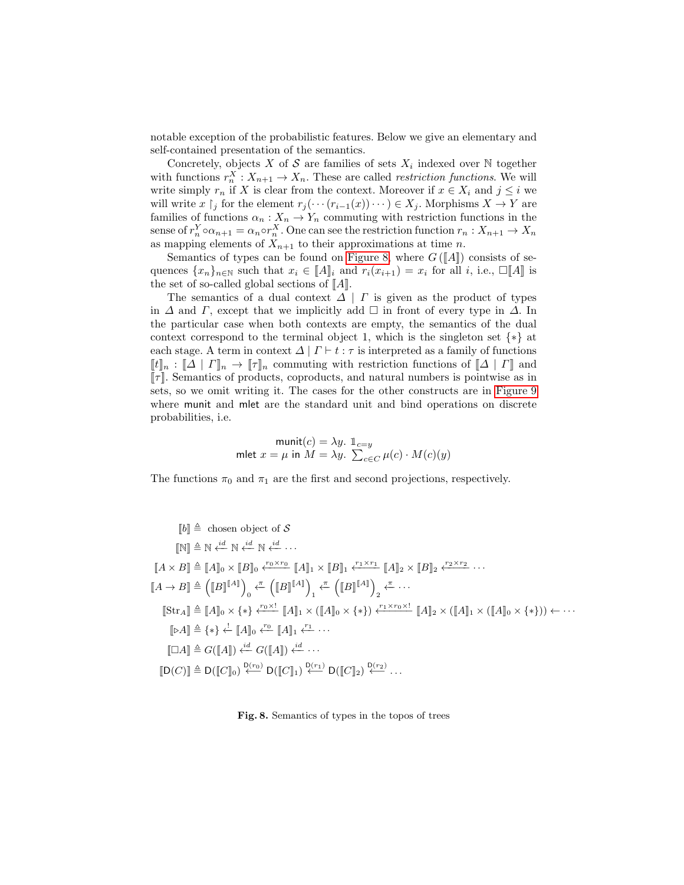notable exception of the probabilistic features. Below we give an elementary and self-contained presentation of the semantics.

Concretely, objects $X$ of $\mathcal{S}$ are families of sets $X_i$ indexed over $\mathbb{N}$ together with functions $r_n^X : X_{n+1} \to X_n$. These are called *restriction functions*. We will write simply $r_n$ if $X$ is clear from the context. Moreover if $x \in X_i$ and $j \leq i$ we will write $x \restriction_j$ for the element $r_j(\cdots(r_{i-1}(x))\cdots) \in X_j$. Morphisms $X \to Y$ are families of functions $\alpha_n : X_n \to Y_n$ commuting with restriction functions in the sense of $r_n^Y \circ \alpha_{n+1} = \alpha_n \circ r_n^X$. One can see the restriction function $r_n : X_{n+1} \to X_n$ as mapping elements of $X_{n+1}$ to their approximations at time $n$.

Semantics of types can be found on Figure 8, where $G(\llbracket A \rrbracket)$ consists of sequences $\{x_n\}_{n\in\mathbb{N}}$ such that $x_i \in \llbracket A \rrbracket_i$ and $r_i(x_{i+1}) = x_i$ for all $i$, i.e., $\Box\llbracket A \rrbracket$ is the set of so-called global sections of $\llbracket A \rrbracket$.

The semantics of a dual context $\Delta \mid \Gamma$ is given as the product of types in $\Delta$ and $\Gamma$, except that we implicitly add $\Box$ in front of every type in $\Delta$. In the particular case when both contexts are empty, the semantics of the dual context correspond to the terminal object 1, which is the singleton set $\{*\}$ at each stage. A term in context $\Delta \mid \Gamma \vdash t : \tau$ is interpreted as a family of functions $\llbracket t \rrbracket_n : \llbracket \Delta \mid \Gamma \rrbracket_n \to \llbracket \tau \rrbracket_n$ commuting with restriction functions of $\llbracket \Delta \mid \Gamma \rrbracket$ and $\llbracket \tau \rrbracket$. Semantics of products, coproducts, and natural numbers is pointwise as in sets, so we omit writing it. The cases for the other constructs are in Figure 9 where $\mathsf{munit}$ and $\mathsf{mlet}$ are the standard unit and bind operations on discrete probabilities, i.e.

$$
\begin{aligned}
\mathsf{munit}(c) &= \lambda y.\ \mathbb{1}_{c=y} \\
\mathsf{mlet}\ x = \mu\ \mathsf{in}\ M &= \lambda y.\ \textstyle\sum_{c\in C} \mu(c)\cdot M(c)(y)
\end{aligned}
$$

The functions $\pi_0$ and $\pi_1$ are the first and second projections, respectively.

$$
\begin{aligned}
\llbracket b \rrbracket &\triangleq \text{chosen object of } \mathcal{S} \\
\llbracket \mathbb{N} \rrbracket &\triangleq \mathbb{N} \xleftarrow{id} \mathbb{N} \xleftarrow{id} \mathbb{N} \xleftarrow{id} \cdots \\
\llbracket A \times B \rrbracket &\triangleq \llbracket A \rrbracket_0 \times \llbracket B \rrbracket_0 \xleftarrow{r_0 \times r_0} \llbracket A \rrbracket_1 \times \llbracket B \rrbracket_1 \xleftarrow{r_1 \times r_1} \llbracket A \rrbracket_2 \times \llbracket B \rrbracket_2 \xleftarrow{r_2 \times r_2} \cdots \\
\llbracket A \to B \rrbracket &\triangleq \left(\llbracket B \rrbracket^{\llbracket A \rrbracket}\right)_0 \xleftarrow{\pi} \left(\llbracket B \rrbracket^{\llbracket A \rrbracket}\right)_1 \xleftarrow{\pi} \left(\llbracket B \rrbracket^{\llbracket A \rrbracket}\right)_2 \xleftarrow{\pi} \cdots \\
\llbracket \mathrm{Str}_A \rrbracket &\triangleq \llbracket A \rrbracket_0 \times \{*\} \xleftarrow{r_0 \times !} \llbracket A \rrbracket_1 \times (\llbracket A \rrbracket_0 \times \{*\}) \xleftarrow{r_1 \times r_0 \times !} \llbracket A \rrbracket_2 \times (\llbracket A \rrbracket_1 \times (\llbracket A \rrbracket_0 \times \{*\})) \leftarrow \cdots \\
\llbracket \triangleright A \rrbracket &\triangleq \{*\} \xleftarrow{!} \llbracket A \rrbracket_0 \xleftarrow{r_0} \llbracket A \rrbracket_1 \xleftarrow{r_1} \cdots \\
\llbracket \Box A \rrbracket &\triangleq G(\llbracket A \rrbracket) \xleftarrow{id} G(\llbracket A \rrbracket) \xleftarrow{id} \cdots \\
\llbracket \mathsf{D}(C) \rrbracket &\triangleq \mathsf{D}(\llbracket C \rrbracket_0) \xleftarrow{\mathsf{D}(r_0)} \mathsf{D}(\llbracket C \rrbracket_1) \xleftarrow{\mathsf{D}(r_1)} \mathsf{D}(\llbracket C \rrbracket_2) \xleftarrow{\mathsf{D}(r_2)} \cdots
\end{aligned}
$$

**Fig. 8.** Semantics of types in the topos of trees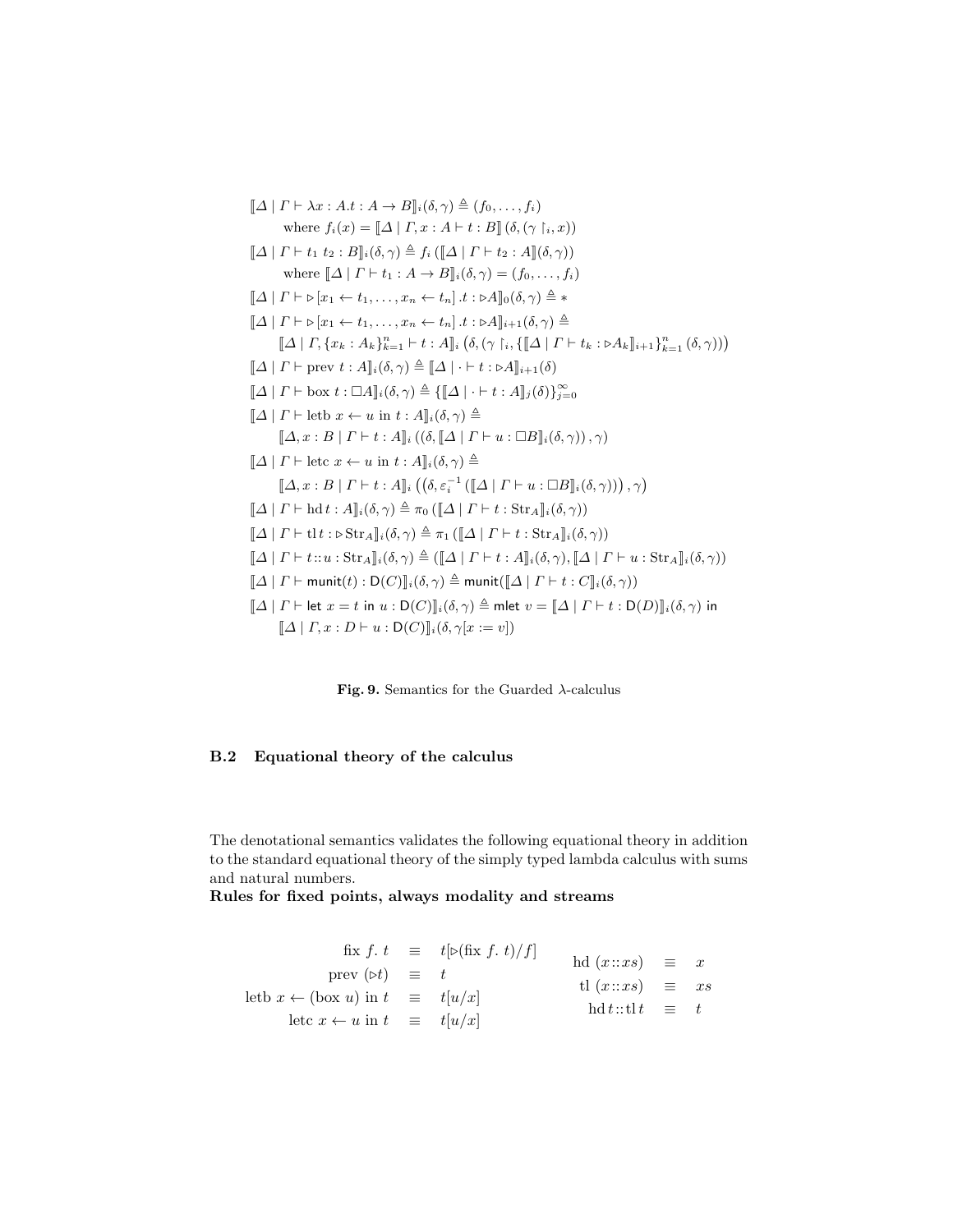$$\llbracket \Delta \mid \Gamma \vdash \lambda x : A.t : A \to B \rrbracket_i(\delta, \gamma) \triangleq (f_0, \ldots, f_i)$$
$$\text{where } f_i(x) = \llbracket \Delta \mid \Gamma, x : A \vdash t : B \rrbracket \left(\delta, (\gamma \restriction_i, x)\right)$$

$$\llbracket \Delta \mid \Gamma \vdash t_1 \; t_2 : B \rrbracket_i(\delta, \gamma) \triangleq f_i \left(\llbracket \Delta \mid \Gamma \vdash t_2 : A \rrbracket(\delta, \gamma)\right)$$
$$\text{where } \llbracket \Delta \mid \Gamma \vdash t_1 : A \to B \rrbracket_i(\delta, \gamma) = (f_0, \ldots, f_i)$$

$$\llbracket \Delta \mid \Gamma \vdash \triangleright [x_1 \leftarrow t_1, \ldots, x_n \leftarrow t_n] \, .t : \triangleright A \rrbracket_0(\delta, \gamma) \triangleq *$$

$$\llbracket \Delta \mid \Gamma \vdash \triangleright [x_1 \leftarrow t_1, \ldots, x_n \leftarrow t_n] \, .t : \triangleright A \rrbracket_{i+1}(\delta, \gamma) \triangleq$$
$$\llbracket \Delta \mid \Gamma, \{x_k : A_k\}_{k=1}^n \vdash t : A \rrbracket_i \left(\delta, (\gamma \restriction_i, \{\llbracket \Delta \mid \Gamma \vdash t_k : \triangleright A_k \rrbracket_{i+1}\}_{k=1}^n (\delta, \gamma))\right)$$

$$\llbracket \Delta \mid \Gamma \vdash \text{prev } t : A \rrbracket_i(\delta, \gamma) \triangleq \llbracket \Delta \mid \cdot \vdash t : \triangleright A \rrbracket_{i+1}(\delta)$$

$$\llbracket \Delta \mid \Gamma \vdash \text{box } t : \Box A \rrbracket_i(\delta, \gamma) \triangleq \{\llbracket \Delta \mid \cdot \vdash t : A \rrbracket_j(\delta)\}_{j=0}^\infty$$

$$\llbracket \Delta \mid \Gamma \vdash \text{letb } x \leftarrow u \text{ in } t : A \rrbracket_i(\delta, \gamma) \triangleq$$
$$\llbracket \Delta, x : B \mid \Gamma \vdash t : A \rrbracket_i \left(\left(\delta, \llbracket \Delta \mid \Gamma \vdash u : \Box B \rrbracket_i(\delta, \gamma)\right), \gamma\right)$$

$$\llbracket \Delta \mid \Gamma \vdash \text{letc } x \leftarrow u \text{ in } t : A \rrbracket_i(\delta, \gamma) \triangleq$$
$$\llbracket \Delta, x : B \mid \Gamma \vdash t : A \rrbracket_i \left(\left(\delta, \varepsilon_i^{-1}\left(\llbracket \Delta \mid \Gamma \vdash u : \Box B \rrbracket_i(\delta, \gamma)\right)\right), \gamma\right)$$

$$\llbracket \Delta \mid \Gamma \vdash \text{hd}\, t : A \rrbracket_i(\delta, \gamma) \triangleq \pi_0 \left(\llbracket \Delta \mid \Gamma \vdash t : \text{Str}_A \rrbracket_i(\delta, \gamma)\right)$$

$$\llbracket \Delta \mid \Gamma \vdash \text{tl}\, t : \triangleright \text{Str}_A \rrbracket_i(\delta, \gamma) \triangleq \pi_1 \left(\llbracket \Delta \mid \Gamma \vdash t : \text{Str}_A \rrbracket_i(\delta, \gamma)\right)$$

$$\llbracket \Delta \mid \Gamma \vdash t :: u : \text{Str}_A \rrbracket_i(\delta, \gamma) \triangleq \left(\llbracket \Delta \mid \Gamma \vdash t : A \rrbracket_i(\delta, \gamma), \llbracket \Delta \mid \Gamma \vdash u : \text{Str}_A \rrbracket_i(\delta, \gamma)\right)$$

$$\llbracket \Delta \mid \Gamma \vdash \mathsf{munit}(t) : \mathsf{D}(C) \rrbracket_i(\delta, \gamma) \triangleq \mathsf{munit}(\llbracket \Delta \mid \Gamma \vdash t : C \rrbracket_i(\delta, \gamma))$$

$$\llbracket \Delta \mid \Gamma \vdash \mathsf{let}\ x = t \ \mathsf{in}\ u : \mathsf{D}(C) \rrbracket_i(\delta, \gamma) \triangleq \mathsf{mlet}\ v = \llbracket \Delta \mid \Gamma \vdash t : \mathsf{D}(D) \rrbracket_i(\delta, \gamma) \ \mathsf{in}$$
$$\llbracket \Delta \mid \Gamma, x : D \vdash u : \mathsf{D}(C) \rrbracket_i(\delta, \gamma[x := v])$$

**Fig. 9.** Semantics for the Guarded $\lambda$-calculus

### B.2 Equational theory of the calculus

The denotational semantics validates the following equational theory in addition to the standard equational theory of the simply typed lambda calculus with sums and natural numbers.

**Rules for fixed points, always modality and streams**

$$\begin{array}{rcl}
\text{fix } f.\ t & \equiv & t[\triangleright(\text{fix } f.\ t)/f] \\
\text{prev } (\triangleright t) & \equiv & t \\
\text{letb } x \leftarrow (\text{box } u) \text{ in } t & \equiv & t[u/x] \\
\text{letc } x \leftarrow u \text{ in } t & \equiv & t[u/x]
\end{array}
\qquad
\begin{array}{rcl}
\text{hd } (x :: xs) & \equiv & x \\
\text{tl } (x :: xs) & \equiv & xs \\
\text{hd}\, t :: \text{tl}\, t & \equiv & t
\end{array}$$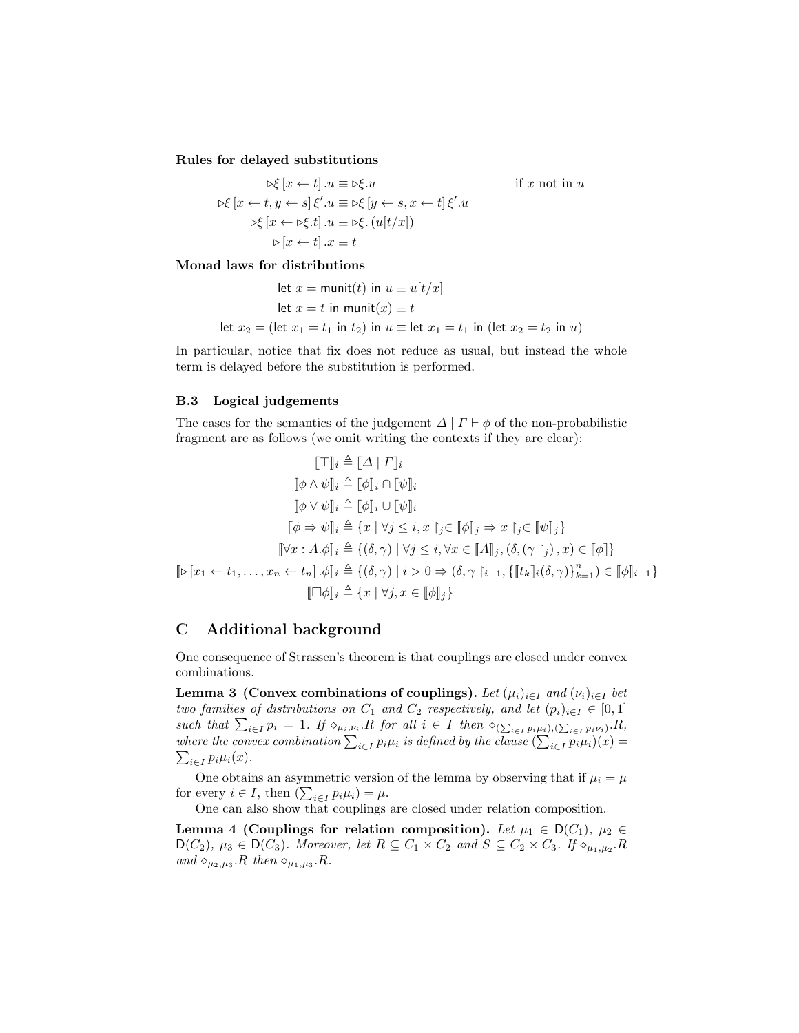**Rules for delayed substitutions**

$$\triangleright\xi\,[x \leftarrow t]\,.u \equiv \triangleright\xi.u \qquad\qquad \text{if } x \text{ not in } u$$

$$\triangleright\xi\,[x \leftarrow t, y \leftarrow s]\,\xi'.u \equiv \triangleright\xi\,[y \leftarrow s, x \leftarrow t]\,\xi'.u$$

$$\triangleright\xi\,[x \leftarrow \triangleright\xi.t]\,.u \equiv \triangleright\xi.\,(u[t/x])$$

$$\triangleright\,[x \leftarrow t]\,.x \equiv t$$

**Monad laws for distributions**

$$\mathsf{let}\ x = \mathsf{munit}(t)\ \mathsf{in}\ u \equiv u[t/x]$$

$$\mathsf{let}\ x = t\ \mathsf{in}\ \mathsf{munit}(x) \equiv t$$

$$\mathsf{let}\ x_2 = (\mathsf{let}\ x_1 = t_1\ \mathsf{in}\ t_2)\ \mathsf{in}\ u \equiv \mathsf{let}\ x_1 = t_1\ \mathsf{in}\ (\mathsf{let}\ x_2 = t_2\ \mathsf{in}\ u)$$

In particular, notice that fix does not reduce as usual, but instead the whole term is delayed before the substitution is performed.

### B.3 Logical judgements

The cases for the semantics of the judgement $\Delta \mid \Gamma \vdash \phi$ of the non-probabilistic fragment are as follows (we omit writing the contexts if they are clear):

$$\llbracket \top \rrbracket_i \triangleq \llbracket \Delta \mid \Gamma \rrbracket_i$$

$$\llbracket \phi \wedge \psi \rrbracket_i \triangleq \llbracket \phi \rrbracket_i \cap \llbracket \psi \rrbracket_i$$

$$\llbracket \phi \vee \psi \rrbracket_i \triangleq \llbracket \phi \rrbracket_i \cup \llbracket \psi \rrbracket_i$$

$$\llbracket \phi \Rightarrow \psi \rrbracket_i \triangleq \{x \mid \forall j \le i, x \restriction_j \in \llbracket \phi \rrbracket_j \Rightarrow x \restriction_j \in \llbracket \psi \rrbracket_j\}$$

$$\llbracket \forall x : A.\phi \rrbracket_i \triangleq \{(\delta, \gamma) \mid \forall j \le i, \forall x \in \llbracket A \rrbracket_j, (\delta, (\gamma \restriction_j), x) \in \llbracket \phi \rrbracket\}$$

$$\llbracket \triangleright\,[x_1 \leftarrow t_1, \ldots, x_n \leftarrow t_n]\,.\phi \rrbracket_i \triangleq \{(\delta, \gamma) \mid i > 0 \Rightarrow (\delta, \gamma \restriction_{i-1}, \{\llbracket t_k \rrbracket_i(\delta, \gamma)\}_{k=1}^{n}) \in \llbracket \phi \rrbracket_{i-1}\}$$

$$\llbracket \Box\phi \rrbracket_i \triangleq \{x \mid \forall j, x \in \llbracket \phi \rrbracket_j\}$$

## C Additional background

One consequence of Strassen's theorem is that couplings are closed under convex combinations.

**Lemma 3 (Convex combinations of couplings).** *Let $(\mu_i)_{i \in I}$ and $(\nu_i)_{i \in I}$ bet two families of distributions on $C_1$ and $C_2$ respectively, and let $(p_i)_{i \in I} \in [0, 1]$ such that $\sum_{i \in I} p_i = 1$. If $\diamond_{\mu_i, \nu_i}.R$ for all $i \in I$ then $\diamond_{(\sum_{i \in I} p_i \mu_i), (\sum_{i \in I} p_i \nu_i)}.R$, where the convex combination $\sum_{i \in I} p_i \mu_i$ is defined by the clause $(\sum_{i \in I} p_i \mu_i)(x) = \sum_{i \in I} p_i \mu_i(x)$.*

One obtains an asymmetric version of the lemma by observing that if $\mu_i = \mu$ for every $i \in I$, then $(\sum_{i \in I} p_i \mu_i) = \mu$.

One can also show that couplings are closed under relation composition.

**Lemma 4 (Couplings for relation composition).** *Let $\mu_1 \in \mathsf{D}(C_1)$, $\mu_2 \in \mathsf{D}(C_2)$, $\mu_3 \in \mathsf{D}(C_3)$. Moreover, let $R \subseteq C_1 \times C_2$ and $S \subseteq C_2 \times C_3$. If $\diamond_{\mu_1, \mu_2}.R$ and $\diamond_{\mu_2, \mu_3}.R$ then $\diamond_{\mu_1, \mu_3}.R$.*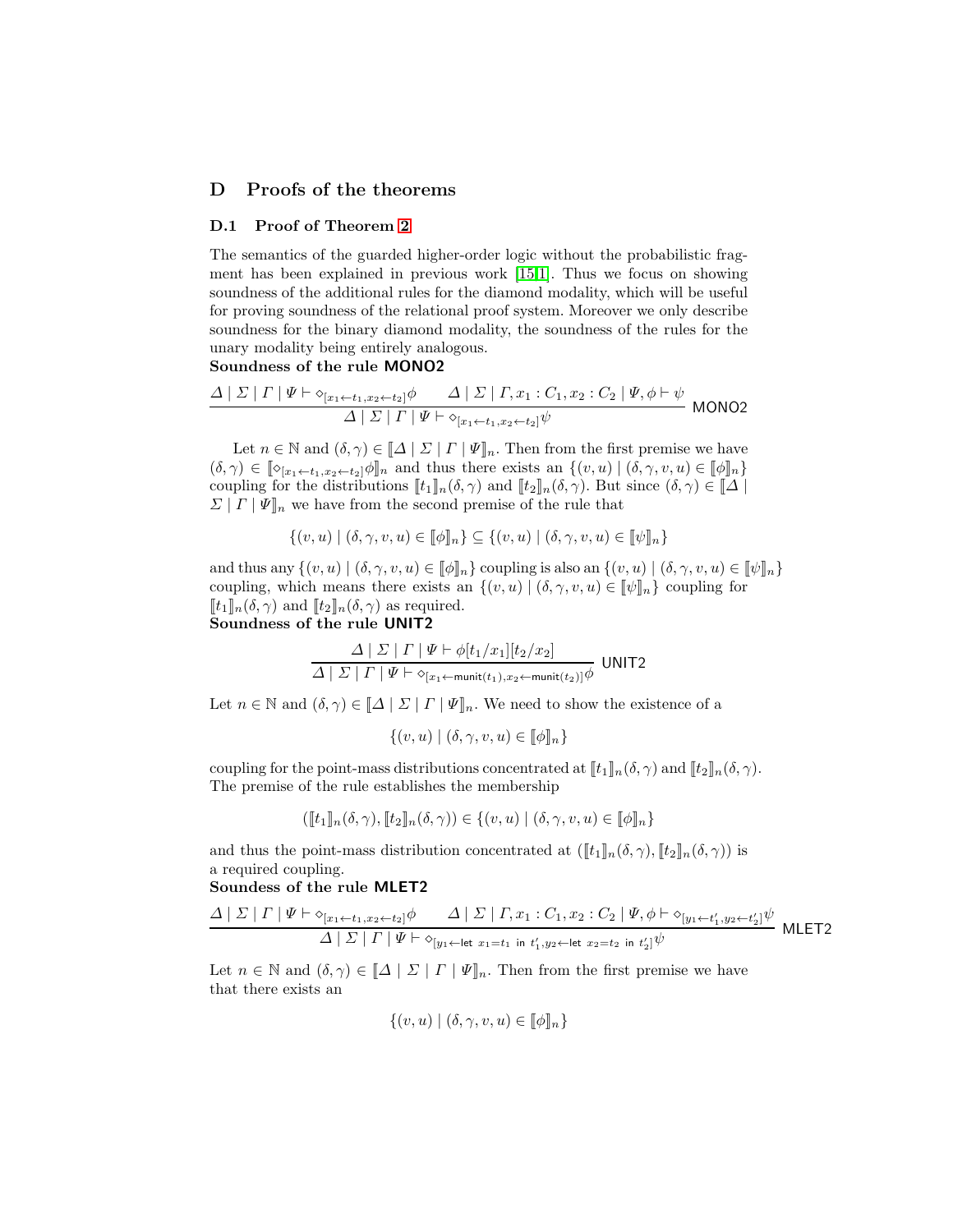## D Proofs of the theorems

### D.1 Proof of Theorem 2

The semantics of the guarded higher-order logic without the probabilistic fragment has been explained in previous work [15,1]. Thus we focus on showing soundness of the additional rules for the diamond modality, which will be useful for proving soundness of the relational proof system. Moreover we only describe soundness for the binary diamond modality, the soundness of the rules for the unary modality being entirely analogous.

**Soundness of the rule MONO2**

$$\frac{\Delta \mid \Sigma \mid \Gamma \mid \Psi \vdash \diamond_{[x_1 \leftarrow t_1, x_2 \leftarrow t_2]}\phi \qquad \Delta \mid \Sigma \mid \Gamma, x_1 : C_1, x_2 : C_2 \mid \Psi, \phi \vdash \psi}{\Delta \mid \Sigma \mid \Gamma \mid \Psi \vdash \diamond_{[x_1 \leftarrow t_1, x_2 \leftarrow t_2]}\psi} \text{ MONO2}$$

Let $n \in \mathbb{N}$ and $(\delta, \gamma) \in [\![\Delta \mid \Sigma \mid \Gamma \mid \Psi]\!]_n$. Then from the first premise we have $(\delta, \gamma) \in [\![\diamond_{[x_1 \leftarrow t_1, x_2 \leftarrow t_2]}\phi]\!]_n$ and thus there exists an $\{(v, u) \mid (\delta, \gamma, v, u) \in [\![\phi]\!]_n\}$ coupling for the distributions $[\![t_1]\!]_n(\delta, \gamma)$ and $[\![t_2]\!]_n(\delta, \gamma)$. But since $(\delta, \gamma) \in [\![\Delta \mid \Sigma \mid \Gamma \mid \Psi]\!]_n$ we have from the second premise of the rule that

$$\{(v, u) \mid (\delta, \gamma, v, u) \in [\![\phi]\!]_n\} \subseteq \{(v, u) \mid (\delta, \gamma, v, u) \in [\![\psi]\!]_n\}$$

and thus any $\{(v, u) \mid (\delta, \gamma, v, u) \in [\![\phi]\!]_n\}$ coupling is also an $\{(v, u) \mid (\delta, \gamma, v, u) \in [\![\psi]\!]_n\}$ coupling, which means there exists an $\{(v, u) \mid (\delta, \gamma, v, u) \in [\![\psi]\!]_n\}$ coupling for $[\![t_1]\!]_n(\delta, \gamma)$ and $[\![t_2]\!]_n(\delta, \gamma)$ as required.

**Soundness of the rule UNIT2**

$$\frac{\Delta \mid \Sigma \mid \Gamma \mid \Psi \vdash \phi[t_1/x_1][t_2/x_2]}{\Delta \mid \Sigma \mid \Gamma \mid \Psi \vdash \diamond_{[x_1 \leftarrow \mathsf{munit}(t_1), x_2 \leftarrow \mathsf{munit}(t_2)]}\phi} \text{ UNIT2}$$

Let $n \in \mathbb{N}$ and $(\delta, \gamma) \in [\![\Delta \mid \Sigma \mid \Gamma \mid \Psi]\!]_n$. We need to show the existence of a

$$\{(v, u) \mid (\delta, \gamma, v, u) \in [\![\phi]\!]_n\}$$

coupling for the point-mass distributions concentrated at $[\![t_1]\!]_n(\delta, \gamma)$ and $[\![t_2]\!]_n(\delta, \gamma)$. The premise of the rule establishes the membership

$$([\![t_1]\!]_n(\delta, \gamma), [\![t_2]\!]_n(\delta, \gamma)) \in \{(v, u) \mid (\delta, \gamma, v, u) \in [\![\phi]\!]_n\}$$

and thus the point-mass distribution concentrated at $([\![t_1]\!]_n(\delta, \gamma), [\![t_2]\!]_n(\delta, \gamma))$ is a required coupling.

**Soundess of the rule MLET2**

$$\frac{\Delta \mid \Sigma \mid \Gamma \mid \Psi \vdash \diamond_{[x_1 \leftarrow t_1, x_2 \leftarrow t_2]}\phi \qquad \Delta \mid \Sigma \mid \Gamma, x_1 : C_1, x_2 : C_2 \mid \Psi, \phi \vdash \diamond_{[y_1 \leftarrow t_1', y_2 \leftarrow t_2']}\psi}{\Delta \mid \Sigma \mid \Gamma \mid \Psi \vdash \diamond_{[y_1 \leftarrow \mathsf{let}\ x_1 = t_1\ \mathsf{in}\ t_1', y_2 \leftarrow \mathsf{let}\ x_2 = t_2\ \mathsf{in}\ t_2']}\psi} \text{ MLET2}$$

Let $n \in \mathbb{N}$ and $(\delta, \gamma) \in [\![\Delta \mid \Sigma \mid \Gamma \mid \Psi]\!]_n$. Then from the first premise we have that there exists an

$$\{(v, u) \mid (\delta, \gamma, v, u) \in [\![\phi]\!]_n\}$$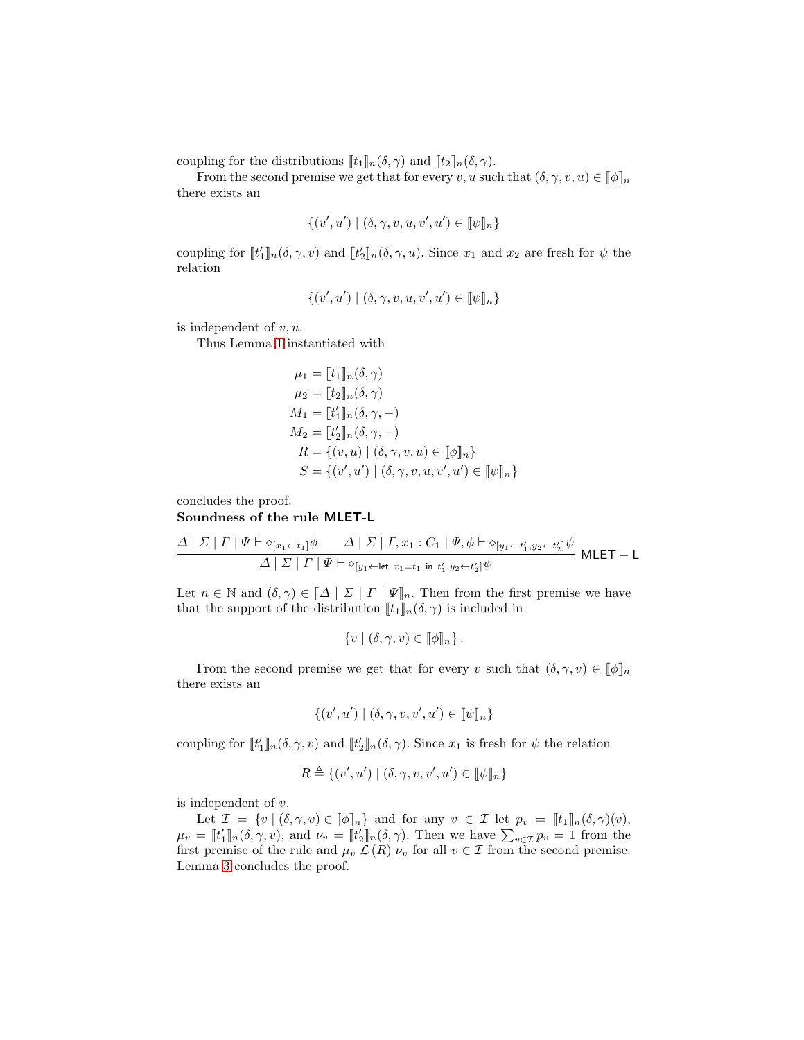coupling for the distributions $[\![t_1]\!]_n(\delta, \gamma)$ and $[\![t_2]\!]_n(\delta, \gamma)$.

From the second premise we get that for every $v, u$ such that $(\delta, \gamma, v, u) \in [\![\phi]\!]_n$ there exists an

$$\{(v', u') \mid (\delta, \gamma, v, u, v', u') \in [\![\psi]\!]_n\}$$

coupling for $[\![t_1']\!]_n(\delta, \gamma, v)$ and $[\![t_2']\!]_n(\delta, \gamma, u)$. Since $x_1$ and $x_2$ are fresh for $\psi$ the relation

$$\{(v', u') \mid (\delta, \gamma, v, u, v', u') \in [\![\psi]\!]_n\}$$

is independent of $v, u$.

Thus Lemma 1 instantiated with

$$\begin{aligned}
\mu_1 &= [\![t_1]\!]_n(\delta, \gamma) \\
\mu_2 &= [\![t_2]\!]_n(\delta, \gamma) \\
M_1 &= [\![t_1']\!]_n(\delta, \gamma, -) \\
M_2 &= [\![t_2']\!]_n(\delta, \gamma, -) \\
R &= \{(v, u) \mid (\delta, \gamma, v, u) \in [\![\phi]\!]_n\} \\
S &= \{(v', u') \mid (\delta, \gamma, v, u, v', u') \in [\![\psi]\!]_n\}
\end{aligned}$$

concludes the proof.

**Soundness of the rule MLET-L**

$$\frac{\Delta \mid \Sigma \mid \Gamma \mid \Psi \vdash \diamond_{[x_1 \leftarrow t_1]}\phi \qquad \Delta \mid \Sigma \mid \Gamma, x_1 : C_1 \mid \Psi, \phi \vdash \diamond_{[y_1 \leftarrow t_1', y_2 \leftarrow t_2']}\psi}{\Delta \mid \Sigma \mid \Gamma \mid \Psi \vdash \diamond_{[y_1 \leftarrow \mathsf{let}\ x_1 = t_1\ \mathsf{in}\ t_1', y_2 \leftarrow t_2']}\psi}\ \mathsf{MLET-L}$$

Let $n \in \mathbb{N}$ and $(\delta, \gamma) \in [\![\Delta \mid \Sigma \mid \Gamma \mid \Psi]\!]_n$. Then from the first premise we have that the support of the distribution $[\![t_1]\!]_n(\delta, \gamma)$ is included in

$$\{v \mid (\delta, \gamma, v) \in [\![\phi]\!]_n\}.$$

From the second premise we get that for every $v$ such that $(\delta, \gamma, v) \in [\![\phi]\!]_n$ there exists an

$$\{(v', u') \mid (\delta, \gamma, v, v', u') \in [\![\psi]\!]_n\}$$

coupling for $[\![t_1']\!]_n(\delta, \gamma, v)$ and $[\![t_2']\!]_n(\delta, \gamma)$. Since $x_1$ is fresh for $\psi$ the relation

$$R \triangleq \{(v', u') \mid (\delta, \gamma, v, v', u') \in [\![\psi]\!]_n\}$$

is independent of $v$.

Let $\mathcal{I} = \{v \mid (\delta, \gamma, v) \in [\![\phi]\!]_n\}$ and for any $v \in \mathcal{I}$ let $p_v = [\![t_1]\!]_n(\delta, \gamma)(v)$, $\mu_v = [\![t_1']\!]_n(\delta, \gamma, v)$, and $\nu_v = [\![t_2']\!]_n(\delta, \gamma)$. Then we have $\sum_{v \in \mathcal{I}} p_v = 1$ from the first premise of the rule and $\mu_v\ \mathcal{L}(R)\ \nu_v$ for all $v \in \mathcal{I}$ from the second premise. Lemma 3 concludes the proof.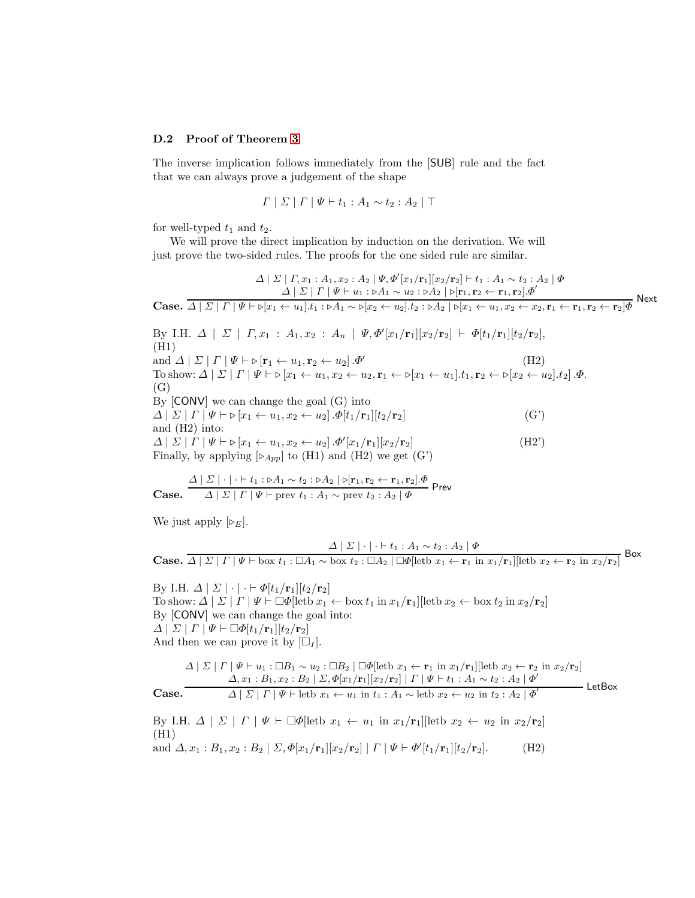### D.2 Proof of Theorem 3

The inverse implication follows immediately from the [SUB] rule and the fact that we can always prove a judgement of the shape

$$\Gamma \mid \Sigma \mid \Gamma \mid \Psi \vdash t_1 : A_1 \sim t_2 : A_2 \mid \top$$

for well-typed $t_1$ and $t_2$.

We will prove the direct implication by induction on the derivation. We will just prove the two-sided rules. The proofs for the one sided rule are similar.

**Case.**
$$\dfrac{\begin{array}{c}\Delta \mid \Sigma \mid \Gamma, x_1 : A_1, x_2 : A_2 \mid \Psi, \Phi'[x_1/\mathbf{r}_1][x_2/\mathbf{r}_2] \vdash t_1 : A_1 \sim t_2 : A_2 \mid \Phi \\ \Delta \mid \Sigma \mid \Gamma \mid \Psi \vdash u_1 : \triangleright A_1 \sim u_2 : \triangleright A_2 \mid \triangleright[\mathbf{r}_1, \mathbf{r}_2 \leftarrow \mathbf{r}_1, \mathbf{r}_2].\Phi'\end{array}}{\Delta \mid \Sigma \mid \Gamma \mid \Psi \vdash \triangleright[x_1 \leftarrow u_1].t_1 : \triangleright A_1 \sim \triangleright[x_2 \leftarrow u_2].t_2 : \triangleright A_2 \mid \triangleright[x_1 \leftarrow u_1, x_2 \leftarrow x_2, \mathbf{r}_1 \leftarrow \mathbf{r}_1, \mathbf{r}_2 \leftarrow \mathbf{r}_2]\Phi} \textsf{Next}$$

By I.H. $\Delta \mid \Sigma \mid \Gamma, x_1 : A_1, x_2 : A_n \mid \Psi, \Phi'[x_1/\mathbf{r}_1][x_2/\mathbf{r}_2] \vdash \Phi[t_1/\mathbf{r}_1][t_2/\mathbf{r}_2]$, (H1)
and $\Delta \mid \Sigma \mid \Gamma \mid \Psi \vdash \triangleright[\mathbf{r}_1 \leftarrow u_1, \mathbf{r}_2 \leftarrow u_2].\Phi'$ (H2)
To show: $\Delta \mid \Sigma \mid \Gamma \mid \Psi \vdash \triangleright[x_1 \leftarrow u_1, x_2 \leftarrow u_2, \mathbf{r}_1 \leftarrow \triangleright[x_1 \leftarrow u_1].t_1, \mathbf{r}_2 \leftarrow \triangleright[x_2 \leftarrow u_2].t_2].\Phi$. (G)
By [CONV] we can change the goal (G) into
$\Delta \mid \Sigma \mid \Gamma \mid \Psi \vdash \triangleright[x_1 \leftarrow u_1, x_2 \leftarrow u_2].\Phi[t_1/\mathbf{r}_1][t_2/\mathbf{r}_2]$ (G')
and (H2) into:
$\Delta \mid \Sigma \mid \Gamma \mid \Psi \vdash \triangleright[x_1 \leftarrow u_1, x_2 \leftarrow u_2].\Phi'[x_1/\mathbf{r}_1][x_2/\mathbf{r}_2]$ (H2')
Finally, by applying $[\triangleright_{App}]$ to (H1) and (H2) we get (G')

**Case.**
$$\dfrac{\Delta \mid \Sigma \mid \cdot \mid \cdot \vdash t_1 : \triangleright A_1 \sim t_2 : \triangleright A_2 \mid \triangleright[\mathbf{r}_1, \mathbf{r}_2 \leftarrow \mathbf{r}_1, \mathbf{r}_2].\Phi}{\Delta \mid \Sigma \mid \Gamma \mid \Psi \vdash \text{prev } t_1 : A_1 \sim \text{prev } t_2 : A_2 \mid \Phi} \textsf{Prev}$$

We just apply $[\triangleright_E]$.

**Case.**
$$\dfrac{\Delta \mid \Sigma \mid \cdot \mid \cdot \vdash t_1 : A_1 \sim t_2 : A_2 \mid \Phi}{\Delta \mid \Sigma \mid \Gamma \mid \Psi \vdash \text{box } t_1 : \square A_1 \sim \text{box } t_2 : \square A_2 \mid \square\Phi[\text{letb } x_1 \leftarrow \mathbf{r}_1 \text{ in } x_1/\mathbf{r}_1][\text{letb } x_2 \leftarrow \mathbf{r}_2 \text{ in } x_2/\mathbf{r}_2]} \textsf{Box}$$

By I.H. $\Delta \mid \Sigma \mid \cdot \mid \cdot \vdash \Phi[t_1/\mathbf{r}_1][t_2/\mathbf{r}_2]$
To show: $\Delta \mid \Sigma \mid \Gamma \mid \Psi \vdash \square\Phi[\text{letb } x_1 \leftarrow \text{box } t_1 \text{ in } x_1/\mathbf{r}_1][\text{letb } x_2 \leftarrow \text{box } t_2 \text{ in } x_2/\mathbf{r}_2]$
By [CONV] we can change the goal into:
$\Delta \mid \Sigma \mid \Gamma \mid \Psi \vdash \square\Phi[t_1/\mathbf{r}_1][t_2/\mathbf{r}_2]$
And then we can prove it by $[\square_I]$.

**Case.**
$$\dfrac{\begin{array}{c}\Delta \mid \Sigma \mid \Gamma \mid \Psi \vdash u_1 : \square B_1 \sim u_2 : \square B_2 \mid \square\Phi[\text{letb } x_1 \leftarrow \mathbf{r}_1 \text{ in } x_1/\mathbf{r}_1][\text{letb } x_2 \leftarrow \mathbf{r}_2 \text{ in } x_2/\mathbf{r}_2] \\ \Delta, x_1 : B_1, x_2 : B_2 \mid \Sigma, \Phi[x_1/\mathbf{r}_1][x_2/\mathbf{r}_2] \mid \Gamma \mid \Psi \vdash t_1 : A_1 \sim t_2 : A_2 \mid \Phi'\end{array}}{\Delta \mid \Sigma \mid \Gamma \mid \Psi \vdash \text{letb } x_1 \leftarrow u_1 \text{ in } t_1 : A_1 \sim \text{letb } x_2 \leftarrow u_2 \text{ in } t_2 : A_2 \mid \Phi'} \textsf{LetBox}$$

By I.H. $\Delta \mid \Sigma \mid \Gamma \mid \Psi \vdash \square\Phi[\text{letb } x_1 \leftarrow u_1 \text{ in } x_1/\mathbf{r}_1][\text{letb } x_2 \leftarrow u_2 \text{ in } x_2/\mathbf{r}_2]$ (H1)
and $\Delta, x_1 : B_1, x_2 : B_2 \mid \Sigma, \Phi[x_1/\mathbf{r}_1][x_2/\mathbf{r}_2] \mid \Gamma \mid \Psi \vdash \Phi'[t_1/\mathbf{r}_1][t_2/\mathbf{r}_2]$. (H2)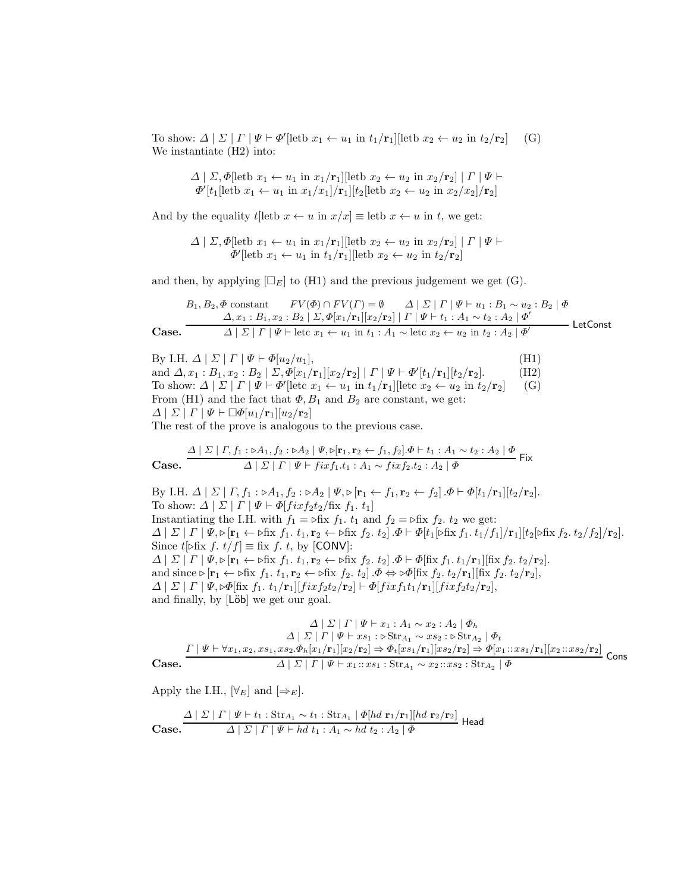To show: $\Delta \mid \Sigma \mid \Gamma \mid \Psi \vdash \Phi'[\text{letb } x_1 \leftarrow u_1 \text{ in } t_1/\mathbf{r}_1][\text{letb } x_2 \leftarrow u_2 \text{ in } t_2/\mathbf{r}_2]$ (G)
We instantiate (H2) into:

$$\Delta \mid \Sigma, \Phi[\text{letb } x_1 \leftarrow u_1 \text{ in } x_1/\mathbf{r}_1][\text{letb } x_2 \leftarrow u_2 \text{ in } x_2/\mathbf{r}_2] \mid \Gamma \mid \Psi \vdash$$
$$\Phi'[t_1[\text{letb } x_1 \leftarrow u_1 \text{ in } x_1/x_1]/\mathbf{r}_1][t_2[\text{letb } x_2 \leftarrow u_2 \text{ in } x_2/x_2]/\mathbf{r}_2]$$

And by the equality $t[\text{letb } x \leftarrow u \text{ in } x/x] \equiv \text{letb } x \leftarrow u \text{ in } t$, we get:

$$\Delta \mid \Sigma, \Phi[\text{letb } x_1 \leftarrow u_1 \text{ in } x_1/\mathbf{r}_1][\text{letb } x_2 \leftarrow u_2 \text{ in } x_2/\mathbf{r}_2] \mid \Gamma \mid \Psi \vdash$$
$$\Phi'[\text{letb } x_1 \leftarrow u_1 \text{ in } t_1/\mathbf{r}_1][\text{letb } x_2 \leftarrow u_2 \text{ in } t_2/\mathbf{r}_2]$$

and then, by applying $[\Box_E]$ to (H1) and the previous judgement we get (G).

**Case.**
$$\frac{B_1, B_2, \Phi \text{ constant} \qquad FV(\Phi) \cap FV(\Gamma) = \emptyset \qquad \Delta \mid \Sigma \mid \Gamma \mid \Psi \vdash u_1 : B_1 \sim u_2 : B_2 \mid \Phi \qquad \Delta, x_1 : B_1, x_2 : B_2 \mid \Sigma, \Phi[x_1/\mathbf{r}_1][x_2/\mathbf{r}_2] \mid \Gamma \mid \Psi \vdash t_1 : A_1 \sim t_2 : A_2 \mid \Phi'}{\Delta \mid \Sigma \mid \Gamma \mid \Psi \vdash \text{letc } x_1 \leftarrow u_1 \text{ in } t_1 : A_1 \sim \text{letc } x_2 \leftarrow u_2 \text{ in } t_2 : A_2 \mid \Phi'} \ \textsf{LetConst}$$

By I.H. $\Delta \mid \Sigma \mid \Gamma \mid \Psi \vdash \Phi[u_2/u_1]$, (H1)
and $\Delta, x_1 : B_1, x_2 : B_2 \mid \Sigma, \Phi[x_1/\mathbf{r}_1][x_2/\mathbf{r}_2] \mid \Gamma \mid \Psi \vdash \Phi'[t_1/\mathbf{r}_1][t_2/\mathbf{r}_2]$. (H2)
To show: $\Delta \mid \Sigma \mid \Gamma \mid \Psi \vdash \Phi'[\text{letc } x_1 \leftarrow u_1 \text{ in } t_1/\mathbf{r}_1][\text{letc } x_2 \leftarrow u_2 \text{ in } t_2/\mathbf{r}_2]$ (G)
From (H1) and the fact that $\Phi, B_1$ and $B_2$ are constant, we get:
$\Delta \mid \Sigma \mid \Gamma \mid \Psi \vdash \Box\Phi[u_1/\mathbf{r}_1][u_2/\mathbf{r}_2]$
The rest of the prove is analogous to the previous case.

**Case.**
$$\frac{\Delta \mid \Sigma \mid \Gamma, f_1 : \triangleright A_1, f_2 : \triangleright A_2 \mid \Psi, \triangleright[\mathbf{r}_1, \mathbf{r}_2 \leftarrow f_1, f_2].\Phi \vdash t_1 : A_1 \sim t_2 : A_2 \mid \Phi}{\Delta \mid \Sigma \mid \Gamma \mid \Psi \vdash fixf_1.t_1 : A_1 \sim fixf_2.t_2 : A_2 \mid \Phi} \ \textsf{Fix}$$

By I.H. $\Delta \mid \Sigma \mid \Gamma, f_1 : \triangleright A_1, f_2 : \triangleright A_2 \mid \Psi, \triangleright[\mathbf{r}_1 \leftarrow f_1, \mathbf{r}_2 \leftarrow f_2].\Phi \vdash \Phi[t_1/\mathbf{r}_1][t_2/\mathbf{r}_2]$.
To show: $\Delta \mid \Sigma \mid \Gamma \mid \Psi \vdash \Phi[fixf_2t_2/\text{fix } f_1.\ t_1]$
Instantiating the I.H. with $f_1 = \triangleright\text{fix } f_1.\ t_1$ and $f_2 = \triangleright\text{fix } f_2.\ t_2$ we get:
$\Delta \mid \Sigma \mid \Gamma \mid \Psi, \triangleright[\mathbf{r}_1 \leftarrow \triangleright\text{fix } f_1.\ t_1, \mathbf{r}_2 \leftarrow \triangleright\text{fix } f_2.\ t_2].\Phi \vdash \Phi[t_1[\triangleright\text{fix } f_1.\ t_1/f_1]/\mathbf{r}_1][t_2[\triangleright\text{fix } f_2.\ t_2/f_2]/\mathbf{r}_2]$.
Since $t[\triangleright\text{fix } f.\ t/f] \equiv \text{fix } f.\ t$, by [$\textsf{CONV}$]:
$\Delta \mid \Sigma \mid \Gamma \mid \Psi, \triangleright[\mathbf{r}_1 \leftarrow \triangleright\text{fix } f_1.\ t_1, \mathbf{r}_2 \leftarrow \triangleright\text{fix } f_2.\ t_2].\Phi \vdash \Phi[\text{fix } f_1.\ t_1/\mathbf{r}_1][\text{fix } f_2.\ t_2/\mathbf{r}_2]$.
and since $\triangleright[\mathbf{r}_1 \leftarrow \triangleright\text{fix } f_1.\ t_1, \mathbf{r}_2 \leftarrow \triangleright\text{fix } f_2.\ t_2].\Phi \Leftrightarrow \triangleright\Phi[\text{fix } f_2.\ t_2/\mathbf{r}_1][\text{fix } f_2.\ t_2/\mathbf{r}_2]$,
$\Delta \mid \Sigma \mid \Gamma \mid \Psi, \triangleright\Phi[\text{fix } f_1.\ t_1/\mathbf{r}_1][fixf_2t_2/\mathbf{r}_2] \vdash \Phi[fixf_1t_1/\mathbf{r}_1][fixf_2t_2/\mathbf{r}_2]$,
and finally, by [$\textsf{Löb}$] we get our goal.

**Case.**
$$\frac{\begin{array}{c}\Delta \mid \Sigma \mid \Gamma \mid \Psi \vdash x_1 : A_1 \sim x_2 : A_2 \mid \Phi_h \\ \Delta \mid \Sigma \mid \Gamma \mid \Psi \vdash xs_1 : \triangleright\text{Str}_{A_1} \sim xs_2 : \triangleright\text{Str}_{A_2} \mid \Phi_t \\ \Gamma \mid \Psi \vdash \forall x_1, x_2, xs_1, xs_2.\Phi_h[x_1/\mathbf{r}_1][x_2/\mathbf{r}_2] \Rightarrow \Phi_t[xs_1/\mathbf{r}_1][xs_2/\mathbf{r}_2] \Rightarrow \Phi[x_1 :: xs_1/\mathbf{r}_1][x_2 :: xs_2/\mathbf{r}_2]\end{array}}{\Delta \mid \Sigma \mid \Gamma \mid \Psi \vdash x_1 :: xs_1 : \text{Str}_{A_1} \sim x_2 :: xs_2 : \text{Str}_{A_2} \mid \Phi} \ \textsf{Cons}$$

Apply the I.H., $[\forall_E]$ and $[\Rightarrow_E]$.

**Case.**
$$\frac{\Delta \mid \Sigma \mid \Gamma \mid \Psi \vdash t_1 : \text{Str}_{A_1} \sim t_1 : \text{Str}_{A_1} \mid \Phi[hd\ \mathbf{r}_1/\mathbf{r}_1][hd\ \mathbf{r}_2/\mathbf{r}_2]}{\Delta \mid \Sigma \mid \Gamma \mid \Psi \vdash hd\ t_1 : A_1 \sim hd\ t_2 : A_2 \mid \Phi} \ \textsf{Head}$$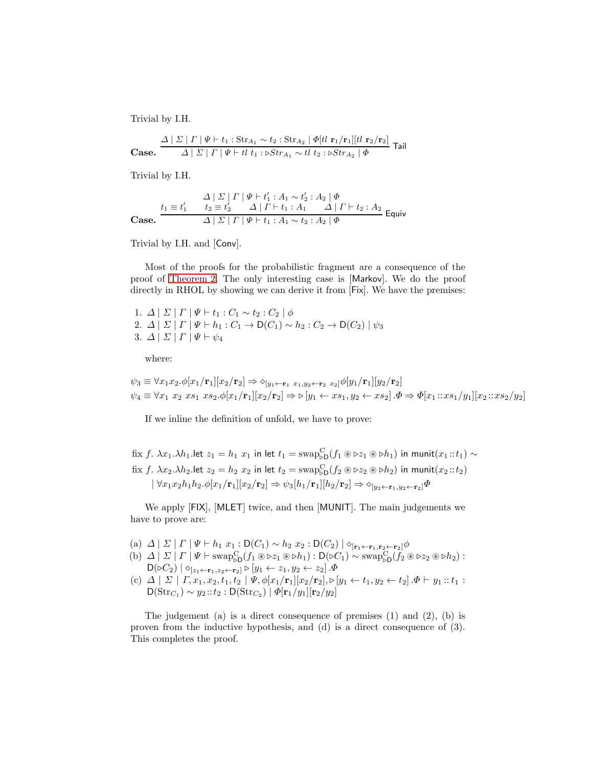Trivial by I.H.

$$\textbf{Case.}\quad \frac{\Delta \mid \Sigma \mid \Gamma \mid \Psi \vdash t_1 : \mathrm{Str}_{A_1} \sim t_2 : \mathrm{Str}_{A_2} \mid \Phi[tl\ \mathbf{r}_1/\mathbf{r}_1][tl\ \mathbf{r}_2/\mathbf{r}_2]}{\Delta \mid \Sigma \mid \Gamma \mid \Psi \vdash tl\ t_1 : \triangleright Str_{A_1} \sim tl\ t_2 : \triangleright Str_{A_2} \mid \Phi}\ \textsf{Tail}$$

Trivial by I.H.

$$\textbf{Case.}\quad \frac{t_1 \equiv t_1' \qquad t_2 \equiv t_2' \qquad \begin{array}{c}\Delta \mid \Sigma \mid \Gamma \mid \Psi \vdash t_1' : A_1 \sim t_2' : A_2 \mid \Phi \\ \Delta \mid \Gamma \vdash t_1 : A_1 \qquad \Delta \mid \Gamma \vdash t_2 : A_2\end{array}}{\Delta \mid \Sigma \mid \Gamma \mid \Psi \vdash t_1 : A_1 \sim t_2 : A_2 \mid \Phi}\ \textsf{Equiv}$$

Trivial by I.H. and [Conv].

Most of the proofs for the probabilistic fragment are a consequence of the proof of Theorem 2. The only interesting case is [Markov]. We do the proof directly in RHOL by showing we can derive it from [Fix]. We have the premises:

1. $\Delta \mid \Sigma \mid \Gamma \mid \Psi \vdash t_1 : C_1 \sim t_2 : C_2 \mid \phi$
2. $\Delta \mid \Sigma \mid \Gamma \mid \Psi \vdash h_1 : C_1 \to \mathsf{D}(C_1) \sim h_2 : C_2 \to \mathsf{D}(C_2) \mid \psi_3$
3. $\Delta \mid \Sigma \mid \Gamma \mid \Psi \vdash \psi_4$

where:

$$\psi_3 \equiv \forall x_1 x_2 . \phi[x_1/\mathbf{r}_1][x_2/\mathbf{r}_2] \Rightarrow \diamond_{[y_1 \leftarrow \mathbf{r}_1\ x_1, y_2 \leftarrow \mathbf{r}_2\ x_2]} \phi[y_1/\mathbf{r}_1][y_2/\mathbf{r}_2]$$
$$\psi_4 \equiv \forall x_1\ x_2\ xs_1\ xs_2 . \phi[x_1/\mathbf{r}_1][x_2/\mathbf{r}_2] \Rightarrow \triangleright [y_1 \leftarrow xs_1, y_2 \leftarrow xs_2] . \Phi \Rightarrow \Phi[x_1 :: xs_1/y_1][x_2 :: xs_2/y_2]$$

If we inline the definition of unfold, we have to prove:

$$\begin{array}{l}\mathrm{fix}\ f.\ \lambda x_1.\lambda h_1.\mathsf{let}\ z_1 = h_1\ x_1\ \mathsf{in}\ \mathsf{let}\ t_1 = \mathrm{swap}^{\mathrm{C}}_{\triangleright \mathsf{D}}(f_1 \circledast \triangleright z_1 \circledast \triangleright h_1)\ \mathsf{in}\ \mathsf{munit}(x_1 :: t_1) \sim \\ \mathrm{fix}\ f.\ \lambda x_2.\lambda h_2.\mathsf{let}\ z_2 = h_2\ x_2\ \mathsf{in}\ \mathsf{let}\ t_2 = \mathrm{swap}^{\mathrm{C}}_{\triangleright \mathsf{D}}(f_2 \circledast \triangleright z_2 \circledast \triangleright h_2)\ \mathsf{in}\ \mathsf{munit}(x_2 :: t_2) \\ \quad \mid \forall x_1 x_2 h_1 h_2 . \phi[x_1/\mathbf{r}_1][x_2/\mathbf{r}_2] \Rightarrow \psi_3[h_1/\mathbf{r}_1][h_2/\mathbf{r}_2] \Rightarrow \diamond_{[y_2 \leftarrow \mathbf{r}_1, y_2 \leftarrow \mathbf{r}_2]} \Phi\end{array}$$

We apply [FIX], [MLET] twice, and then [MUNIT]. The main judgements we have to prove are:

(a) $\Delta \mid \Sigma \mid \Gamma \mid \Psi \vdash h_1\ x_1 : \mathsf{D}(C_1) \sim h_2\ x_2 : \mathsf{D}(C_2) \mid \diamond_{[\mathbf{r}_1 \leftarrow \mathbf{r}_1, \mathbf{r}_2 \leftarrow \mathbf{r}_2]} \phi$

(b) $\Delta \mid \Sigma \mid \Gamma \mid \Psi \vdash \mathrm{swap}^{\mathrm{C}}_{\triangleright \mathsf{D}}(f_1 \circledast \triangleright z_1 \circledast \triangleright h_1) : \mathsf{D}(\triangleright C_1) \sim \mathrm{swap}^{\mathrm{C}}_{\triangleright \mathsf{D}}(f_2 \circledast \triangleright z_2 \circledast \triangleright h_2) : \mathsf{D}(\triangleright C_2) \mid \diamond_{[z_1 \leftarrow \mathbf{r}_1, z_2 \leftarrow \mathbf{r}_2]} \triangleright [y_1 \leftarrow z_1, y_2 \leftarrow z_2] . \Phi$

(c) $\Delta \mid \Sigma \mid \Gamma, x_1, x_2, t_1, t_2 \mid \Psi, \phi[x_1/\mathbf{r}_1][x_2/\mathbf{r}_2], \triangleright [y_1 \leftarrow t_1, y_2 \leftarrow t_2] . \Phi \vdash y_1 :: t_1 : \mathsf{D}(\mathrm{Str}_{C_1}) \sim y_2 :: t_2 : \mathsf{D}(\mathrm{Str}_{C_2}) \mid \Phi[\mathbf{r}_1/y_1][\mathbf{r}_2/y_2]$

The judgement (a) is a direct consequence of premises (1) and (2), (b) is proven from the inductive hypothesis, and (d) is a direct consequence of (3). This completes the proof.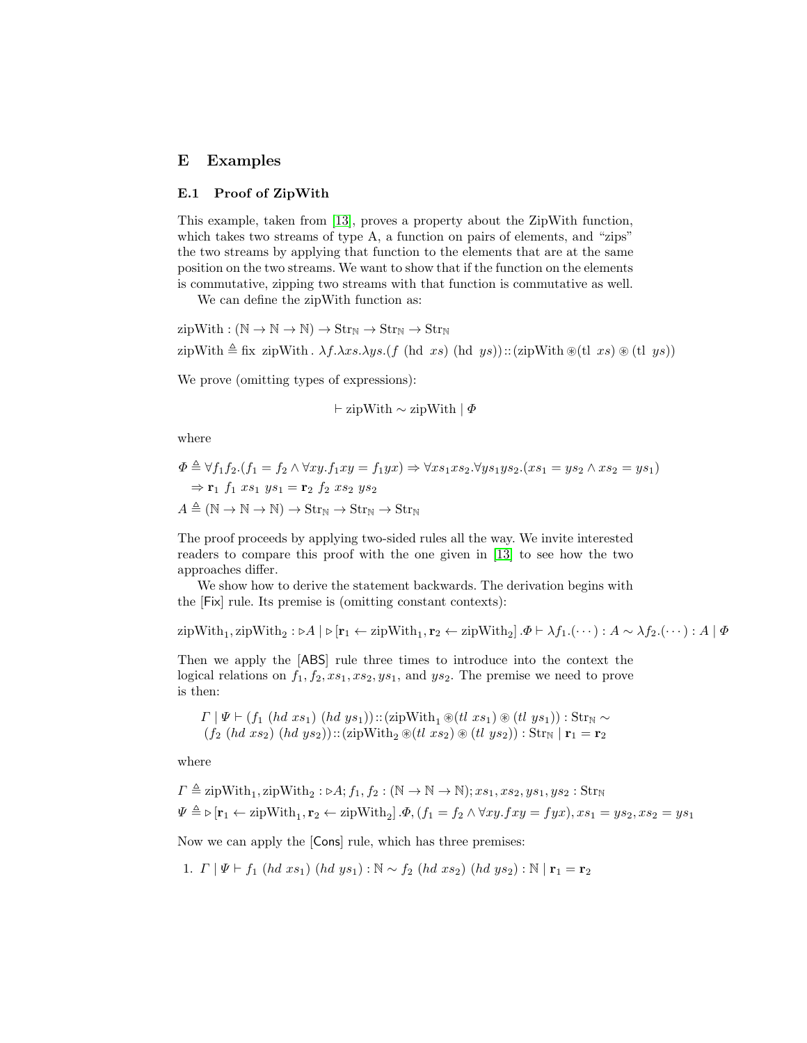## E Examples

### E.1 Proof of ZipWith

This example, taken from [13], proves a property about the ZipWith function, which takes two streams of type A, a function on pairs of elements, and "zips" the two streams by applying that function to the elements that are at the same position on the two streams. We want to show that if the function on the elements is commutative, zipping two streams with that function is commutative as well.

We can define the zipWith function as:

$$\text{zipWith} : (\mathbb{N} \to \mathbb{N} \to \mathbb{N}) \to \text{Str}_{\mathbb{N}} \to \text{Str}_{\mathbb{N}} \to \text{Str}_{\mathbb{N}}$$

$$\text{zipWith} \triangleq \text{fix zipWith}\,.\ \lambda f.\lambda xs.\lambda ys.(f\ (\text{hd}\ xs)\ (\text{hd}\ ys)) :: (\text{zipWith} \circledast (\text{tl}\ xs) \circledast (\text{tl}\ ys))$$

We prove (omitting types of expressions):

$$\vdash \text{zipWith} \sim \text{zipWith} \mid \Phi$$

where

$$\Phi \triangleq \forall f_1 f_2.(f_1 = f_2 \wedge \forall xy. f_1 xy = f_1 yx) \Rightarrow \forall xs_1 xs_2. \forall ys_1 ys_2.(xs_1 = ys_2 \wedge xs_2 = ys_1)$$
$$\Rightarrow \mathbf{r}_1\ f_1\ xs_1\ ys_1 = \mathbf{r}_2\ f_2\ xs_2\ ys_2$$

$$A \triangleq (\mathbb{N} \to \mathbb{N} \to \mathbb{N}) \to \text{Str}_{\mathbb{N}} \to \text{Str}_{\mathbb{N}} \to \text{Str}_{\mathbb{N}}$$

The proof proceeds by applying two-sided rules all the way. We invite interested readers to compare this proof with the one given in [13] to see how the two approaches differ.

We show how to derive the statement backwards. The derivation begins with the [Fix] rule. Its premise is (omitting constant contexts):

$$\text{zipWith}_1, \text{zipWith}_2 : \triangleright A \mid \triangleright [\mathbf{r}_1 \leftarrow \text{zipWith}_1, \mathbf{r}_2 \leftarrow \text{zipWith}_2]\,.\Phi \vdash \lambda f_1.(\cdots) : A \sim \lambda f_2.(\cdots) : A \mid \Phi$$

Then we apply the [ABS] rule three times to introduce into the context the logical relations on $f_1, f_2, xs_1, xs_2, ys_1$, and $ys_2$. The premise we need to prove is then:

$$\Gamma \mid \Psi \vdash (f_1\ (hd\ xs_1)\ (hd\ ys_1)) :: (\text{zipWith}_1 \circledast (tl\ xs_1) \circledast (tl\ ys_1)) : \text{Str}_{\mathbb{N}} \sim$$
$$(f_2\ (hd\ xs_2)\ (hd\ ys_2)) :: (\text{zipWith}_2 \circledast (tl\ xs_2) \circledast (tl\ ys_2)) : \text{Str}_{\mathbb{N}} \mid \mathbf{r}_1 = \mathbf{r}_2$$

where

$$\Gamma \triangleq \text{zipWith}_1, \text{zipWith}_2 : \triangleright A; f_1, f_2 : (\mathbb{N} \to \mathbb{N} \to \mathbb{N}); xs_1, xs_2, ys_1, ys_2 : \text{Str}_{\mathbb{N}}$$

$$\Psi \triangleq \triangleright [\mathbf{r}_1 \leftarrow \text{zipWith}_1, \mathbf{r}_2 \leftarrow \text{zipWith}_2]\,.\Phi, (f_1 = f_2 \wedge \forall xy. fyx = fyx), xs_1 = ys_2, xs_2 = ys_1$$

Now we can apply the [Cons] rule, which has three premises:

1. $\Gamma \mid \Psi \vdash f_1\ (hd\ xs_1)\ (hd\ ys_1) : \mathbb{N} \sim f_2\ (hd\ xs_2)\ (hd\ ys_2) : \mathbb{N} \mid \mathbf{r}_1 = \mathbf{r}_2$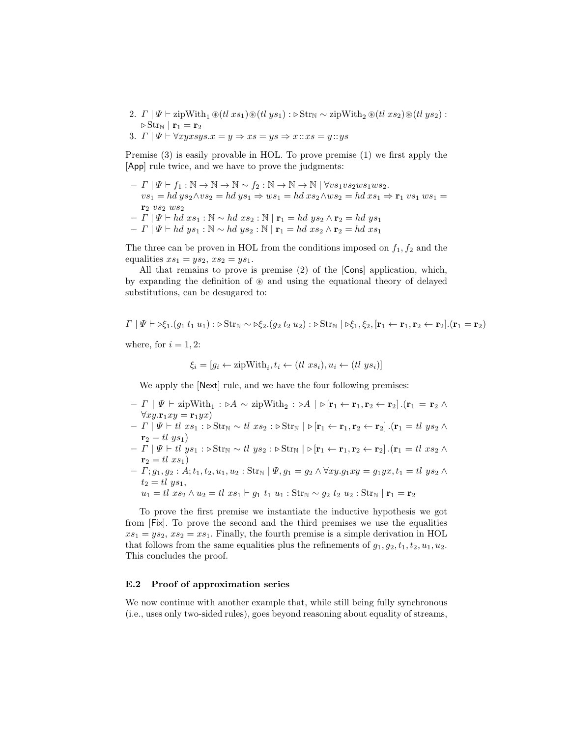2. $\Gamma \mid \Psi \vdash \text{zipWith}_1 \circledast (tl\ xs_1) \circledast (tl\ ys_1) : \triangleright \text{Str}_{\mathbb{N}} \sim \text{zipWith}_2 \circledast (tl\ xs_2) \circledast (tl\ ys_2) : \triangleright \text{Str}_{\mathbb{N}} \mid \mathbf{r}_1 = \mathbf{r}_2$
3. $\Gamma \mid \Psi \vdash \forall xyxsys. x = y \Rightarrow xs = ys \Rightarrow x :: xs = y :: ys$

Premise (3) is easily provable in HOL. To prove premise (1) we first apply the [App] rule twice, and we have to prove the judgments:

- $\Gamma \mid \Psi \vdash f_1 : \mathbb{N} \to \mathbb{N} \to \mathbb{N} \sim f_2 : \mathbb{N} \to \mathbb{N} \to \mathbb{N} \mid \forall vs_1 vs_2 ws_1 ws_2.$ $vs_1 = hd\ ys_2 \wedge vs_2 = hd\ ys_1 \Rightarrow ws_1 = hd\ xs_2 \wedge ws_2 = hd\ xs_1 \Rightarrow \mathbf{r}_1\ vs_1\ ws_1 = \mathbf{r}_2\ vs_2\ ws_2$
- $\Gamma \mid \Psi \vdash hd\ xs_1 : \mathbb{N} \sim hd\ xs_2 : \mathbb{N} \mid \mathbf{r}_1 = hd\ ys_2 \wedge \mathbf{r}_2 = hd\ ys_1$
- $\Gamma \mid \Psi \vdash hd\ ys_1 : \mathbb{N} \sim hd\ ys_2 : \mathbb{N} \mid \mathbf{r}_1 = hd\ xs_2 \wedge \mathbf{r}_2 = hd\ xs_1$

The three can be proven in HOL from the conditions imposed on $f_1, f_2$ and the equalities $xs_1 = ys_2$, $xs_2 = ys_1$.

All that remains to prove is premise (2) of the [Cons] application, which, by expanding the definition of $\circledast$ and using the equational theory of delayed substitutions, can be desugared to:

$$\Gamma \mid \Psi \vdash \triangleright \xi_1.(g_1\ t_1\ u_1) : \triangleright \text{Str}_{\mathbb{N}} \sim \triangleright \xi_2.(g_2\ t_2\ u_2) : \triangleright \text{Str}_{\mathbb{N}} \mid \triangleright \xi_1, \xi_2, [\mathbf{r}_1 \leftarrow \mathbf{r}_1, \mathbf{r}_2 \leftarrow \mathbf{r}_2].(\mathbf{r}_1 = \mathbf{r}_2)$$

where, for $i = 1, 2$:

$$\xi_i = [g_i \leftarrow \text{zipWith}_i, t_i \leftarrow (tl\ xs_i), u_i \leftarrow (tl\ ys_i)]$$

We apply the [Next] rule, and we have the four following premises:

- $\Gamma \mid \Psi \vdash \text{zipWith}_1 : \triangleright A \sim \text{zipWith}_2 : \triangleright A \mid \triangleright [\mathbf{r}_1 \leftarrow \mathbf{r}_1, \mathbf{r}_2 \leftarrow \mathbf{r}_2].(\mathbf{r}_1 = \mathbf{r}_2 \wedge \forall xy. \mathbf{r}_1 xy = \mathbf{r}_1 yx)$
- $\Gamma \mid \Psi \vdash tl\ xs_1 : \triangleright \text{Str}_{\mathbb{N}} \sim tl\ xs_2 : \triangleright \text{Str}_{\mathbb{N}} \mid \triangleright [\mathbf{r}_1 \leftarrow \mathbf{r}_1, \mathbf{r}_2 \leftarrow \mathbf{r}_2].(\mathbf{r}_1 = tl\ ys_2 \wedge \mathbf{r}_2 = tl\ ys_1)$
- $\Gamma \mid \Psi \vdash tl\ ys_1 : \triangleright \text{Str}_{\mathbb{N}} \sim tl\ ys_2 : \triangleright \text{Str}_{\mathbb{N}} \mid \triangleright [\mathbf{r}_1 \leftarrow \mathbf{r}_1, \mathbf{r}_2 \leftarrow \mathbf{r}_2].(\mathbf{r}_1 = tl\ xs_2 \wedge \mathbf{r}_2 = tl\ xs_1)$
- $\Gamma; g_1, g_2 : A; t_1, t_2, u_1, u_2 : \text{Str}_{\mathbb{N}} \mid \Psi, g_1 = g_2 \wedge \forall xy. g_1 xy = g_1 yx, t_1 = tl\ ys_2 \wedge t_2 = tl\ ys_1,$ $u_1 = tl\ xs_2 \wedge u_2 = tl\ xs_1 \vdash g_1\ t_1\ u_1 : \text{Str}_{\mathbb{N}} \sim g_2\ t_2\ u_2 : \text{Str}_{\mathbb{N}} \mid \mathbf{r}_1 = \mathbf{r}_2$

To prove the first premise we instantiate the inductive hypothesis we got from [Fix]. To prove the second and the third premises we use the equalities $xs_1 = ys_2$, $xs_2 = xs_1$. Finally, the fourth premise is a simple derivation in HOL that follows from the same equalities plus the refinements of $g_1, g_2, t_1, t_2, u_1, u_2$. This concludes the proof.

### E.2 Proof of approximation series

We now continue with another example that, while still being fully synchronous (i.e., uses only two-sided rules), goes beyond reasoning about equality of streams,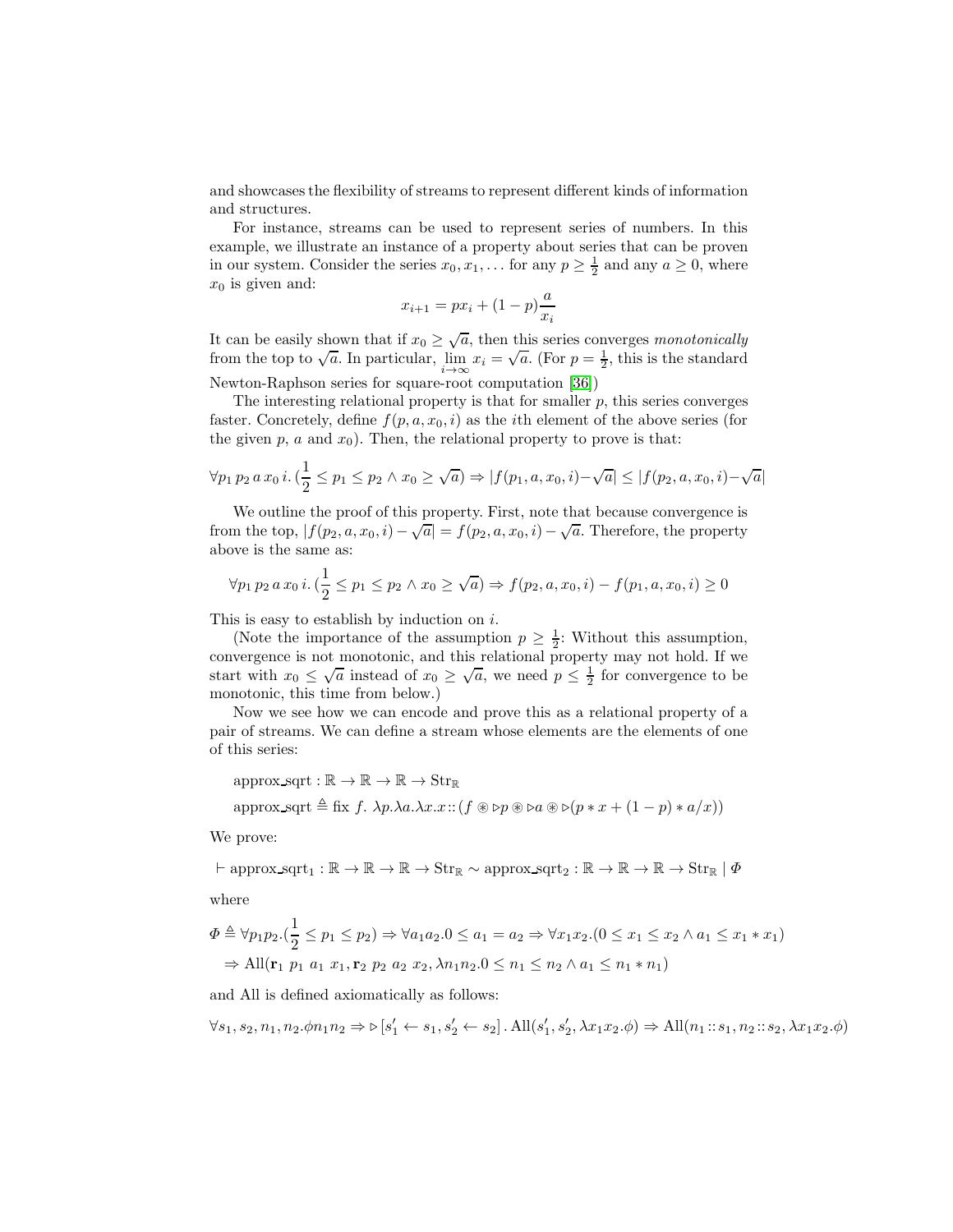and showcases the flexibility of streams to represent different kinds of information and structures.

For instance, streams can be used to represent series of numbers. In this example, we illustrate an instance of a property about series that can be proven in our system. Consider the series $x_0, x_1, \ldots$ for any $p \geq \frac{1}{2}$ and any $a \geq 0$, where $x_0$ is given and:

$$x_{i+1} = px_i + (1-p)\frac{a}{x_i}$$

It can be easily shown that if $x_0 \geq \sqrt{a}$, then this series converges *monotonically* from the top to $\sqrt{a}$. In particular, $\lim_{i\to\infty} x_i = \sqrt{a}$. (For $p = \frac{1}{2}$, this is the standard Newton-Raphson series for square-root computation [36])

The interesting relational property is that for smaller $p$, this series converges faster. Concretely, define $f(p, a, x_0, i)$ as the $i$th element of the above series (for the given $p$, $a$ and $x_0$). Then, the relational property to prove is that:

$$\forall p_1\, p_2\, a\, x_0\, i.\, (\frac{1}{2} \leq p_1 \leq p_2 \wedge x_0 \geq \sqrt{a}) \Rightarrow |f(p_1, a, x_0, i) - \sqrt{a}| \leq |f(p_2, a, x_0, i) - \sqrt{a}|$$

We outline the proof of this property. First, note that because convergence is from the top, $|f(p_2, a, x_0, i) - \sqrt{a}| = f(p_2, a, x_0, i) - \sqrt{a}$. Therefore, the property above is the same as:

$$\forall p_1\, p_2\, a\, x_0\, i.\, (\frac{1}{2} \leq p_1 \leq p_2 \wedge x_0 \geq \sqrt{a}) \Rightarrow f(p_2, a, x_0, i) - f(p_1, a, x_0, i) \geq 0$$

This is easy to establish by induction on $i$.

(Note the importance of the assumption $p \geq \frac{1}{2}$: Without this assumption, convergence is not monotonic, and this relational property may not hold. If we start with $x_0 \leq \sqrt{a}$ instead of $x_0 \geq \sqrt{a}$, we need $p \leq \frac{1}{2}$ for convergence to be monotonic, this time from below.)

Now we see how we can encode and prove this as a relational property of a pair of streams. We can define a stream whose elements are the elements of one of this series:

$$\text{approx\_sqrt} : \mathbb{R} \to \mathbb{R} \to \mathbb{R} \to \text{Str}_{\mathbb{R}}$$
$$\text{approx\_sqrt} \triangleq \text{fix } f.\ \lambda p.\lambda a.\lambda x.x :: (f \circledast \triangleright p \circledast \triangleright a \circledast \triangleright(p * x + (1-p) * a/x))$$

We prove:

$$\vdash \text{approx\_sqrt}_1 : \mathbb{R} \to \mathbb{R} \to \mathbb{R} \to \text{Str}_{\mathbb{R}} \sim \text{approx\_sqrt}_2 : \mathbb{R} \to \mathbb{R} \to \mathbb{R} \to \text{Str}_{\mathbb{R}} \mid \Phi$$

where

$$\Phi \triangleq \forall p_1 p_2.(\frac{1}{2} \leq p_1 \leq p_2) \Rightarrow \forall a_1 a_2. 0 \leq a_1 = a_2 \Rightarrow \forall x_1 x_2.(0 \leq x_1 \leq x_2 \wedge a_1 \leq x_1 * x_1)$$
$$\Rightarrow \text{All}(\mathbf{r}_1\ p_1\ a_1\ x_1, \mathbf{r}_2\ p_2\ a_2\ x_2, \lambda n_1 n_2. 0 \leq n_1 \leq n_2 \wedge a_1 \leq n_1 * n_1)$$

and All is defined axiomatically as follows:

$$\forall s_1, s_2, n_1, n_2. \phi n_1 n_2 \Rightarrow \triangleright[s_1' \leftarrow s_1, s_2' \leftarrow s_2]\,.\,\text{All}(s_1', s_2', \lambda x_1 x_2.\phi) \Rightarrow \text{All}(n_1 :: s_1, n_2 :: s_2, \lambda x_1 x_2.\phi)$$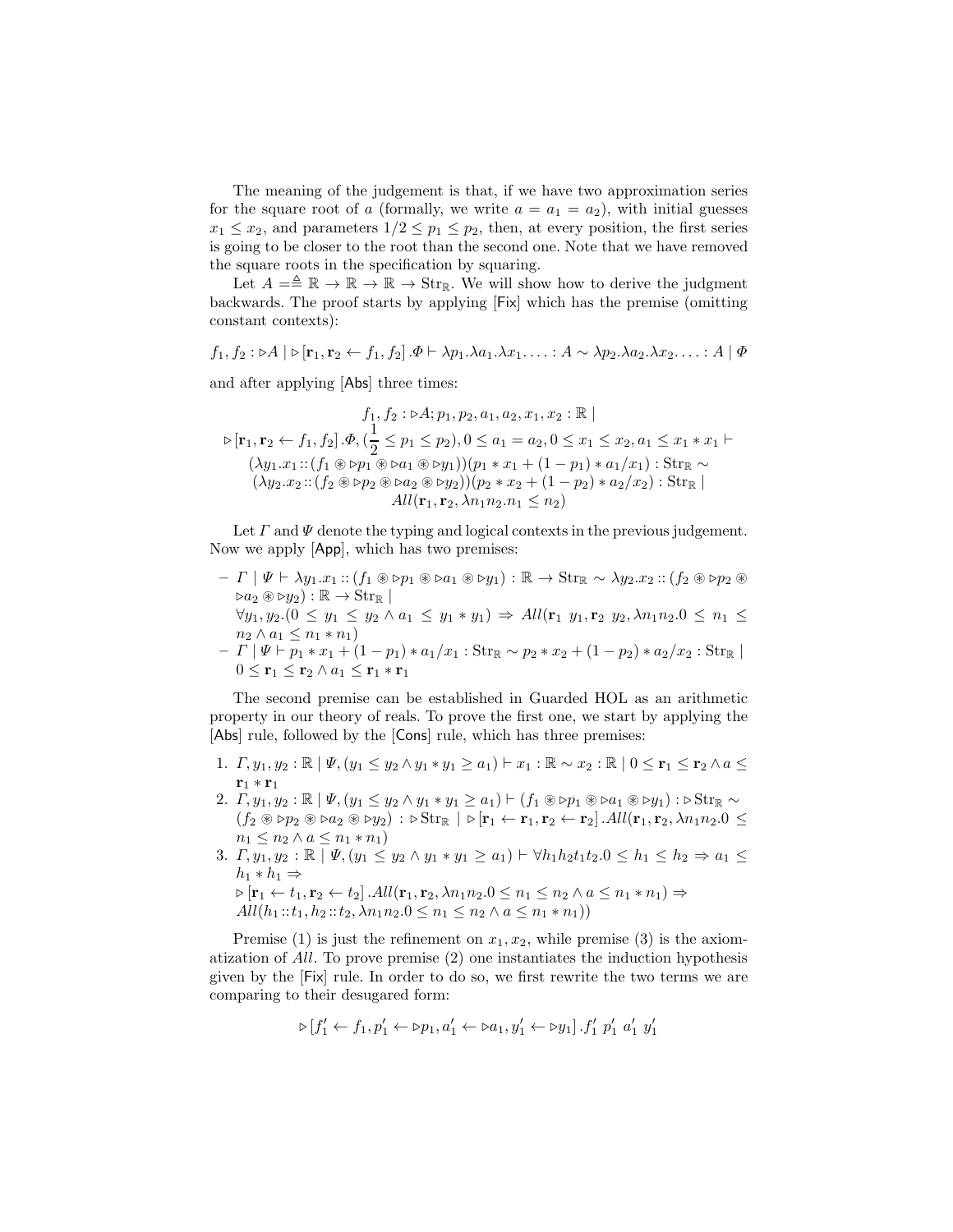The meaning of the judgement is that, if we have two approximation series for the square root of $a$ (formally, we write $a = a_1 = a_2$), with initial guesses $x_1 \le x_2$, and parameters $1/2 \le p_1 \le p_2$, then, at every position, the first series is going to be closer to the root than the second one. Note that we have removed the square roots in the specification by squaring.

Let $A = \triangleq \mathbb{R} \to \mathbb{R} \to \mathbb{R} \to \mathrm{Str}_{\mathbb{R}}$. We will show how to derive the judgment backwards. The proof starts by applying [Fix] which has the premise (omitting constant contexts):

$$f_1, f_2 : \triangleright A \mid \triangleright [\mathbf{r}_1, \mathbf{r}_2 \leftarrow f_1, f_2] . \varPhi \vdash \lambda p_1.\lambda a_1.\lambda x_1.\dots : A \sim \lambda p_2.\lambda a_2.\lambda x_2.\dots : A \mid \varPhi$$

and after applying [Abs] three times:

$$\begin{gathered} f_1, f_2 : \triangleright A; p_1, p_2, a_1, a_2, x_1, x_2 : \mathbb{R} \mid \\ \triangleright [\mathbf{r}_1, \mathbf{r}_2 \leftarrow f_1, f_2] . \varPhi, (\frac{1}{2} \le p_1 \le p_2), 0 \le a_1 = a_2, 0 \le x_1 \le x_2, a_1 \le x_1 * x_1 \vdash \\ (\lambda y_1 . x_1 :: (f_1 \circledast \triangleright p_1 \circledast \triangleright a_1 \circledast \triangleright y_1))(p_1 * x_1 + (1 - p_1) * a_1 / x_1) : \mathrm{Str}_{\mathbb{R}} \sim \\ (\lambda y_2 . x_2 :: (f_2 \circledast \triangleright p_2 \circledast \triangleright a_2 \circledast \triangleright y_2))(p_2 * x_2 + (1 - p_2) * a_2 / x_2) : \mathrm{Str}_{\mathbb{R}} \mid \\ All(\mathbf{r}_1, \mathbf{r}_2, \lambda n_1 n_2 . n_1 \le n_2) \end{gathered}$$

Let $\varGamma$ and $\varPsi$ denote the typing and logical contexts in the previous judgement. Now we apply [App], which has two premises:

- $\varGamma \mid \varPsi \vdash \lambda y_1 . x_1 :: (f_1 \circledast \triangleright p_1 \circledast \triangleright a_1 \circledast \triangleright y_1) : \mathbb{R} \to \mathrm{Str}_{\mathbb{R}} \sim \lambda y_2 . x_2 :: (f_2 \circledast \triangleright p_2 \circledast \triangleright a_2 \circledast \triangleright y_2) : \mathbb{R} \to \mathrm{Str}_{\mathbb{R}} \mid$
  $\forall y_1, y_2 . (0 \le y_1 \le y_2 \wedge a_1 \le y_1 * y_1) \Rightarrow All(\mathbf{r}_1\ y_1, \mathbf{r}_2\ y_2, \lambda n_1 n_2 . 0 \le n_1 \le n_2 \wedge a_1 \le n_1 * n_1)$
- $\varGamma \mid \varPsi \vdash p_1 * x_1 + (1 - p_1) * a_1 / x_1 : \mathrm{Str}_{\mathbb{R}} \sim p_2 * x_2 + (1 - p_2) * a_2 / x_2 : \mathrm{Str}_{\mathbb{R}} \mid$
  $0 \le \mathbf{r}_1 \le \mathbf{r}_2 \wedge a_1 \le \mathbf{r}_1 * \mathbf{r}_1$

The second premise can be established in Guarded HOL as an arithmetic property in our theory of reals. To prove the first one, we start by applying the [Abs] rule, followed by the [Cons] rule, which has three premises:

1. $\varGamma, y_1, y_2 : \mathbb{R} \mid \varPsi, (y_1 \le y_2 \wedge y_1 * y_1 \ge a_1) \vdash x_1 : \mathbb{R} \sim x_2 : \mathbb{R} \mid 0 \le \mathbf{r}_1 \le \mathbf{r}_2 \wedge a \le \mathbf{r}_1 * \mathbf{r}_1$
2. $\varGamma, y_1, y_2 : \mathbb{R} \mid \varPsi, (y_1 \le y_2 \wedge y_1 * y_1 \ge a_1) \vdash (f_1 \circledast \triangleright p_1 \circledast \triangleright a_1 \circledast \triangleright y_1) : \triangleright \mathrm{Str}_{\mathbb{R}} \sim (f_2 \circledast \triangleright p_2 \circledast \triangleright a_2 \circledast \triangleright y_2) : \triangleright \mathrm{Str}_{\mathbb{R}} \mid \triangleright [\mathbf{r}_1 \leftarrow \mathbf{r}_1, \mathbf{r}_2 \leftarrow \mathbf{r}_2] . All(\mathbf{r}_1, \mathbf{r}_2, \lambda n_1 n_2 . 0 \le n_1 \le n_2 \wedge a \le n_1 * n_1)$
3. $\varGamma, y_1, y_2 : \mathbb{R} \mid \varPsi, (y_1 \le y_2 \wedge y_1 * y_1 \ge a_1) \vdash \forall h_1 h_2 t_1 t_2 . 0 \le h_1 \le h_2 \Rightarrow a_1 \le h_1 * h_1 \Rightarrow$
   $\triangleright [\mathbf{r}_1 \leftarrow t_1, \mathbf{r}_2 \leftarrow t_2] . All(\mathbf{r}_1, \mathbf{r}_2, \lambda n_1 n_2 . 0 \le n_1 \le n_2 \wedge a \le n_1 * n_1) \Rightarrow$
   $All(h_1 :: t_1, h_2 :: t_2, \lambda n_1 n_2 . 0 \le n_1 \le n_2 \wedge a \le n_1 * n_1))$

Premise (1) is just the refinement on $x_1, x_2$, while premise (3) is the axiomatization of $All$. To prove premise (2) one instantiates the induction hypothesis given by the [Fix] rule. In order to do so, we first rewrite the two terms we are comparing to their desugared form:

$$\triangleright [f_1' \leftarrow f_1, p_1' \leftarrow \triangleright p_1, a_1' \leftarrow \triangleright a_1, y_1' \leftarrow \triangleright y_1] . f_1'\ p_1'\ a_1'\ y_1'$$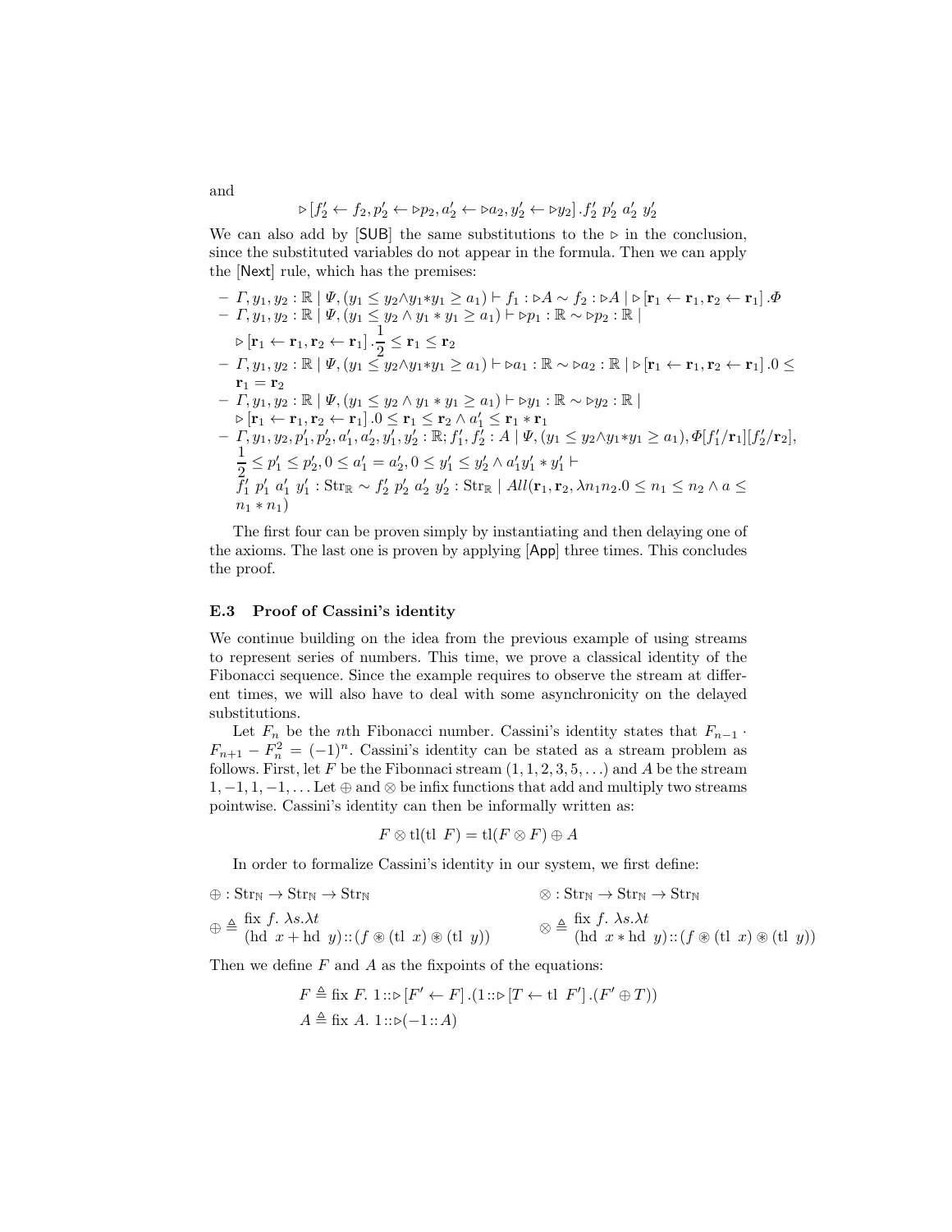and

$$\triangleright [f_2' \leftarrow f_2, p_2' \leftarrow \triangleright p_2, a_2' \leftarrow \triangleright a_2, y_2' \leftarrow \triangleright y_2] . f_2' \; p_2' \; a_2' \; y_2'$$

We can also add by [SUB] the same substitutions to the $\triangleright$ in the conclusion, since the substituted variables do not appear in the formula. Then we can apply the [Next] rule, which has the premises:

- $\Gamma, y_1, y_2 : \mathbb{R} \mid \Psi, (y_1 \leq y_2 \wedge y_1 * y_1 \geq a_1) \vdash f_1 : \triangleright A \sim f_2 : \triangleright A \mid \triangleright [\mathbf{r}_1 \leftarrow \mathbf{r}_1, \mathbf{r}_2 \leftarrow \mathbf{r}_1] . \Phi$
- $\Gamma, y_1, y_2 : \mathbb{R} \mid \Psi, (y_1 \leq y_2 \wedge y_1 * y_1 \geq a_1) \vdash \triangleright p_1 : \mathbb{R} \sim \triangleright p_2 : \mathbb{R} \mid$ $\triangleright [\mathbf{r}_1 \leftarrow \mathbf{r}_1, \mathbf{r}_2 \leftarrow \mathbf{r}_1] . \frac{1}{2} \leq \mathbf{r}_1 \leq \mathbf{r}_2$
- $\Gamma, y_1, y_2 : \mathbb{R} \mid \Psi, (y_1 \leq y_2 \wedge y_1 * y_1 \geq a_1) \vdash \triangleright a_1 : \mathbb{R} \sim \triangleright a_2 : \mathbb{R} \mid \triangleright [\mathbf{r}_1 \leftarrow \mathbf{r}_1, \mathbf{r}_2 \leftarrow \mathbf{r}_1] . 0 \leq \mathbf{r}_1 = \mathbf{r}_2$
- $\Gamma, y_1, y_2 : \mathbb{R} \mid \Psi, (y_1 \leq y_2 \wedge y_1 * y_1 \geq a_1) \vdash \triangleright y_1 : \mathbb{R} \sim \triangleright y_2 : \mathbb{R} \mid$ $\triangleright [\mathbf{r}_1 \leftarrow \mathbf{r}_1, \mathbf{r}_2 \leftarrow \mathbf{r}_1] . 0 \leq \mathbf{r}_1 \leq \mathbf{r}_2 \wedge a_1' \leq \mathbf{r}_1 * \mathbf{r}_1$
- $\Gamma, y_1, y_2, p_1', p_2', a_1', a_2', y_1', y_2' : \mathbb{R}; f_1', f_2' : A \mid \Psi, (y_1 \leq y_2 \wedge y_1 * y_1 \geq a_1), \Phi[f_1'/\mathbf{r}_1][f_2'/\mathbf{r}_2],$ $\frac{1}{2} \leq p_1' \leq p_2', 0 \leq a_1' = a_2', 0 \leq y_1' \leq y_2' \wedge a_1' y_1' * y_1' \vdash$ $f_1' \; p_1' \; a_1' \; y_1' : \mathrm{Str}_{\mathbb{R}} \sim f_2' \; p_2' \; a_2' \; y_2' : \mathrm{Str}_{\mathbb{R}} \mid All(\mathbf{r}_1, \mathbf{r}_2, \lambda n_1 n_2 . 0 \leq n_1 \leq n_2 \wedge a \leq n_1 * n_1)$

The first four can be proven simply by instantiating and then delaying one of the axioms. The last one is proven by applying [App] three times. This concludes the proof.

### E.3 Proof of Cassini's identity

We continue building on the idea from the previous example of using streams to represent series of numbers. This time, we prove a classical identity of the Fibonacci sequence. Since the example requires to observe the stream at different times, we will also have to deal with some asynchronicity on the delayed substitutions.

Let $F_n$ be the $n$th Fibonacci number. Cassini's identity states that $F_{n-1} \cdot F_{n+1} - F_n^2 = (-1)^n$. Cassini's identity can be stated as a stream problem as follows. First, let $F$ be the Fibonnaci stream $(1, 1, 2, 3, 5, \ldots)$ and $A$ be the stream $1, -1, 1, -1, \ldots$ Let $\oplus$ and $\otimes$ be infix functions that add and multiply two streams pointwise. Cassini's identity can then be informally written as:

$$F \otimes \mathrm{tl}(\mathrm{tl}\ F) = \mathrm{tl}(F \otimes F) \oplus A$$

In order to formalize Cassini's identity in our system, we first define:

$$\oplus : \mathrm{Str}_{\mathbb{N}} \to \mathrm{Str}_{\mathbb{N}} \to \mathrm{Str}_{\mathbb{N}} \qquad\qquad \otimes : \mathrm{Str}_{\mathbb{N}} \to \mathrm{Str}_{\mathbb{N}} \to \mathrm{Str}_{\mathbb{N}}$$

$$\oplus \triangleq \begin{array}{l} \mathrm{fix}\ f.\ \lambda s.\lambda t \\ (\mathrm{hd}\ x + \mathrm{hd}\ y) :: (f \circledast (\mathrm{tl}\ x) \circledast (\mathrm{tl}\ y)) \end{array} \qquad \otimes \triangleq \begin{array}{l} \mathrm{fix}\ f.\ \lambda s.\lambda t \\ (\mathrm{hd}\ x * \mathrm{hd}\ y) :: (f \circledast (\mathrm{tl}\ x) \circledast (\mathrm{tl}\ y)) \end{array}$$

Then we define $F$ and $A$ as the fixpoints of the equations:

$$F \triangleq \mathrm{fix}\ F.\ 1 :: \triangleright [F' \leftarrow F] . (1 :: \triangleright [T \leftarrow \mathrm{tl}\ F'] . (F' \oplus T))$$
$$A \triangleq \mathrm{fix}\ A.\ 1 :: \triangleright (-1 :: A)$$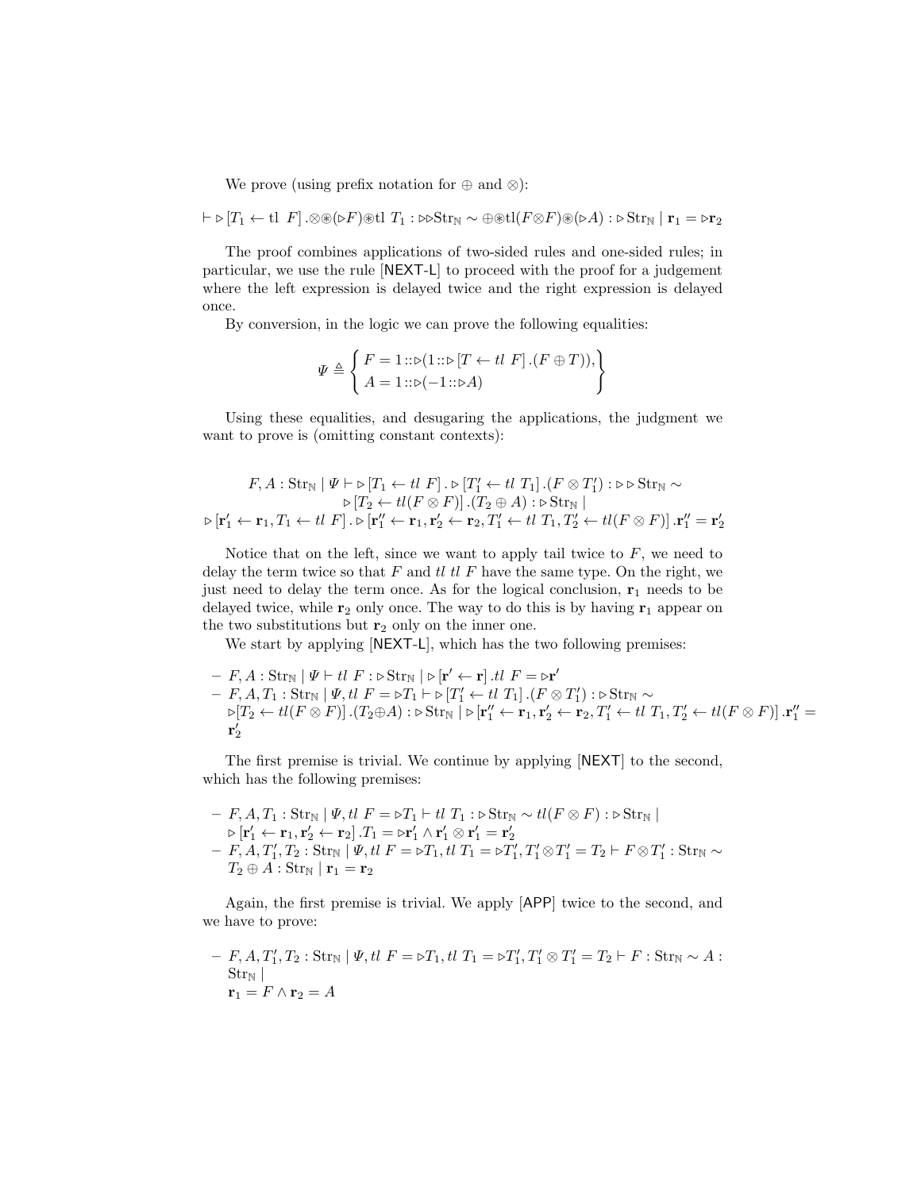We prove (using prefix notation for $\oplus$ and $\otimes$):

$$\vdash \triangleright [T_1 \leftarrow \text{tl } F] . \otimes \circledast (\triangleright F) \circledast \text{tl } T_1 : \triangleright\triangleright \text{Str}_{\mathbb{N}} \sim \oplus \circledast \text{tl}(F \otimes F) \circledast (\triangleright A) : \triangleright \text{Str}_{\mathbb{N}} \mid \mathbf{r}_1 = \triangleright \mathbf{r}_2$$

The proof combines applications of two-sided rules and one-sided rules; in particular, we use the rule [NEXT-L] to proceed with the proof for a judgement where the left expression is delayed twice and the right expression is delayed once.

By conversion, in the logic we can prove the following equalities:

$$\Psi \triangleq \left\{ \begin{array}{l} F = 1 :: \triangleright (1 :: \triangleright [T \leftarrow tl\ F] . (F \oplus T)), \\ A = 1 :: \triangleright (-1 :: \triangleright A) \end{array} \right\}$$

Using these equalities, and desugaring the applications, the judgment we want to prove is (omitting constant contexts):

$$\begin{array}{c} F, A : \text{Str}_{\mathbb{N}} \mid \Psi \vdash \triangleright [T_1 \leftarrow tl\ F] . \triangleright [T_1' \leftarrow tl\ T_1] . (F \otimes T_1') : \triangleright\triangleright \text{Str}_{\mathbb{N}} \sim \\ \triangleright [T_2 \leftarrow tl(F \otimes F)] . (T_2 \oplus A) : \triangleright \text{Str}_{\mathbb{N}} \mid \\ \triangleright [\mathbf{r}_1' \leftarrow \mathbf{r}_1, T_1 \leftarrow tl\ F] . \triangleright [\mathbf{r}_1'' \leftarrow \mathbf{r}_1, \mathbf{r}_2' \leftarrow \mathbf{r}_2, T_1' \leftarrow tl\ T_1, T_2' \leftarrow tl(F \otimes F)] . \mathbf{r}_1'' = \mathbf{r}_2' \end{array}$$

Notice that on the left, since we want to apply tail twice to $F$, we need to delay the term twice so that $F$ and $tl\ tl\ F$ have the same type. On the right, we just need to delay the term once. As for the logical conclusion, $\mathbf{r}_1$ needs to be delayed twice, while $\mathbf{r}_2$ only once. The way to do this is by having $\mathbf{r}_1$ appear on the two substitutions but $\mathbf{r}_2$ only on the inner one.

We start by applying [NEXT-L], which has the two following premises:

- $F, A : \text{Str}_{\mathbb{N}} \mid \Psi \vdash tl\ F : \triangleright \text{Str}_{\mathbb{N}} \mid \triangleright [\mathbf{r}' \leftarrow \mathbf{r}] . tl\ F = \triangleright \mathbf{r}'$
- $F, A, T_1 : \text{Str}_{\mathbb{N}} \mid \Psi, tl\ F = \triangleright T_1 \vdash \triangleright [T_1' \leftarrow tl\ T_1] . (F \otimes T_1') : \triangleright \text{Str}_{\mathbb{N}} \sim \triangleright [T_2 \leftarrow tl(F \otimes F)] . (T_2 \oplus A) : \triangleright \text{Str}_{\mathbb{N}} \mid \triangleright [\mathbf{r}_1'' \leftarrow \mathbf{r}_1, \mathbf{r}_2' \leftarrow \mathbf{r}_2, T_1' \leftarrow tl\ T_1, T_2' \leftarrow tl(F \otimes F)] . \mathbf{r}_1'' = \mathbf{r}_2'$

The first premise is trivial. We continue by applying [NEXT] to the second, which has the following premises:

- $F, A, T_1 : \text{Str}_{\mathbb{N}} \mid \Psi, tl\ F = \triangleright T_1 \vdash tl\ T_1 : \triangleright \text{Str}_{\mathbb{N}} \sim tl(F \otimes F) : \triangleright \text{Str}_{\mathbb{N}} \mid \triangleright [\mathbf{r}_1' \leftarrow \mathbf{r}_1, \mathbf{r}_2' \leftarrow \mathbf{r}_2] . T_1 = \triangleright \mathbf{r}_1' \wedge \mathbf{r}_1' \otimes \mathbf{r}_1' = \mathbf{r}_2'$
- $F, A, T_1', T_2 : \text{Str}_{\mathbb{N}} \mid \Psi, tl\ F = \triangleright T_1, tl\ T_1 = \triangleright T_1', T_1' \otimes T_1' = T_2 \vdash F \otimes T_1' : \text{Str}_{\mathbb{N}} \sim T_2 \oplus A : \text{Str}_{\mathbb{N}} \mid \mathbf{r}_1 = \mathbf{r}_2$

Again, the first premise is trivial. We apply [APP] twice to the second, and we have to prove:

- $F, A, T_1', T_2 : \text{Str}_{\mathbb{N}} \mid \Psi, tl\ F = \triangleright T_1, tl\ T_1 = \triangleright T_1', T_1' \otimes T_1' = T_2 \vdash F : \text{Str}_{\mathbb{N}} \sim A : \text{Str}_{\mathbb{N}} \mid$
  $\mathbf{r}_1 = F \wedge \mathbf{r}_2 = A$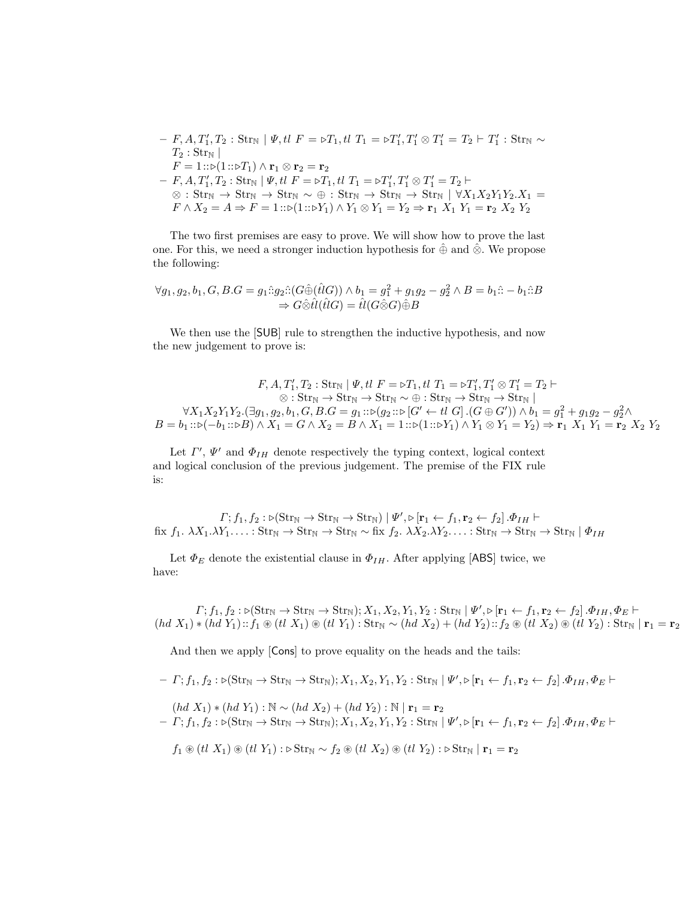– $F, A, T_1', T_2 : \mathrm{Str}_{\mathbb{N}} \mid \Psi, tl\ F = \triangleright T_1, tl\ T_1 = \triangleright T_1', T_1' \otimes T_1' = T_2 \vdash T_1' : \mathrm{Str}_{\mathbb{N}} \sim T_2 : \mathrm{Str}_{\mathbb{N}} \mid$
  $F = 1 :: \triangleright(1 :: \triangleright T_1) \wedge \mathbf{r}_1 \otimes \mathbf{r}_2 = \mathbf{r}_2$

– $F, A, T_1', T_2 : \mathrm{Str}_{\mathbb{N}} \mid \Psi, tl\ F = \triangleright T_1, tl\ T_1 = \triangleright T_1', T_1' \otimes T_1' = T_2 \vdash$
  $\otimes : \mathrm{Str}_{\mathbb{N}} \to \mathrm{Str}_{\mathbb{N}} \to \mathrm{Str}_{\mathbb{N}} \sim \oplus : \mathrm{Str}_{\mathbb{N}} \to \mathrm{Str}_{\mathbb{N}} \to \mathrm{Str}_{\mathbb{N}} \mid \forall X_1 X_2 Y_1 Y_2. X_1 = F \wedge X_2 = A \Rightarrow F = 1 :: \triangleright(1 :: \triangleright Y_1) \wedge Y_1 \otimes Y_1 = Y_2 \Rightarrow \mathbf{r}_1\ X_1\ Y_1 = \mathbf{r}_2\ X_2\ Y_2$

The two first premises are easy to prove. We will show how to prove the last one. For this, we need a stronger induction hypothesis for $\hat{\oplus}$ and $\hat{\otimes}$. We propose the following:

$$\forall g_1, g_2, b_1, G, B. G = g_1 \hat{::} g_2 \hat{::} (G \hat{\oplus} (\hat{tl} G)) \wedge b_1 = g_1^2 + g_1 g_2 - g_2^2 \wedge B = b_1 \hat{::} - b_1 \hat{::} B$$
$$\Rightarrow G \hat{\otimes} \hat{tl}(\hat{tl} G) = \hat{tl}(G \hat{\otimes} G) \hat{\oplus} B$$

We then use the [SUB] rule to strengthen the inductive hypothesis, and now the new judgement to prove is:

$$F, A, T_1', T_2 : \mathrm{Str}_{\mathbb{N}} \mid \Psi, tl\ F = \triangleright T_1, tl\ T_1 = \triangleright T_1', T_1' \otimes T_1' = T_2 \vdash$$
$$\otimes : \mathrm{Str}_{\mathbb{N}} \to \mathrm{Str}_{\mathbb{N}} \to \mathrm{Str}_{\mathbb{N}} \sim \oplus : \mathrm{Str}_{\mathbb{N}} \to \mathrm{Str}_{\mathbb{N}} \to \mathrm{Str}_{\mathbb{N}} \mid$$
$$\forall X_1 X_2 Y_1 Y_2. (\exists g_1, g_2, b_1, G, B. G = g_1 :: \triangleright(g_2 :: \triangleright [G' \leftarrow tl\ G].(G \oplus G')) \wedge b_1 = g_1^2 + g_1 g_2 - g_2^2 \wedge$$
$$B = b_1 :: \triangleright(-b_1 :: \triangleright B) \wedge X_1 = G \wedge X_2 = B \wedge X_1 = 1 :: \triangleright(1 :: \triangleright Y_1) \wedge Y_1 \otimes Y_1 = Y_2) \Rightarrow \mathbf{r}_1\ X_1\ Y_1 = \mathbf{r}_2\ X_2\ Y_2$$

Let $\Gamma'$, $\Psi'$ and $\Phi_{IH}$ denote respectively the typing context, logical context and logical conclusion of the previous judgement. The premise of the FIX rule is:

$$\Gamma; f_1, f_2 : \triangleright(\mathrm{Str}_{\mathbb{N}} \to \mathrm{Str}_{\mathbb{N}} \to \mathrm{Str}_{\mathbb{N}}) \mid \Psi', \triangleright [\mathbf{r}_1 \leftarrow f_1, \mathbf{r}_2 \leftarrow f_2].\Phi_{IH} \vdash$$
$$\text{fix } f_1.\ \lambda X_1.\lambda Y_1. \ldots : \mathrm{Str}_{\mathbb{N}} \to \mathrm{Str}_{\mathbb{N}} \to \mathrm{Str}_{\mathbb{N}} \sim \text{fix } f_2.\ \lambda X_2.\lambda Y_2. \ldots : \mathrm{Str}_{\mathbb{N}} \to \mathrm{Str}_{\mathbb{N}} \to \mathrm{Str}_{\mathbb{N}} \mid \Phi_{IH}$$

Let $\Phi_E$ denote the existential clause in $\Phi_{IH}$. After applying [ABS] twice, we have:

$$\Gamma; f_1, f_2 : \triangleright(\mathrm{Str}_{\mathbb{N}} \to \mathrm{Str}_{\mathbb{N}} \to \mathrm{Str}_{\mathbb{N}}); X_1, X_2, Y_1, Y_2 : \mathrm{Str}_{\mathbb{N}} \mid \Psi', \triangleright [\mathbf{r}_1 \leftarrow f_1, \mathbf{r}_2 \leftarrow f_2].\Phi_{IH}, \Phi_E \vdash$$
$$(hd\ X_1) * (hd\ Y_1) :: f_1 \circledast (tl\ X_1) \circledast (tl\ Y_1) : \mathrm{Str}_{\mathbb{N}} \sim (hd\ X_2) + (hd\ Y_2) :: f_2 \circledast (tl\ X_2) \circledast (tl\ Y_2) : \mathrm{Str}_{\mathbb{N}} \mid \mathbf{r}_1 = \mathbf{r}_2$$

And then we apply [Cons] to prove equality on the heads and the tails:

– $\Gamma; f_1, f_2 : \triangleright(\mathrm{Str}_{\mathbb{N}} \to \mathrm{Str}_{\mathbb{N}} \to \mathrm{Str}_{\mathbb{N}}); X_1, X_2, Y_1, Y_2 : \mathrm{Str}_{\mathbb{N}} \mid \Psi', \triangleright [\mathbf{r}_1 \leftarrow f_1, \mathbf{r}_2 \leftarrow f_2].\Phi_{IH}, \Phi_E \vdash$

  $(hd\ X_1) * (hd\ Y_1) : \mathbb{N} \sim (hd\ X_2) + (hd\ Y_2) : \mathbb{N} \mid \mathbf{r}_1 = \mathbf{r}_2$

– $\Gamma; f_1, f_2 : \triangleright(\mathrm{Str}_{\mathbb{N}} \to \mathrm{Str}_{\mathbb{N}} \to \mathrm{Str}_{\mathbb{N}}); X_1, X_2, Y_1, Y_2 : \mathrm{Str}_{\mathbb{N}} \mid \Psi', \triangleright [\mathbf{r}_1 \leftarrow f_1, \mathbf{r}_2 \leftarrow f_2].\Phi_{IH}, \Phi_E \vdash$

  $f_1 \circledast (tl\ X_1) \circledast (tl\ Y_1) : \triangleright \mathrm{Str}_{\mathbb{N}} \sim f_2 \circledast (tl\ X_2) \circledast (tl\ Y_2) : \triangleright \mathrm{Str}_{\mathbb{N}} \mid \mathbf{r}_1 = \mathbf{r}_2$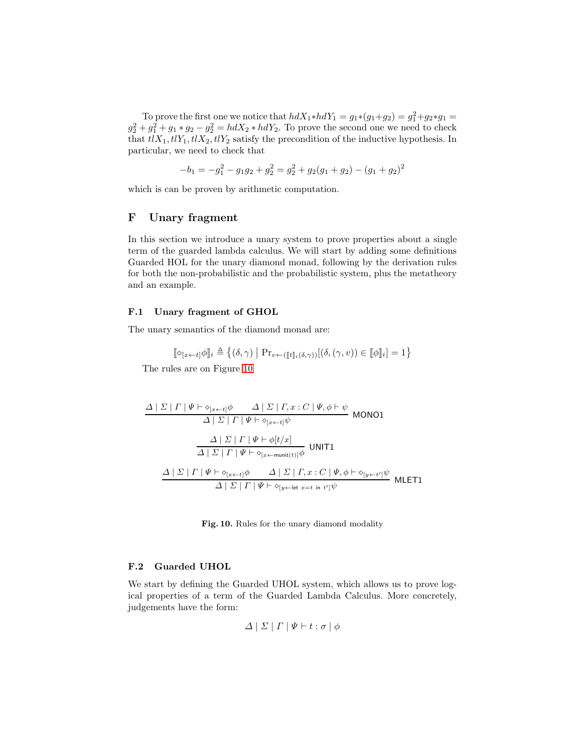To prove the first one we notice that $hdX_1 * hdY_1 = g_1 * (g_1 + g_2) = g_1^2 + g_2 * g_1 = g_2^2 + g_1^2 + g_1 * g_2 - g_2^2 = hdX_2 * hdY_2$. To prove the second one we need to check that $tlX_1, tlY_1, tlX_2, tlY_2$ satisfy the precondition of the inductive hypothesis. In particular, we need to check that

$$-b_1 = -g_1^2 - g_1 g_2 + g_2^2 = g_2^2 + g_2(g_1 + g_2) - (g_1 + g_2)^2$$

which is can be proven by arithmetic computation.

## F Unary fragment

In this section we introduce a unary system to prove properties about a single term of the guarded lambda calculus. We will start by adding some definitions Guarded HOL for the unary diamond monad, following by the derivation rules for both the non-probabilistic and the probabilistic system, plus the metatheory and an example.

### F.1 Unary fragment of GHOL

The unary semantics of the diamond monad are:

$$[\![\diamond_{[x \leftarrow t]} \phi]\!]_i \triangleq \left\{ (\delta, \gamma) \;\middle|\; \Pr_{v \leftarrow ([\![t]\!]_i(\delta,\gamma))}[(\delta, (\gamma, v)) \in [\![\phi]\!]_i] = 1 \right\}$$

The rules are on Figure 10

$$\frac{\Delta \mid \Sigma \mid \Gamma \mid \Psi \vdash \diamond_{[x \leftarrow t]} \phi \qquad \Delta \mid \Sigma \mid \Gamma, x : C \mid \Psi, \phi \vdash \psi}{\Delta \mid \Sigma \mid \Gamma \mid \Psi \vdash \diamond_{[x \leftarrow t]} \psi} \textsf{ MONO1}$$

$$\frac{\Delta \mid \Sigma \mid \Gamma \mid \Psi \vdash \phi[t/x]}{\Delta \mid \Sigma \mid \Gamma \mid \Psi \vdash \diamond_{[x \leftarrow \mathsf{munit}(t)]} \phi} \textsf{ UNIT1}$$

$$\frac{\Delta \mid \Sigma \mid \Gamma \mid \Psi \vdash \diamond_{[x \leftarrow t]} \phi \qquad \Delta \mid \Sigma \mid \Gamma, x : C \mid \Psi, \phi \vdash \diamond_{[y \leftarrow t']} \psi}{\Delta \mid \Sigma \mid \Gamma \mid \Psi \vdash \diamond_{[y \leftarrow \mathsf{let}\ x = t\ \mathsf{in}\ t']} \psi} \textsf{ MLET1}$$

**Fig. 10.** Rules for the unary diamond modality

### F.2 Guarded UHOL

We start by defining the Guarded UHOL system, which allows us to prove logical properties of a term of the Guarded Lambda Calculus. More concretely, judgements have the form:

$$\Delta \mid \Sigma \mid \Gamma \mid \Psi \vdash t : \sigma \mid \phi$$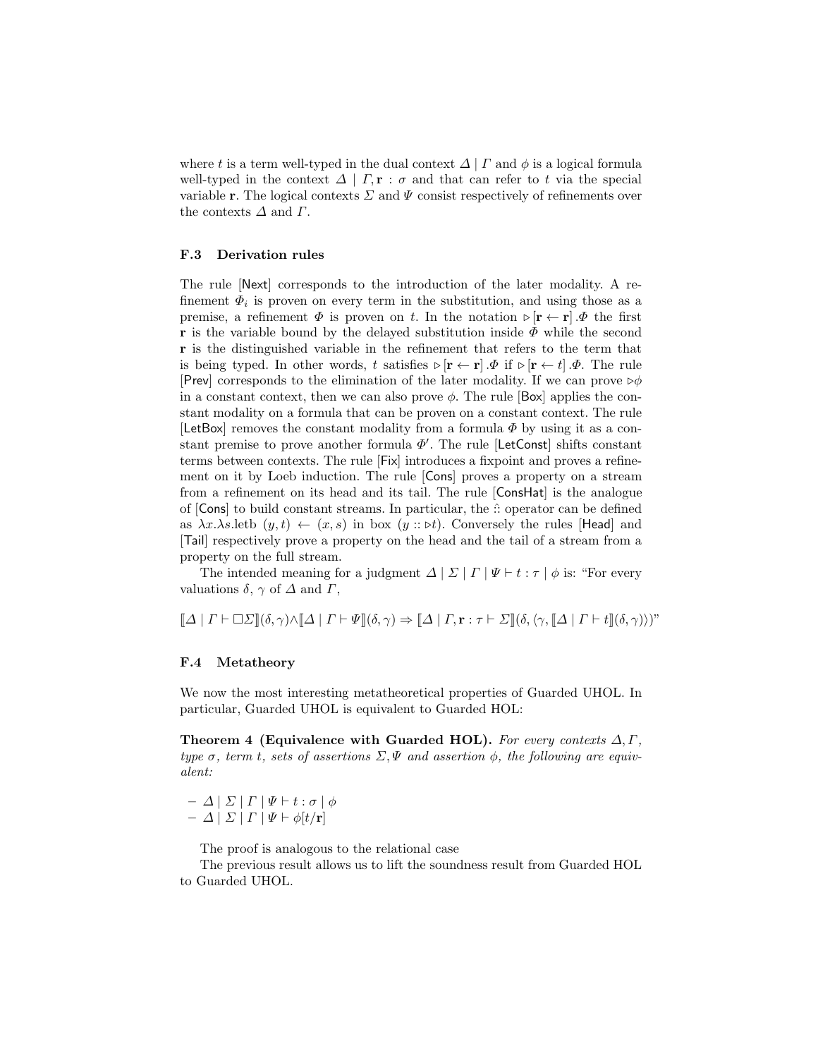where $t$ is a term well-typed in the dual context $\Delta \mid \Gamma$ and $\phi$ is a logical formula well-typed in the context $\Delta \mid \Gamma, \mathbf{r} : \sigma$ and that can refer to $t$ via the special variable $\mathbf{r}$. The logical contexts $\Sigma$ and $\Psi$ consist respectively of refinements over the contexts $\Delta$ and $\Gamma$.

### F.3 Derivation rules

The rule [Next] corresponds to the introduction of the later modality. A refinement $\Phi_i$ is proven on every term in the substitution, and using those as a premise, a refinement $\Phi$ is proven on $t$. In the notation $\triangleright [\mathbf{r} \leftarrow \mathbf{r}] . \Phi$ the first $\mathbf{r}$ is the variable bound by the delayed substitution inside $\Phi$ while the second $\mathbf{r}$ is the distinguished variable in the refinement that refers to the term that is being typed. In other words, $t$ satisfies $\triangleright [\mathbf{r} \leftarrow \mathbf{r}] . \Phi$ if $\triangleright [\mathbf{r} \leftarrow t] . \Phi$. The rule [Prev] corresponds to the elimination of the later modality. If we can prove $\triangleright\phi$ in a constant context, then we can also prove $\phi$. The rule [Box] applies the constant modality on a formula that can be proven on a constant context. The rule [LetBox] removes the constant modality from a formula $\Phi$ by using it as a constant premise to prove another formula $\Phi'$. The rule [LetConst] shifts constant terms between contexts. The rule [Fix] introduces a fixpoint and proves a refinement on it by Loeb induction. The rule [Cons] proves a property on a stream from a refinement on its head and its tail. The rule [ConsHat] is the analogue of [Cons] to build constant streams. In particular, the $\hat{::}$ operator can be defined as $\lambda x. \lambda s. \text{letb } (y, t) \leftarrow (x, s) \text{ in box } (y :: \triangleright t)$. Conversely the rules [Head] and [Tail] respectively prove a property on the head and the tail of a stream from a property on the full stream.

The intended meaning for a judgment $\Delta \mid \Sigma \mid \Gamma \mid \Psi \vdash t : \tau \mid \phi$ is: "For every valuations $\delta$, $\gamma$ of $\Delta$ and $\Gamma$,

$$[\![\Delta \mid \Gamma \vdash \square\Sigma]\!](\delta, \gamma) \wedge [\![\Delta \mid \Gamma \vdash \Psi]\!](\delta, \gamma) \Rightarrow [\![\Delta \mid \Gamma, \mathbf{r} : \tau \vdash \Sigma]\!](\delta, \langle \gamma, [\![\Delta \mid \Gamma \vdash t]\!](\delta, \gamma) \rangle)"$$

### F.4 Metatheory

We now the most interesting metatheoretical properties of Guarded UHOL. In particular, Guarded UHOL is equivalent to Guarded HOL:

**Theorem 4 (Equivalence with Guarded HOL).** *For every contexts $\Delta, \Gamma$, type $\sigma$, term $t$, sets of assertions $\Sigma, \Psi$ and assertion $\phi$, the following are equivalent:*

- $\Delta \mid \Sigma \mid \Gamma \mid \Psi \vdash t : \sigma \mid \phi$
- $\Delta \mid \Sigma \mid \Gamma \mid \Psi \vdash \phi[t/\mathbf{r}]$

The proof is analogous to the relational case

The previous result allows us to lift the soundness result from Guarded HOL to Guarded UHOL.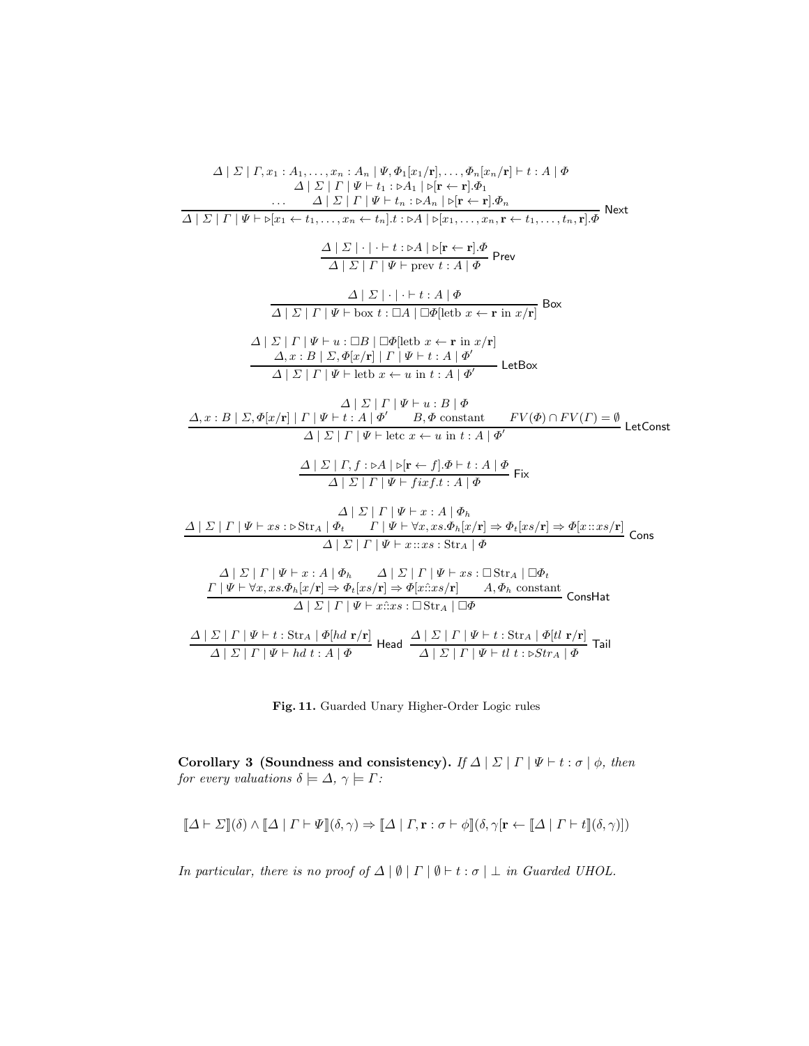$$\frac{\begin{array}{c}\Delta \mid \Sigma \mid \Gamma, x_1 : A_1, \dots, x_n : A_n \mid \Psi, \Phi_1[x_1/\mathbf{r}], \dots, \Phi_n[x_n/\mathbf{r}] \vdash t : A \mid \Phi \\ \Delta \mid \Sigma \mid \Gamma \mid \Psi \vdash t_1 : \triangleright A_1 \mid \triangleright[\mathbf{r} \leftarrow \mathbf{r}].\Phi_1 \\ \dots \qquad \Delta \mid \Sigma \mid \Gamma \mid \Psi \vdash t_n : \triangleright A_n \mid \triangleright[\mathbf{r} \leftarrow \mathbf{r}].\Phi_n\end{array}}{\Delta \mid \Sigma \mid \Gamma \mid \Psi \vdash \triangleright[x_1 \leftarrow t_1, \dots, x_n \leftarrow t_n].t : \triangleright A \mid \triangleright[x_1, \dots, x_n, \mathbf{r} \leftarrow t_1, \dots, t_n, \mathbf{r}].\Phi} \text{ Next}$$

$$\frac{\Delta \mid \Sigma \mid \cdot \mid \cdot \vdash t : \triangleright A \mid \triangleright[\mathbf{r} \leftarrow \mathbf{r}].\Phi}{\Delta \mid \Sigma \mid \Gamma \mid \Psi \vdash \text{prev } t : A \mid \Phi} \text{ Prev}$$

$$\frac{\Delta \mid \Sigma \mid \cdot \mid \cdot \vdash t : A \mid \Phi}{\Delta \mid \Sigma \mid \Gamma \mid \Psi \vdash \text{box } t : \Box A \mid \Box \Phi[\text{letb } x \leftarrow \mathbf{r} \text{ in } x/\mathbf{r}]} \text{ Box}$$

$$\frac{\begin{array}{c}\Delta \mid \Sigma \mid \Gamma \mid \Psi \vdash u : \Box B \mid \Box \Phi[\text{letb } x \leftarrow \mathbf{r} \text{ in } x/\mathbf{r}] \\ \Delta, x : B \mid \Sigma, \Phi[x/\mathbf{r}] \mid \Gamma \mid \Psi \vdash t : A \mid \Phi'\end{array}}{\Delta \mid \Sigma \mid \Gamma \mid \Psi \vdash \text{letb } x \leftarrow u \text{ in } t : A \mid \Phi'} \text{ LetBox}$$

$$\frac{\begin{array}{c}\Delta \mid \Sigma \mid \Gamma \mid \Psi \vdash u : B \mid \Phi \\ \Delta, x : B \mid \Sigma, \Phi[x/\mathbf{r}] \mid \Gamma \mid \Psi \vdash t : A \mid \Phi' \qquad B, \Phi \text{ constant} \qquad FV(\Phi) \cap FV(\Gamma) = \emptyset\end{array}}{\Delta \mid \Sigma \mid \Gamma \mid \Psi \vdash \text{letc } x \leftarrow u \text{ in } t : A \mid \Phi'} \text{ LetConst}$$

$$\frac{\Delta \mid \Sigma \mid \Gamma, f : \triangleright A \mid \triangleright[\mathbf{r} \leftarrow f].\Phi \vdash t : A \mid \Phi}{\Delta \mid \Sigma \mid \Gamma \mid \Psi \vdash fix f.t : A \mid \Phi} \text{ Fix}$$

$$\frac{\begin{array}{c}\Delta \mid \Sigma \mid \Gamma \mid \Psi \vdash x : A \mid \Phi_h \\ \Delta \mid \Sigma \mid \Gamma \mid \Psi \vdash xs : \triangleright \text{Str}_A \mid \Phi_t \qquad \Gamma \mid \Psi \vdash \forall x, xs. \Phi_h[x/\mathbf{r}] \Rightarrow \Phi_t[xs/\mathbf{r}] \Rightarrow \Phi[x :: xs/\mathbf{r}]\end{array}}{\Delta \mid \Sigma \mid \Gamma \mid \Psi \vdash x :: xs : \text{Str}_A \mid \Phi} \text{ Cons}$$

$$\frac{\begin{array}{c}\Delta \mid \Sigma \mid \Gamma \mid \Psi \vdash x : A \mid \Phi_h \qquad \Delta \mid \Sigma \mid \Gamma \mid \Psi \vdash xs : \Box \text{Str}_A \mid \Box \Phi_t \\ \Gamma \mid \Psi \vdash \forall x, xs. \Phi_h[x/\mathbf{r}] \Rightarrow \Phi_t[xs/\mathbf{r}] \Rightarrow \Phi[x \hat{::} xs/\mathbf{r}] \qquad A, \Phi_h \text{ constant}\end{array}}{\Delta \mid \Sigma \mid \Gamma \mid \Psi \vdash x \hat{::} xs : \Box \text{Str}_A \mid \Box \Phi} \text{ ConsHat}$$

$$\frac{\Delta \mid \Sigma \mid \Gamma \mid \Psi \vdash t : \text{Str}_A \mid \Phi[hd\ \mathbf{r}/\mathbf{r}]}{\Delta \mid \Sigma \mid \Gamma \mid \Psi \vdash hd\ t : A \mid \Phi} \text{ Head} \quad \frac{\Delta \mid \Sigma \mid \Gamma \mid \Psi \vdash t : \text{Str}_A \mid \Phi[tl\ \mathbf{r}/\mathbf{r}]}{\Delta \mid \Sigma \mid \Gamma \mid \Psi \vdash tl\ t : \triangleright Str_A \mid \Phi} \text{ Tail}$$

**Fig. 11.** Guarded Unary Higher-Order Logic rules

**Corollary 3 (Soundness and consistency).** *If $\Delta \mid \Sigma \mid \Gamma \mid \Psi \vdash t : \sigma \mid \phi$, then for every valuations $\delta \models \Delta$, $\gamma \models \Gamma$:*

$$\llbracket \Delta \vdash \Sigma \rrbracket(\delta) \wedge \llbracket \Delta \mid \Gamma \vdash \Psi \rrbracket(\delta, \gamma) \Rightarrow \llbracket \Delta \mid \Gamma, \mathbf{r} : \sigma \vdash \phi \rrbracket(\delta, \gamma[\mathbf{r} \leftarrow \llbracket \Delta \mid \Gamma \vdash t \rrbracket(\delta, \gamma)])$$

*In particular, there is no proof of $\Delta \mid \emptyset \mid \Gamma \mid \emptyset \vdash t : \sigma \mid \bot$ in Guarded UHOL.*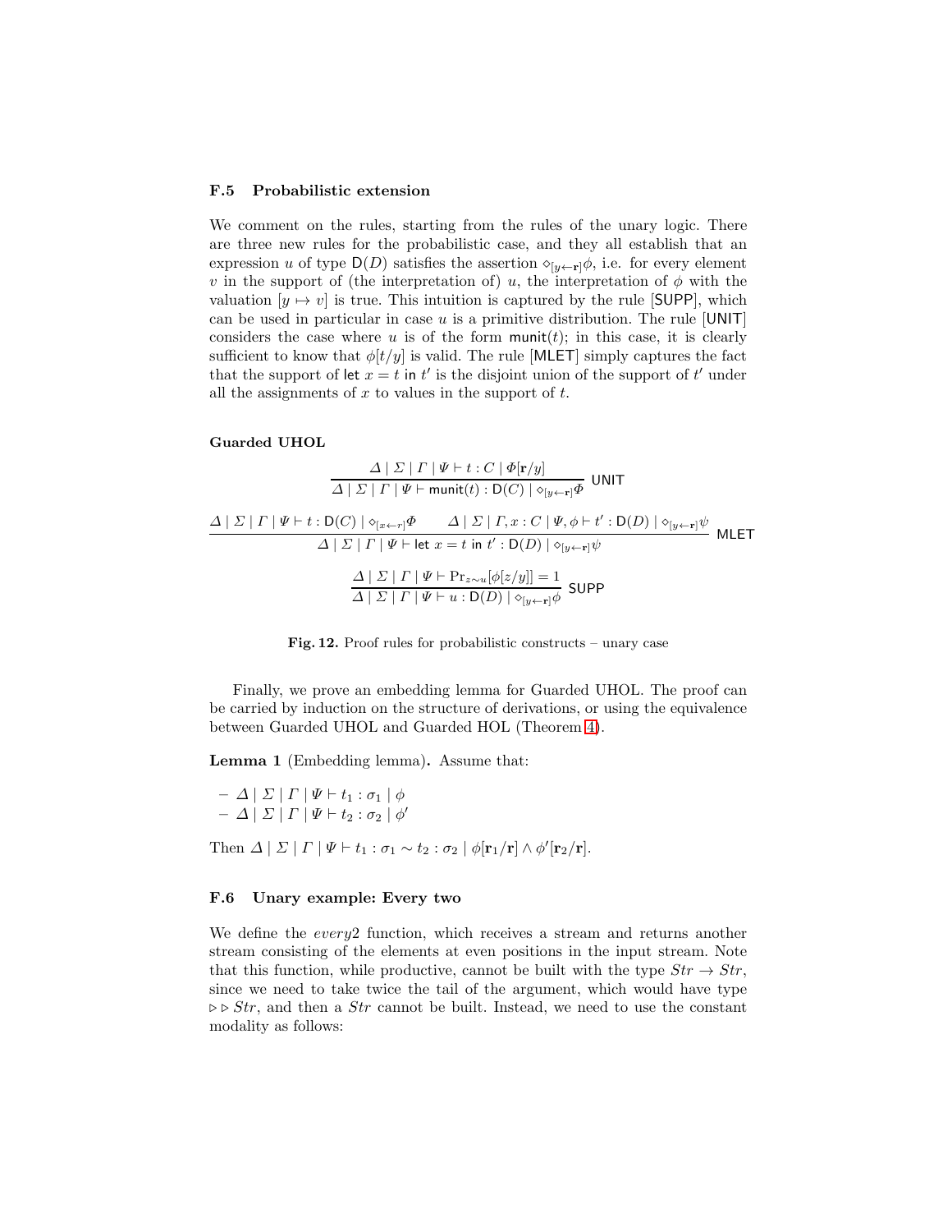### F.5 Probabilistic extension

We comment on the rules, starting from the rules of the unary logic. There are three new rules for the probabilistic case, and they all establish that an expression $u$ of type $\mathsf{D}(D)$ satisfies the assertion $\diamond_{[y\leftarrow \mathbf{r}]}\phi$, i.e. for every element $v$ in the support of (the interpretation of) $u$, the interpretation of $\phi$ with the valuation $[y \mapsto v]$ is true. This intuition is captured by the rule [SUPP], which can be used in particular in case $u$ is a primitive distribution. The rule [UNIT] considers the case where $u$ is of the form $\mathsf{munit}(t)$; in this case, it is clearly sufficient to know that $\phi[t/y]$ is valid. The rule [MLET] simply captures the fact that the support of $\mathsf{let}\ x = t\ \mathsf{in}\ t'$ is the disjoint union of the support of $t'$ under all the assignments of $x$ to values in the support of $t$.

**Guarded UHOL**

$$\frac{\Delta \mid \Sigma \mid \Gamma \mid \Psi \vdash t : C \mid \Phi[\mathbf{r}/y]}{\Delta \mid \Sigma \mid \Gamma \mid \Psi \vdash \mathsf{munit}(t) : \mathsf{D}(C) \mid \diamond_{[y\leftarrow \mathbf{r}]}\Phi}\ \mathsf{UNIT}$$

$$\frac{\Delta \mid \Sigma \mid \Gamma \mid \Psi \vdash t : \mathsf{D}(C) \mid \diamond_{[x\leftarrow r]}\Phi \qquad \Delta \mid \Sigma \mid \Gamma, x : C \mid \Psi, \phi \vdash t' : \mathsf{D}(D) \mid \diamond_{[y\leftarrow \mathbf{r}]}\psi}{\Delta \mid \Sigma \mid \Gamma \mid \Psi \vdash \mathsf{let}\ x = t\ \mathsf{in}\ t' : \mathsf{D}(D) \mid \diamond_{[y\leftarrow \mathbf{r}]}\psi}\ \mathsf{MLET}$$

$$\frac{\Delta \mid \Sigma \mid \Gamma \mid \Psi \vdash \Pr_{z\sim u}[\phi[z/y]] = 1}{\Delta \mid \Sigma \mid \Gamma \mid \Psi \vdash u : \mathsf{D}(D) \mid \diamond_{[y\leftarrow \mathbf{r}]}\phi}\ \mathsf{SUPP}$$

**Fig. 12.** Proof rules for probabilistic constructs – unary case

Finally, we prove an embedding lemma for Guarded UHOL. The proof can be carried by induction on the structure of derivations, or using the equivalence between Guarded UHOL and Guarded HOL (Theorem 4).

**Lemma 1** (Embedding lemma)**.** Assume that:

- $\Delta \mid \Sigma \mid \Gamma \mid \Psi \vdash t_1 : \sigma_1 \mid \phi$
- $\Delta \mid \Sigma \mid \Gamma \mid \Psi \vdash t_2 : \sigma_2 \mid \phi'$

Then $\Delta \mid \Sigma \mid \Gamma \mid \Psi \vdash t_1 : \sigma_1 \sim t_2 : \sigma_2 \mid \phi[\mathbf{r}_1/\mathbf{r}] \wedge \phi'[\mathbf{r}_2/\mathbf{r}]$.

### F.6 Unary example: Every two

We define the *every*2 function, which receives a stream and returns another stream consisting of the elements at even positions in the input stream. Note that this function, while productive, cannot be built with the type $Str \to Str$, since we need to take twice the tail of the argument, which would have type $\triangleright\triangleright Str$, and then a $Str$ cannot be built. Instead, we need to use the constant modality as follows: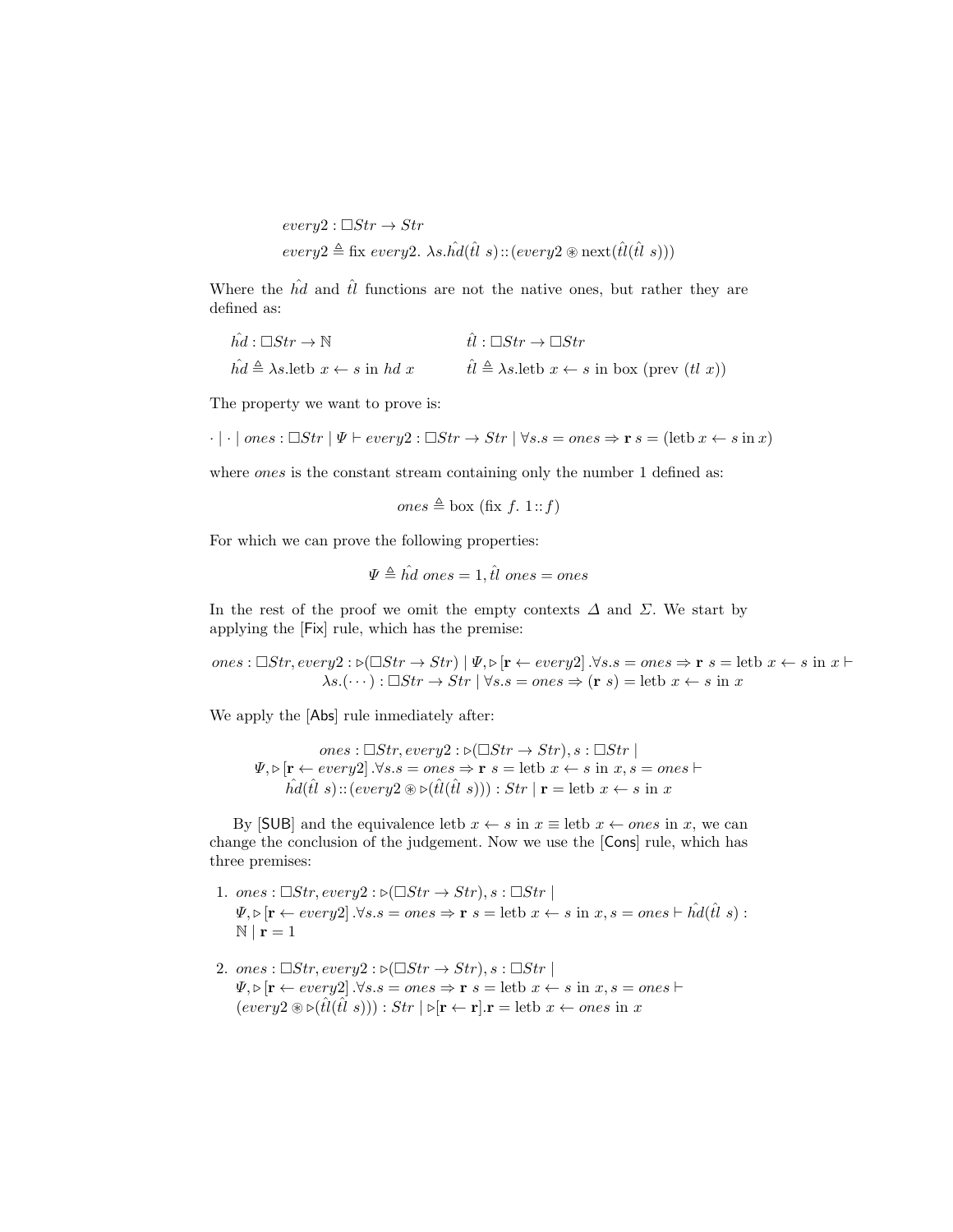$$every2 : \square Str \to Str$$
$$every2 \triangleq \text{fix } every2.\ \lambda s. \hat{hd}(\hat{tl}\ s) :: (every2 \circledast \text{next}(\hat{tl}(\hat{tl}\ s)))$$

Where the $\hat{hd}$ and $\hat{tl}$ functions are not the native ones, but rather they are defined as:

$$\hat{hd} : \square Str \to \mathbb{N} \qquad\qquad \hat{tl} : \square Str \to \square Str$$
$$\hat{hd} \triangleq \lambda s.\text{letb } x \leftarrow s \text{ in } hd\ x \qquad\qquad \hat{tl} \triangleq \lambda s.\text{letb } x \leftarrow s \text{ in box (prev } (tl\ x))$$

The property we want to prove is:

$$\cdot \mid \cdot \mid ones : \square Str \mid \Psi \vdash every2 : \square Str \to Str \mid \forall s. s = ones \Rightarrow \mathbf{r}\ s = (\text{letb } x \leftarrow s \text{ in } x)$$

where $ones$ is the constant stream containing only the number 1 defined as:

$$ones \triangleq \text{box (fix } f.\ 1 :: f)$$

For which we can prove the following properties:

$$\Psi \triangleq \hat{hd}\ ones = 1, \hat{tl}\ ones = ones$$

In the rest of the proof we omit the empty contexts $\Delta$ and $\Sigma$. We start by applying the [Fix] rule, which has the premise:

$$ones : \square Str, every2 : \triangleright(\square Str \to Str) \mid \Psi, \triangleright[\mathbf{r} \leftarrow every2].\forall s. s = ones \Rightarrow \mathbf{r}\ s = \text{letb } x \leftarrow s \text{ in } x \vdash$$
$$\lambda s.(\cdots) : \square Str \to Str \mid \forall s. s = ones \Rightarrow (\mathbf{r}\ s) = \text{letb } x \leftarrow s \text{ in } x$$

We apply the [Abs] rule inmediately after:

$$ones : \square Str, every2 : \triangleright(\square Str \to Str), s : \square Str \mid$$
$$\Psi, \triangleright[\mathbf{r} \leftarrow every2].\forall s. s = ones \Rightarrow \mathbf{r}\ s = \text{letb } x \leftarrow s \text{ in } x, s = ones \vdash$$
$$\hat{hd}(\hat{tl}\ s) :: (every2 \circledast \triangleright(\hat{tl}(\hat{tl}\ s))) : Str \mid \mathbf{r} = \text{letb } x \leftarrow s \text{ in } x$$

By [SUB] and the equivalence $\text{letb } x \leftarrow s \text{ in } x \equiv \text{letb } x \leftarrow ones \text{ in } x$, we can change the conclusion of the judgement. Now we use the [Cons] rule, which has three premises:

1. $ones : \square Str, every2 : \triangleright(\square Str \to Str), s : \square Str \mid$
   $\Psi, \triangleright[\mathbf{r} \leftarrow every2].\forall s. s = ones \Rightarrow \mathbf{r}\ s = \text{letb } x \leftarrow s \text{ in } x, s = ones \vdash \hat{hd}(\hat{tl}\ s) :$
   $\mathbb{N} \mid \mathbf{r} = 1$

2. $ones : \square Str, every2 : \triangleright(\square Str \to Str), s : \square Str \mid$
   $\Psi, \triangleright[\mathbf{r} \leftarrow every2].\forall s. s = ones \Rightarrow \mathbf{r}\ s = \text{letb } x \leftarrow s \text{ in } x, s = ones \vdash$
   $(every2 \circledast \triangleright(\hat{tl}(\hat{tl}\ s))) : Str \mid \triangleright[\mathbf{r} \leftarrow \mathbf{r}].\mathbf{r} = \text{letb } x \leftarrow ones \text{ in } x$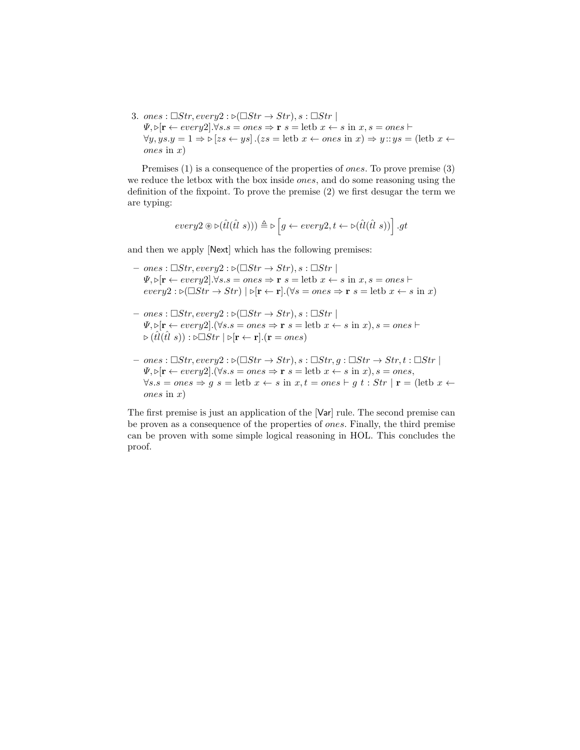3. $ones : \Box Str, every2 : \triangleright(\Box Str \to Str), s : \Box Str \mid$
   $\Psi, \triangleright[\mathbf{r} \leftarrow every2].\forall s. s = ones \Rightarrow \mathbf{r}\ s = \text{letb}\ x \leftarrow s\ \text{in}\ x, s = ones \vdash$
   $\forall y, ys. y = 1 \Rightarrow \triangleright[zs \leftarrow ys].(zs = \text{letb}\ x \leftarrow ones\ \text{in}\ x) \Rightarrow y :: ys = (\text{letb}\ x \leftarrow ones\ \text{in}\ x)$

Premises (1) is a consequence of the properties of *ones*. To prove premise (3) we reduce the letbox with the box inside *ones*, and do some reasoning using the definition of the fixpoint. To prove the premise (2) we first desugar the term we are typing:

$$every2 \circledast \triangleright(\hat{tl}(\hat{tl}\ s))) \triangleq \triangleright\left[g \leftarrow every2, t \leftarrow \triangleright(\hat{tl}(\hat{tl}\ s))\right].gt$$

and then we apply [Next] which has the following premises:

- $ones : \Box Str, every2 : \triangleright(\Box Str \to Str), s : \Box Str \mid$
  $\Psi, \triangleright[\mathbf{r} \leftarrow every2].\forall s. s = ones \Rightarrow \mathbf{r}\ s = \text{letb}\ x \leftarrow s\ \text{in}\ x, s = ones \vdash$
  $every2 : \triangleright(\Box Str \to Str) \mid \triangleright[\mathbf{r} \leftarrow \mathbf{r}].(\forall s = ones \Rightarrow \mathbf{r}\ s = \text{letb}\ x \leftarrow s\ \text{in}\ x)$
- $ones : \Box Str, every2 : \triangleright(\Box Str \to Str), s : \Box Str \mid$
  $\Psi, \triangleright[\mathbf{r} \leftarrow every2].(\forall s. s = ones \Rightarrow \mathbf{r}\ s = \text{letb}\ x \leftarrow s\ \text{in}\ x), s = ones \vdash$
  $\triangleright(\hat{tl}(\hat{tl}\ s)) : \triangleright\Box Str \mid \triangleright[\mathbf{r} \leftarrow \mathbf{r}].(\mathbf{r} = ones)$
- $ones : \Box Str, every2 : \triangleright(\Box Str \to Str), s : \Box Str, g : \Box Str \to Str, t : \Box Str \mid$
  $\Psi, \triangleright[\mathbf{r} \leftarrow every2].(\forall s. s = ones \Rightarrow \mathbf{r}\ s = \text{letb}\ x \leftarrow s\ \text{in}\ x), s = ones,$
  $\forall s. s = ones \Rightarrow g\ s = \text{letb}\ x \leftarrow s\ \text{in}\ x, t = ones \vdash g\ t : Str \mid \mathbf{r} = (\text{letb}\ x \leftarrow ones\ \text{in}\ x)$

The first premise is just an application of the [Var] rule. The second premise can be proven as a consequence of the properties of *ones*. Finally, the third premise can be proven with some simple logical reasoning in HOL. This concludes the proof.